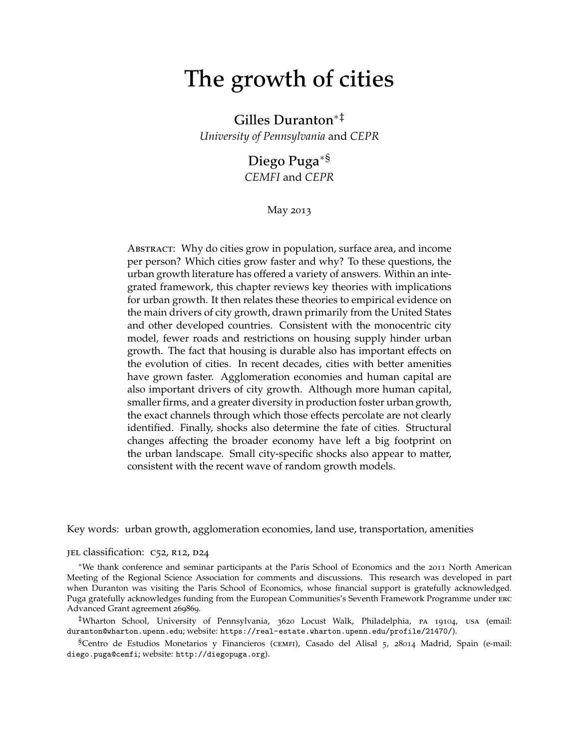# The growth of cities

**Gilles Duranton**[∗‡]
*University of Pennsylvania* and *CEPR*

**Diego Puga**[∗§]
*CEMFI* and *CEPR*

May 2013

Abstract: Why do cities grow in population, surface area, and income per person? Which cities grow faster and why? To these questions, the urban growth literature has offered a variety of answers. Within an integrated framework, this chapter reviews key theories with implications for urban growth. It then relates these theories to empirical evidence on the main drivers of city growth, drawn primarily from the United States and other developed countries. Consistent with the monocentric city model, fewer roads and restrictions on housing supply hinder urban growth. The fact that housing is durable also has important effects on the evolution of cities. In recent decades, cities with better amenities have grown faster. Agglomeration economies and human capital are also important drivers of city growth. Although more human capital, smaller firms, and a greater diversity in production foster urban growth, the exact channels through which those effects percolate are not clearly identified. Finally, shocks also determine the fate of cities. Structural changes affecting the broader economy have left a big footprint on the urban landscape. Small city-specific shocks also appear to matter, consistent with the recent wave of random growth models.

Key words: urban growth, agglomeration economies, land use, transportation, amenities

jel classification: c52, r12, d24

[∗]We thank conference and seminar participants at the Paris School of Economics and the 2011 North American Meeting of the Regional Science Association for comments and discussions. This research was developed in part when Duranton was visiting the Paris School of Economics, whose financial support is gratefully acknowledged. Puga gratefully acknowledges funding from the European Communities's Seventh Framework Programme under erc Advanced Grant agreement 269869.

[‡]Wharton School, University of Pennsylvania, 3620 Locust Walk, Philadelphia, pa 19104, usa (email: duranton@wharton.upenn.edu; website: https://real-estate.wharton.upenn.edu/profile/21470/).

[§]Centro de Estudios Monetarios y Financieros (cemfi), Casado del Alisal 5, 28014 Madrid, Spain (e-mail: diego.puga@cemfi; website: http://diegopuga.org).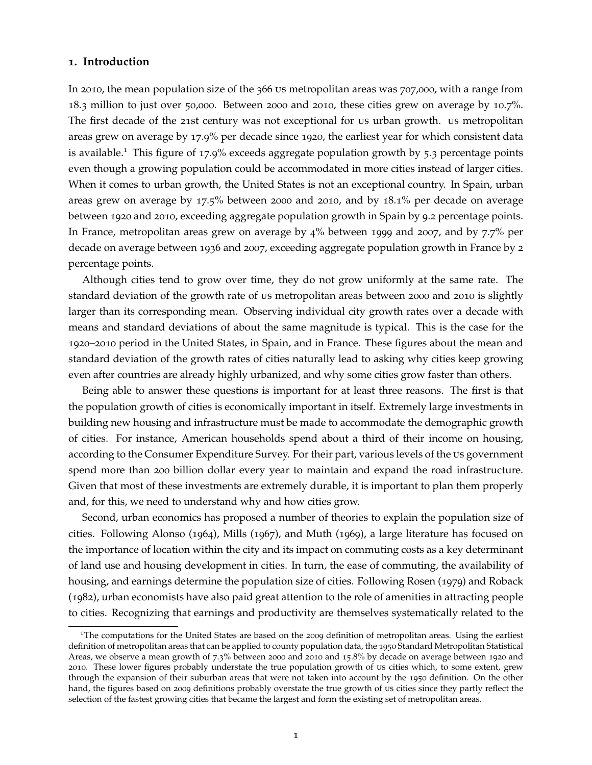## 1. Introduction

In 2010, the mean population size of the 366 US metropolitan areas was 707,000, with a range from 18.3 million to just over 50,000. Between 2000 and 2010, these cities grew on average by 10.7%. The first decade of the 21st century was not exceptional for US urban growth. US metropolitan areas grew on average by 17.9% per decade since 1920, the earliest year for which consistent data is available.[1] This figure of 17.9% exceeds aggregate population growth by 5.3 percentage points even though a growing population could be accommodated in more cities instead of larger cities. When it comes to urban growth, the United States is not an exceptional country. In Spain, urban areas grew on average by 17.5% between 2000 and 2010, and by 18.1% per decade on average between 1920 and 2010, exceeding aggregate population growth in Spain by 9.2 percentage points. In France, metropolitan areas grew on average by 4% between 1999 and 2007, and by 7.7% per decade on average between 1936 and 2007, exceeding aggregate population growth in France by 2 percentage points.

Although cities tend to grow over time, they do not grow uniformly at the same rate. The standard deviation of the growth rate of US metropolitan areas between 2000 and 2010 is slightly larger than its corresponding mean. Observing individual city growth rates over a decade with means and standard deviations of about the same magnitude is typical. This is the case for the 1920–2010 period in the United States, in Spain, and in France. These figures about the mean and standard deviation of the growth rates of cities naturally lead to asking why cities keep growing even after countries are already highly urbanized, and why some cities grow faster than others.

Being able to answer these questions is important for at least three reasons. The first is that the population growth of cities is economically important in itself. Extremely large investments in building new housing and infrastructure must be made to accommodate the demographic growth of cities. For instance, American households spend about a third of their income on housing, according to the Consumer Expenditure Survey. For their part, various levels of the US government spend more than 200 billion dollar every year to maintain and expand the road infrastructure. Given that most of these investments are extremely durable, it is important to plan them properly and, for this, we need to understand why and how cities grow.

Second, urban economics has proposed a number of theories to explain the population size of cities. Following Alonso (1964), Mills (1967), and Muth (1969), a large literature has focused on the importance of location within the city and its impact on commuting costs as a key determinant of land use and housing development in cities. In turn, the ease of commuting, the availability of housing, and earnings determine the population size of cities. Following Rosen (1979) and Roback (1982), urban economists have also paid great attention to the role of amenities in attracting people to cities. Recognizing that earnings and productivity are themselves systematically related to the

[1] The computations for the United States are based on the 2009 definition of metropolitan areas. Using the earliest definition of metropolitan areas that can be applied to county population data, the 1950 Standard Metropolitan Statistical Areas, we observe a mean growth of 7.3% between 2000 and 2010 and 15.8% by decade on average between 1920 and 2010. These lower figures probably understate the true population growth of US cities which, to some extent, grew through the expansion of their suburban areas that were not taken into account by the 1950 definition. On the other hand, the figures based on 2009 definitions probably overstate the true growth of US cities since they partly reflect the selection of the fastest growing cities that became the largest and form the existing set of metropolitan areas.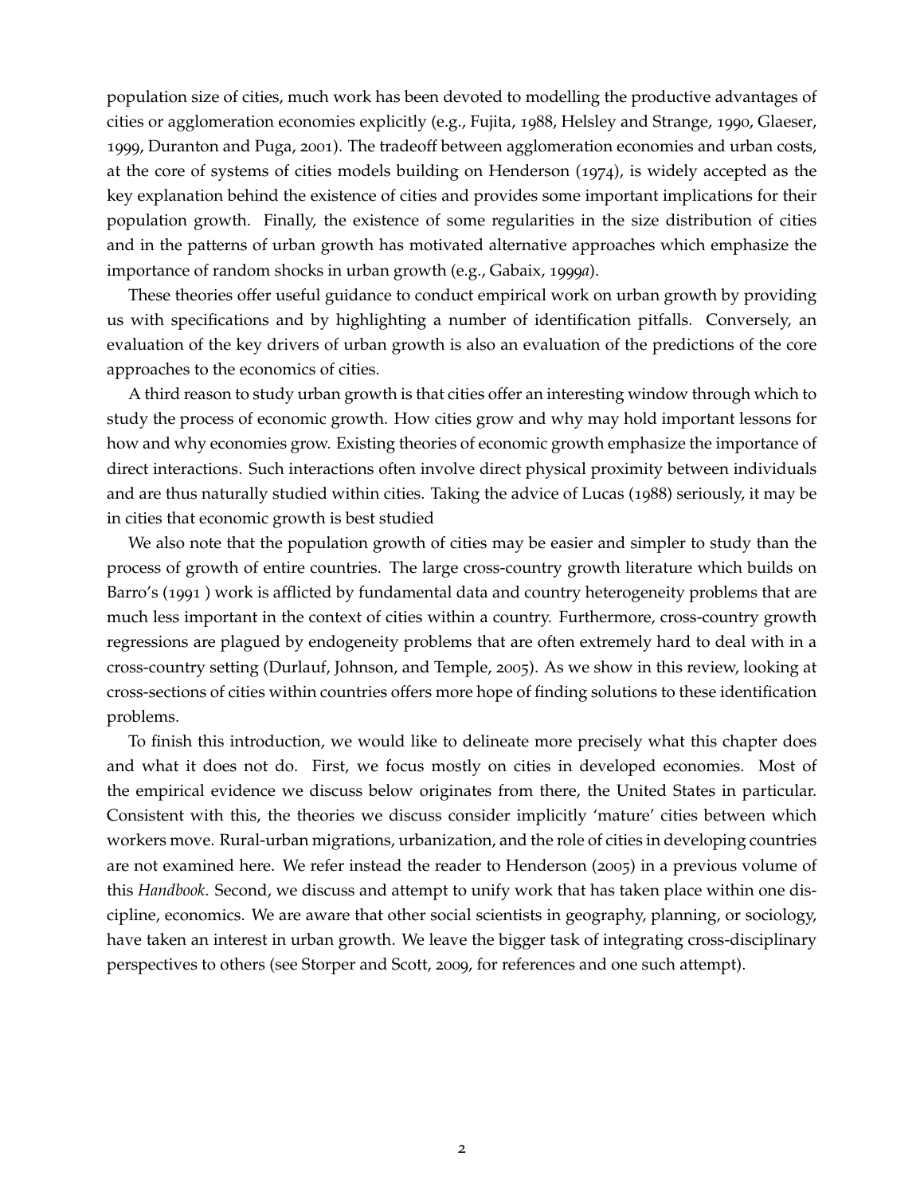population size of cities, much work has been devoted to modelling the productive advantages of cities or agglomeration economies explicitly (e.g., Fujita, 1988, Helsley and Strange, 1990, Glaeser, 1999, Duranton and Puga, 2001). The tradeoff between agglomeration economies and urban costs, at the core of systems of cities models building on Henderson (1974), is widely accepted as the key explanation behind the existence of cities and provides some important implications for their population growth. Finally, the existence of some regularities in the size distribution of cities and in the patterns of urban growth has motivated alternative approaches which emphasize the importance of random shocks in urban growth (e.g., Gabaix, 1999*a*).

These theories offer useful guidance to conduct empirical work on urban growth by providing us with specifications and by highlighting a number of identification pitfalls. Conversely, an evaluation of the key drivers of urban growth is also an evaluation of the predictions of the core approaches to the economics of cities.

A third reason to study urban growth is that cities offer an interesting window through which to study the process of economic growth. How cities grow and why may hold important lessons for how and why economies grow. Existing theories of economic growth emphasize the importance of direct interactions. Such interactions often involve direct physical proximity between individuals and are thus naturally studied within cities. Taking the advice of Lucas (1988) seriously, it may be in cities that economic growth is best studied

We also note that the population growth of cities may be easier and simpler to study than the process of growth of entire countries. The large cross-country growth literature which builds on Barro's (1991 ) work is afflicted by fundamental data and country heterogeneity problems that are much less important in the context of cities within a country. Furthermore, cross-country growth regressions are plagued by endogeneity problems that are often extremely hard to deal with in a cross-country setting (Durlauf, Johnson, and Temple, 2005). As we show in this review, looking at cross-sections of cities within countries offers more hope of finding solutions to these identification problems.

To finish this introduction, we would like to delineate more precisely what this chapter does and what it does not do. First, we focus mostly on cities in developed economies. Most of the empirical evidence we discuss below originates from there, the United States in particular. Consistent with this, the theories we discuss consider implicitly 'mature' cities between which workers move. Rural-urban migrations, urbanization, and the role of cities in developing countries are not examined here. We refer instead the reader to Henderson (2005) in a previous volume of this *Handbook*. Second, we discuss and attempt to unify work that has taken place within one discipline, economics. We are aware that other social scientists in geography, planning, or sociology, have taken an interest in urban growth. We leave the bigger task of integrating cross-disciplinary perspectives to others (see Storper and Scott, 2009, for references and one such attempt).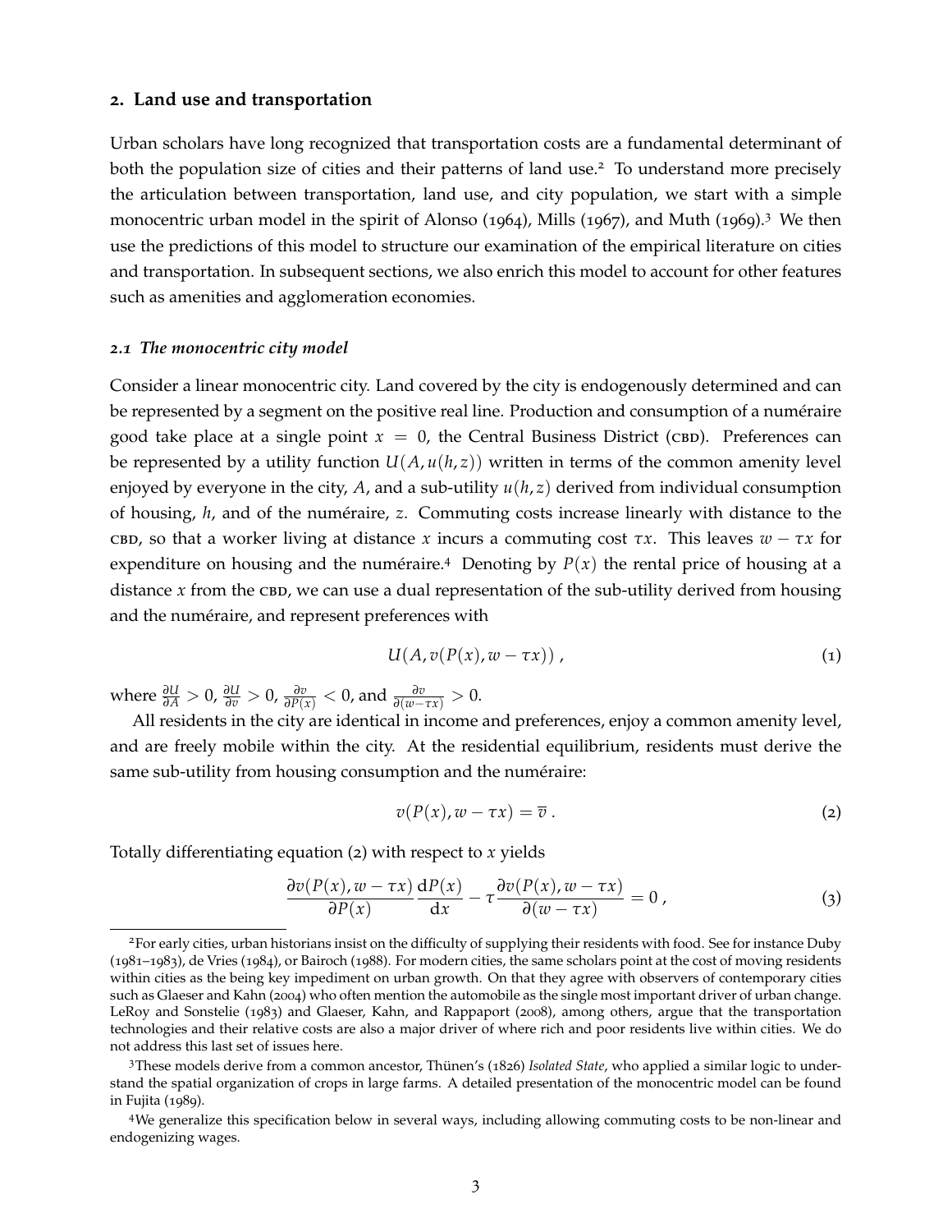## 2. Land use and transportation

Urban scholars have long recognized that transportation costs are a fundamental determinant of both the population size of cities and their patterns of land use.[2] To understand more precisely the articulation between transportation, land use, and city population, we start with a simple monocentric urban model in the spirit of Alonso (1964), Mills (1967), and Muth (1969).[3] We then use the predictions of this model to structure our examination of the empirical literature on cities and transportation. In subsequent sections, we also enrich this model to account for other features such as amenities and agglomeration economies.

### *2.1 The monocentric city model*

Consider a linear monocentric city. Land covered by the city is endogenously determined and can be represented by a segment on the positive real line. Production and consumption of a numéraire good take place at a single point $x = 0$, the Central Business District (CBD). Preferences can be represented by a utility function $U(A, u(h,z))$ written in terms of the common amenity level enjoyed by everyone in the city, $A$, and a sub-utility $u(h,z)$ derived from individual consumption of housing, $h$, and of the numéraire, $z$. Commuting costs increase linearly with distance to the CBD, so that a worker living at distance $x$ incurs a commuting cost $\tau x$. This leaves $w - \tau x$ for expenditure on housing and the numéraire.[4] Denoting by $P(x)$ the rental price of housing at a distance $x$ from the CBD, we can use a dual representation of the sub-utility derived from housing and the numéraire, and represent preferences with

$$U(A, v(P(x), w - \tau x)) \,, \tag{1}$$

where $\frac{\partial U}{\partial A} > 0$, $\frac{\partial U}{\partial v} > 0$, $\frac{\partial v}{\partial P(x)} < 0$, and $\frac{\partial v}{\partial (w - \tau x)} > 0$.

All residents in the city are identical in income and preferences, enjoy a common amenity level, and are freely mobile within the city. At the residential equilibrium, residents must derive the same sub-utility from housing consumption and the numéraire:

$$v(P(x), w - \tau x) = \overline{v} \,. \tag{2}$$

Totally differentiating equation (2) with respect to $x$ yields

$$\frac{\partial v(P(x), w - \tau x)}{\partial P(x)} \frac{\mathrm{d}P(x)}{\mathrm{d}x} - \tau \frac{\partial v(P(x), w - \tau x)}{\partial (w - \tau x)} = 0 \,, \tag{3}$$

---

[2] For early cities, urban historians insist on the difficulty of supplying their residents with food. See for instance Duby (1981–1983), de Vries (1984), or Bairoch (1988). For modern cities, the same scholars point at the cost of moving residents within cities as the being key impediment on urban growth. On that they agree with observers of contemporary cities such as Glaeser and Kahn (2004) who often mention the automobile as the single most important driver of urban change. LeRoy and Sonstelie (1983) and Glaeser, Kahn, and Rappaport (2008), among others, argue that the transportation technologies and their relative costs are also a major driver of where rich and poor residents live within cities. We do not address this last set of issues here.

[3] These models derive from a common ancestor, Thünen's (1826) *Isolated State*, who applied a similar logic to understand the spatial organization of crops in large farms. A detailed presentation of the monocentric model can be found in Fujita (1989).

[4] We generalize this specification below in several ways, including allowing commuting costs to be non-linear and endogenizing wages.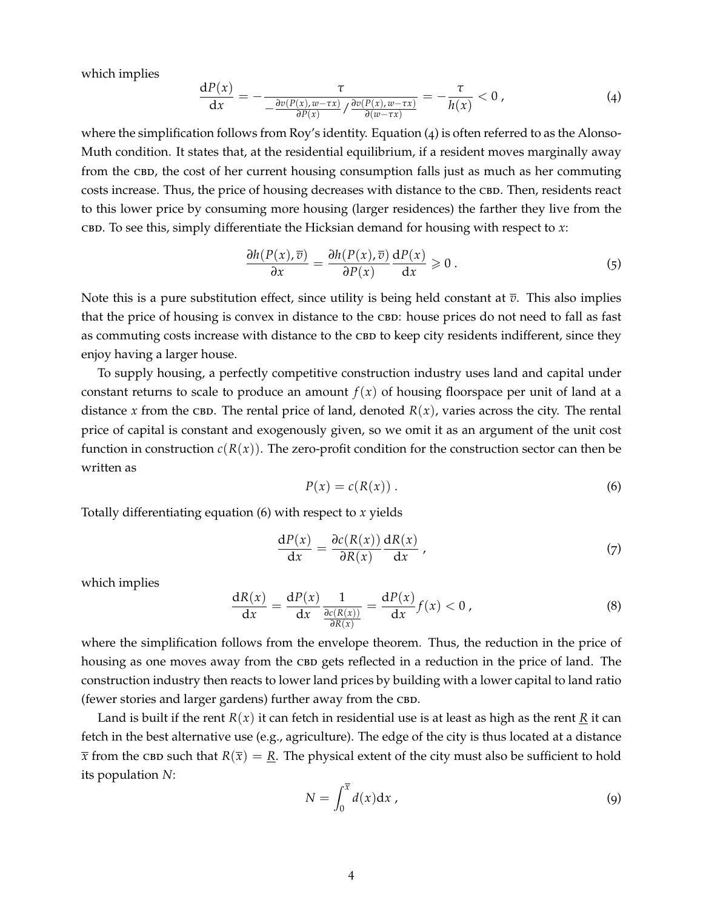which implies

$$\frac{\mathrm{d}P(x)}{\mathrm{d}x} = -\frac{\tau}{-\frac{\partial v(P(x), w-\tau x)}{\partial P(x)} / \frac{\partial v(P(x), w-\tau x)}{\partial (w-\tau x)}} = -\frac{\tau}{h(x)} < 0 \, , \tag{4}$$

where the simplification follows from Roy's identity. Equation (4) is often referred to as the Alonso-Muth condition. It states that, at the residential equilibrium, if a resident moves marginally away from the CBD, the cost of her current housing consumption falls just as much as her commuting costs increase. Thus, the price of housing decreases with distance to the CBD. Then, residents react to this lower price by consuming more housing (larger residences) the farther they live from the CBD. To see this, simply differentiate the Hicksian demand for housing with respect to $x$:

$$\frac{\partial h(P(x), \overline{v})}{\partial x} = \frac{\partial h(P(x), \overline{v})}{\partial P(x)} \frac{\mathrm{d}P(x)}{\mathrm{d}x} \geqslant 0 \, . \tag{5}$$

Note this is a pure substitution effect, since utility is being held constant at $\overline{v}$. This also implies that the price of housing is convex in distance to the CBD: house prices do not need to fall as fast as commuting costs increase with distance to the CBD to keep city residents indifferent, since they enjoy having a larger house.

To supply housing, a perfectly competitive construction industry uses land and capital under constant returns to scale to produce an amount $f(x)$ of housing floorspace per unit of land at a distance $x$ from the CBD. The rental price of land, denoted $R(x)$, varies across the city. The rental price of capital is constant and exogenously given, so we omit it as an argument of the unit cost function in construction $c(R(x))$. The zero-profit condition for the construction sector can then be written as

$$P(x) = c(R(x)) \, . \tag{6}$$

Totally differentiating equation (6) with respect to $x$ yields

$$\frac{\mathrm{d}P(x)}{\mathrm{d}x} = \frac{\partial c(R(x))}{\partial R(x)} \frac{\mathrm{d}R(x)}{\mathrm{d}x} \, , \tag{7}$$

which implies

$$\frac{\mathrm{d}R(x)}{\mathrm{d}x} = \frac{\mathrm{d}P(x)}{\mathrm{d}x} \frac{1}{\frac{\partial c(R(x))}{\partial R(x)}} = \frac{\mathrm{d}P(x)}{\mathrm{d}x} f(x) < 0 \, , \tag{8}$$

where the simplification follows from the envelope theorem. Thus, the reduction in the price of housing as one moves away from the CBD gets reflected in a reduction in the price of land. The construction industry then reacts to lower land prices by building with a lower capital to land ratio (fewer stories and larger gardens) further away from the CBD.

Land is built if the rent $R(x)$ it can fetch in residential use is at least as high as the rent $\underline{R}$ it can fetch in the best alternative use (e.g., agriculture). The edge of the city is thus located at a distance $\overline{x}$ from the CBD such that $R(\overline{x}) = \underline{R}$. The physical extent of the city must also be sufficient to hold its population $N$:

$$N = \int_0^{\overline{x}} d(x) \mathrm{d}x \, , \tag{9}$$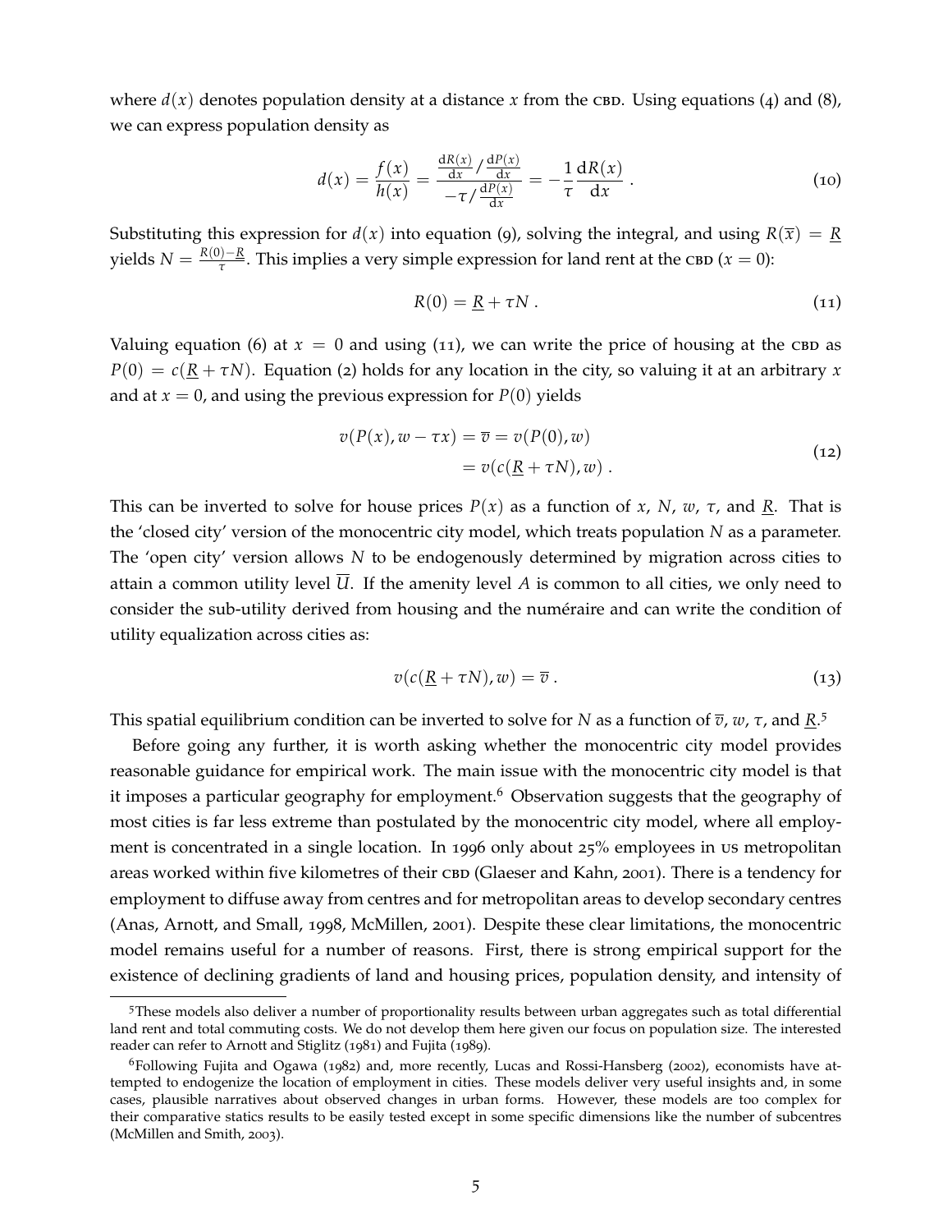where $d(x)$ denotes population density at a distance $x$ from the CBD. Using equations (4) and (8), we can express population density as

$$d(x) = \frac{f(x)}{h(x)} = \frac{\frac{\mathrm{d}R(x)}{\mathrm{d}x} / \frac{\mathrm{d}P(x)}{\mathrm{d}x}}{-\tau / \frac{\mathrm{d}P(x)}{\mathrm{d}x}} = -\frac{1}{\tau}\frac{\mathrm{d}R(x)}{\mathrm{d}x} \, . \tag{10}$$

Substituting this expression for $d(x)$ into equation (9), solving the integral, and using $R(\overline{x}) = \underline{R}$ yields $N = \frac{R(0) - \underline{R}}{\tau}$. This implies a very simple expression for land rent at the CBD ($x = 0$):

$$R(0) = \underline{R} + \tau N \, . \tag{11}$$

Valuing equation (6) at $x = 0$ and using (11), we can write the price of housing at the CBD as $P(0) = c(\underline{R} + \tau N)$. Equation (2) holds for any location in the city, so valuing it at an arbitrary $x$ and at $x = 0$, and using the previous expression for $P(0)$ yields

$$\begin{aligned} v(P(x), w - \tau x) = \overline{v} &= v(P(0), w) \\ &= v(c(\underline{R} + \tau N), w) \, . \end{aligned} \tag{12}$$

This can be inverted to solve for house prices $P(x)$ as a function of $x$, $N$, $w$, $\tau$, and $\underline{R}$. That is the 'closed city' version of the monocentric city model, which treats population $N$ as a parameter. The 'open city' version allows $N$ to be endogenously determined by migration across cities to attain a common utility level $\overline{U}$. If the amenity level $A$ is common to all cities, we only need to consider the sub-utility derived from housing and the numéraire and can write the condition of utility equalization across cities as:

$$v(c(\underline{R} + \tau N), w) = \overline{v} \, . \tag{13}$$

This spatial equilibrium condition can be inverted to solve for $N$ as a function of $\overline{v}$, $w$, $\tau$, and $\underline{R}$.[5]

Before going any further, it is worth asking whether the monocentric city model provides reasonable guidance for empirical work. The main issue with the monocentric city model is that it imposes a particular geography for employment.[6] Observation suggests that the geography of most cities is far less extreme than postulated by the monocentric city model, where all employment is concentrated in a single location. In 1996 only about 25% employees in US metropolitan areas worked within five kilometres of their CBD (Glaeser and Kahn, 2001). There is a tendency for employment to diffuse away from centres and for metropolitan areas to develop secondary centres (Anas, Arnott, and Small, 1998, McMillen, 2001). Despite these clear limitations, the monocentric model remains useful for a number of reasons. First, there is strong empirical support for the existence of declining gradients of land and housing prices, population density, and intensity of

[5] These models also deliver a number of proportionality results between urban aggregates such as total differential land rent and total commuting costs. We do not develop them here given our focus on population size. The interested reader can refer to Arnott and Stiglitz (1981) and Fujita (1989).

[6] Following Fujita and Ogawa (1982) and, more recently, Lucas and Rossi-Hansberg (2002), economists have attempted to endogenize the location of employment in cities. These models deliver very useful insights and, in some cases, plausible narratives about observed changes in urban forms. However, these models are too complex for their comparative statics results to be easily tested except in some specific dimensions like the number of subcentres (McMillen and Smith, 2003).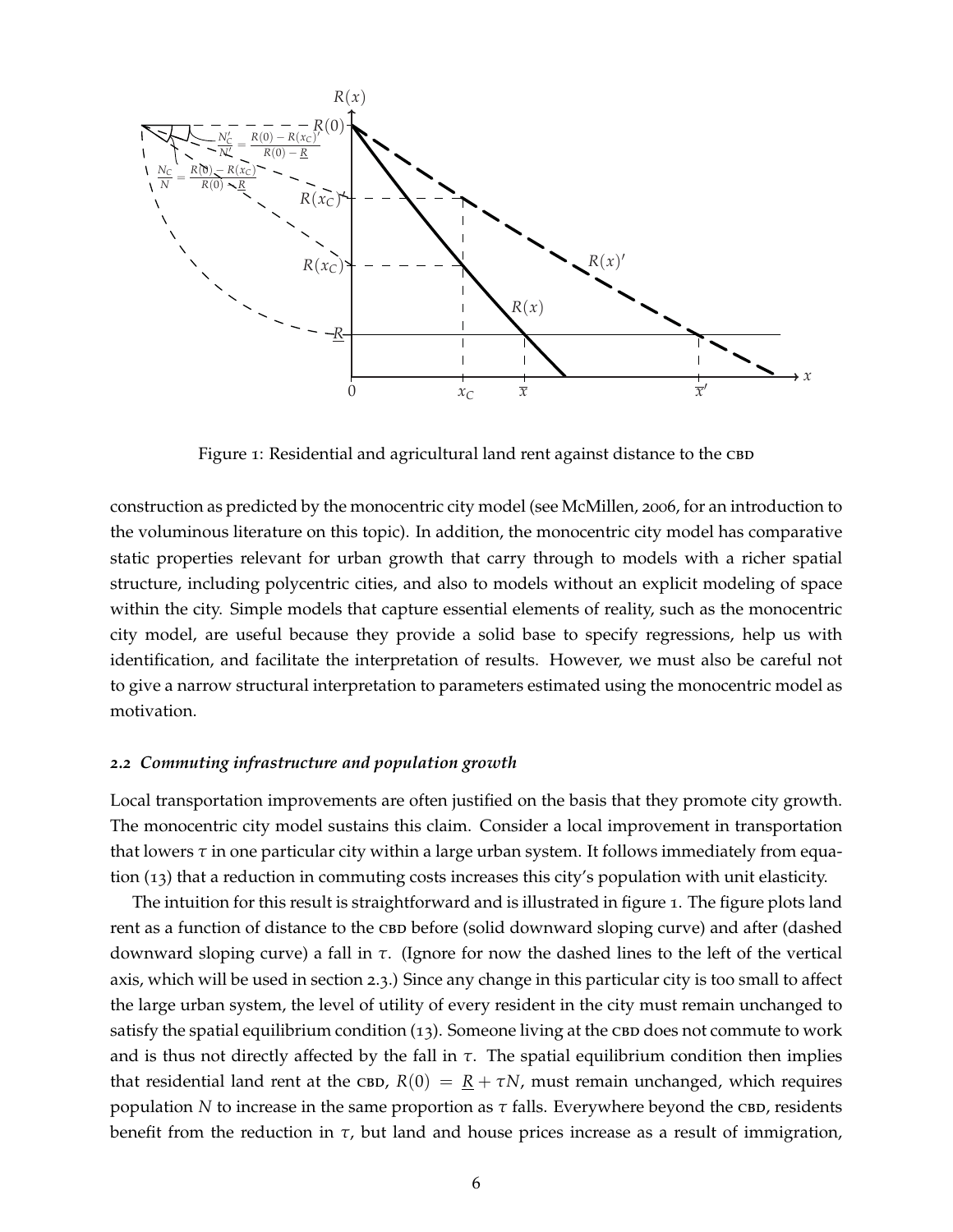Figure 1: Residential and agricultural land rent against distance to the CBD

construction as predicted by the monocentric city model (see McMillen, 2006, for an introduction to the voluminous literature on this topic). In addition, the monocentric city model has comparative static properties relevant for urban growth that carry through to models with a richer spatial structure, including polycentric cities, and also to models without an explicit modeling of space within the city. Simple models that capture essential elements of reality, such as the monocentric city model, are useful because they provide a solid base to specify regressions, help us with identification, and facilitate the interpretation of results. However, we must also be careful not to give a narrow structural interpretation to parameters estimated using the monocentric model as motivation.

### *2.2 Commuting infrastructure and population growth*

Local transportation improvements are often justified on the basis that they promote city growth. The monocentric city model sustains this claim. Consider a local improvement in transportation that lowers $\tau$ in one particular city within a large urban system. It follows immediately from equation (13) that a reduction in commuting costs increases this city's population with unit elasticity.

The intuition for this result is straightforward and is illustrated in figure 1. The figure plots land rent as a function of distance to the CBD before (solid downward sloping curve) and after (dashed downward sloping curve) a fall in $\tau$. (Ignore for now the dashed lines to the left of the vertical axis, which will be used in section 2.3.) Since any change in this particular city is too small to affect the large urban system, the level of utility of every resident in the city must remain unchanged to satisfy the spatial equilibrium condition (13). Someone living at the CBD does not commute to work and is thus not directly affected by the fall in $\tau$. The spatial equilibrium condition then implies that residential land rent at the CBD, $R(0) = \underline{R} + \tau N$, must remain unchanged, which requires population $N$ to increase in the same proportion as $\tau$ falls. Everywhere beyond the CBD, residents benefit from the reduction in $\tau$, but land and house prices increase as a result of immigration,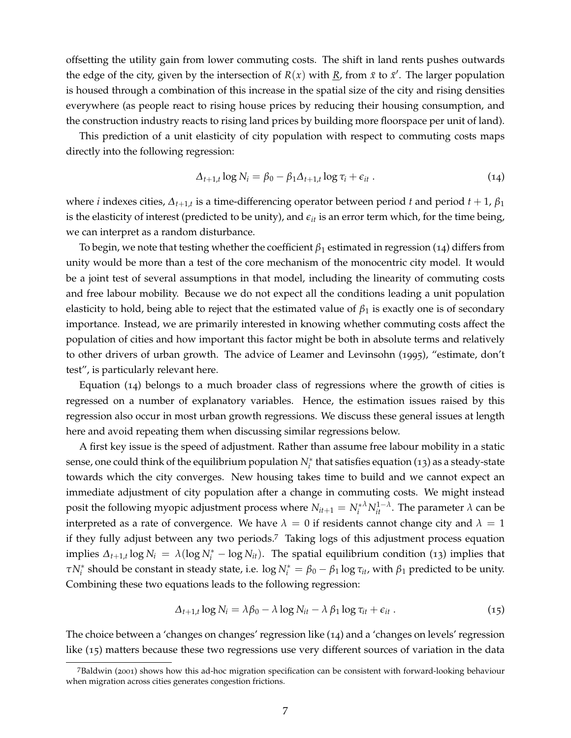offsetting the utility gain from lower commuting costs. The shift in land rents pushes outwards the edge of the city, given by the intersection of $R(x)$ with $\underline{R}$, from $\bar{x}$ to $\bar{x}'$. The larger population is housed through a combination of this increase in the spatial size of the city and rising densities everywhere (as people react to rising house prices by reducing their housing consumption, and the construction industry reacts to rising land prices by building more floorspace per unit of land).

This prediction of a unit elasticity of city population with respect to commuting costs maps directly into the following regression:

$$\Delta_{t+1,t} \log N_i = \beta_0 - \beta_1 \Delta_{t+1,t} \log \tau_i + \epsilon_{it} \; . \tag{14}$$

where $i$ indexes cities, $\Delta_{t+1,t}$ is a time-differencing operator between period $t$ and period $t+1$, $\beta_1$ is the elasticity of interest (predicted to be unity), and $\epsilon_{it}$ is an error term which, for the time being, we can interpret as a random disturbance.

To begin, we note that testing whether the coefficient $\beta_1$ estimated in regression (14) differs from unity would be more than a test of the core mechanism of the monocentric city model. It would be a joint test of several assumptions in that model, including the linearity of commuting costs and free labour mobility. Because we do not expect all the conditions leading a unit population elasticity to hold, being able to reject that the estimated value of $\beta_1$ is exactly one is of secondary importance. Instead, we are primarily interested in knowing whether commuting costs affect the population of cities and how important this factor might be both in absolute terms and relatively to other drivers of urban growth. The advice of Leamer and Levinsohn (1995), "estimate, don't test", is particularly relevant here.

Equation (14) belongs to a much broader class of regressions where the growth of cities is regressed on a number of explanatory variables. Hence, the estimation issues raised by this regression also occur in most urban growth regressions. We discuss these general issues at length here and avoid repeating them when discussing similar regressions below.

A first key issue is the speed of adjustment. Rather than assume free labour mobility in a static sense, one could think of the equilibrium population $N_i^*$ that satisfies equation (13) as a steady-state towards which the city converges. New housing takes time to build and we cannot expect an immediate adjustment of city population after a change in commuting costs. We might instead posit the following myopic adjustment process where $N_{it+1} = N_i^{*\lambda} N_{it}^{1-\lambda}$. The parameter $\lambda$ can be interpreted as a rate of convergence. We have $\lambda = 0$ if residents cannot change city and $\lambda = 1$ if they fully adjust between any two periods.[7] Taking logs of this adjustment process equation implies $\Delta_{t+1,t} \log N_i = \lambda(\log N_i^* - \log N_{it})$. The spatial equilibrium condition (13) implies that $\tau N_i^*$ should be constant in steady state, i.e. $\log N_i^* = \beta_0 - \beta_1 \log \tau_{it}$, with $\beta_1$ predicted to be unity. Combining these two equations leads to the following regression:

$$\Delta_{t+1,t} \log N_i = \lambda \beta_0 - \lambda \log N_{it} - \lambda \, \beta_1 \log \tau_{it} + \epsilon_{it} \; . \tag{15}$$

The choice between a 'changes on changes' regression like (14) and a 'changes on levels' regression like (15) matters because these two regressions use very different sources of variation in the data

[7] Baldwin (2001) shows how this ad-hoc migration specification can be consistent with forward-looking behaviour when migration across cities generates congestion frictions.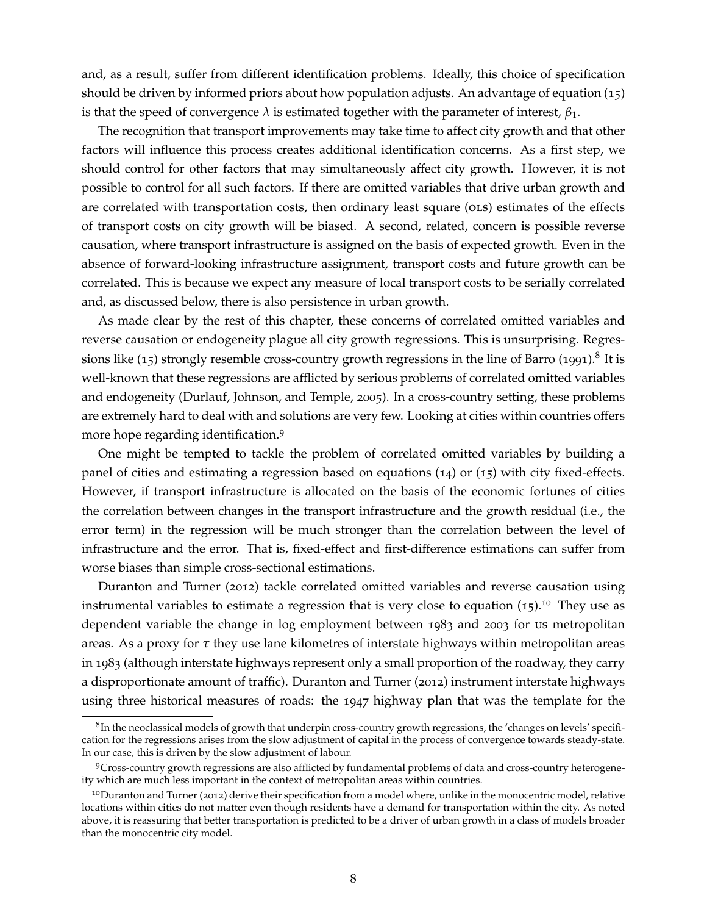and, as a result, suffer from different identification problems. Ideally, this choice of specification should be driven by informed priors about how population adjusts. An advantage of equation (15) is that the speed of convergence $\lambda$ is estimated together with the parameter of interest, $\beta_1$.

The recognition that transport improvements may take time to affect city growth and that other factors will influence this process creates additional identification concerns. As a first step, we should control for other factors that may simultaneously affect city growth. However, it is not possible to control for all such factors. If there are omitted variables that drive urban growth and are correlated with transportation costs, then ordinary least square (OLS) estimates of the effects of transport costs on city growth will be biased. A second, related, concern is possible reverse causation, where transport infrastructure is assigned on the basis of expected growth. Even in the absence of forward-looking infrastructure assignment, transport costs and future growth can be correlated. This is because we expect any measure of local transport costs to be serially correlated and, as discussed below, there is also persistence in urban growth.

As made clear by the rest of this chapter, these concerns of correlated omitted variables and reverse causation or endogeneity plague all city growth regressions. This is unsurprising. Regressions like (15) strongly resemble cross-country growth regressions in the line of Barro (1991).[8] It is well-known that these regressions are afflicted by serious problems of correlated omitted variables and endogeneity (Durlauf, Johnson, and Temple, 2005). In a cross-country setting, these problems are extremely hard to deal with and solutions are very few. Looking at cities within countries offers more hope regarding identification.[9]

One might be tempted to tackle the problem of correlated omitted variables by building a panel of cities and estimating a regression based on equations (14) or (15) with city fixed-effects. However, if transport infrastructure is allocated on the basis of the economic fortunes of cities the correlation between changes in the transport infrastructure and the growth residual (i.e., the error term) in the regression will be much stronger than the correlation between the level of infrastructure and the error. That is, fixed-effect and first-difference estimations can suffer from worse biases than simple cross-sectional estimations.

Duranton and Turner (2012) tackle correlated omitted variables and reverse causation using instrumental variables to estimate a regression that is very close to equation (15).[10] They use as dependent variable the change in log employment between 1983 and 2003 for US metropolitan areas. As a proxy for $\tau$ they use lane kilometres of interstate highways within metropolitan areas in 1983 (although interstate highways represent only a small proportion of the roadway, they carry a disproportionate amount of traffic). Duranton and Turner (2012) instrument interstate highways using three historical measures of roads: the 1947 highway plan that was the template for the

[8] In the neoclassical models of growth that underpin cross-country growth regressions, the 'changes on levels' specification for the regressions arises from the slow adjustment of capital in the process of convergence towards steady-state. In our case, this is driven by the slow adjustment of labour.

[9] Cross-country growth regressions are also afflicted by fundamental problems of data and cross-country heterogeneity which are much less important in the context of metropolitan areas within countries.

[10] Duranton and Turner (2012) derive their specification from a model where, unlike in the monocentric model, relative locations within cities do not matter even though residents have a demand for transportation within the city. As noted above, it is reassuring that better transportation is predicted to be a driver of urban growth in a class of models broader than the monocentric city model.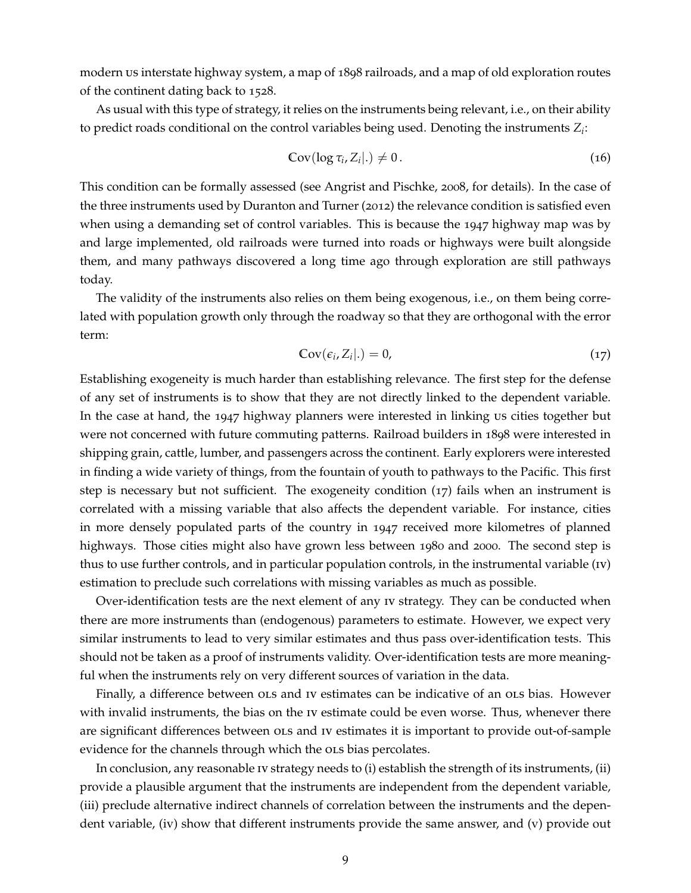modern US interstate highway system, a map of 1898 railroads, and a map of old exploration routes of the continent dating back to 1528.

As usual with this type of strategy, it relies on the instruments being relevant, i.e., on their ability to predict roads conditional on the control variables being used. Denoting the instruments $Z_i$:

$$\mathbb{C}\text{ov}(\log \tau_i, Z_i|.) \neq 0\,. \tag{16}$$

This condition can be formally assessed (see Angrist and Pischke, 2008, for details). In the case of the three instruments used by Duranton and Turner (2012) the relevance condition is satisfied even when using a demanding set of control variables. This is because the 1947 highway map was by and large implemented, old railroads were turned into roads or highways were built alongside them, and many pathways discovered a long time ago through exploration are still pathways today.

The validity of the instruments also relies on them being exogenous, i.e., on them being correlated with population growth only through the roadway so that they are orthogonal with the error term:

$$\mathbb{C}\text{ov}(\epsilon_i, Z_i|.) = 0, \tag{17}$$

Establishing exogeneity is much harder than establishing relevance. The first step for the defense of any set of instruments is to show that they are not directly linked to the dependent variable. In the case at hand, the 1947 highway planners were interested in linking US cities together but were not concerned with future commuting patterns. Railroad builders in 1898 were interested in shipping grain, cattle, lumber, and passengers across the continent. Early explorers were interested in finding a wide variety of things, from the fountain of youth to pathways to the Pacific. This first step is necessary but not sufficient. The exogeneity condition (17) fails when an instrument is correlated with a missing variable that also affects the dependent variable. For instance, cities in more densely populated parts of the country in 1947 received more kilometres of planned highways. Those cities might also have grown less between 1980 and 2000. The second step is thus to use further controls, and in particular population controls, in the instrumental variable (IV) estimation to preclude such correlations with missing variables as much as possible.

Over-identification tests are the next element of any IV strategy. They can be conducted when there are more instruments than (endogenous) parameters to estimate. However, we expect very similar instruments to lead to very similar estimates and thus pass over-identification tests. This should not be taken as a proof of instruments validity. Over-identification tests are more meaningful when the instruments rely on very different sources of variation in the data.

Finally, a difference between OLS and IV estimates can be indicative of an OLS bias. However with invalid instruments, the bias on the IV estimate could be even worse. Thus, whenever there are significant differences between OLS and IV estimates it is important to provide out-of-sample evidence for the channels through which the OLS bias percolates.

In conclusion, any reasonable IV strategy needs to (i) establish the strength of its instruments, (ii) provide a plausible argument that the instruments are independent from the dependent variable, (iii) preclude alternative indirect channels of correlation between the instruments and the dependent variable, (iv) show that different instruments provide the same answer, and (v) provide out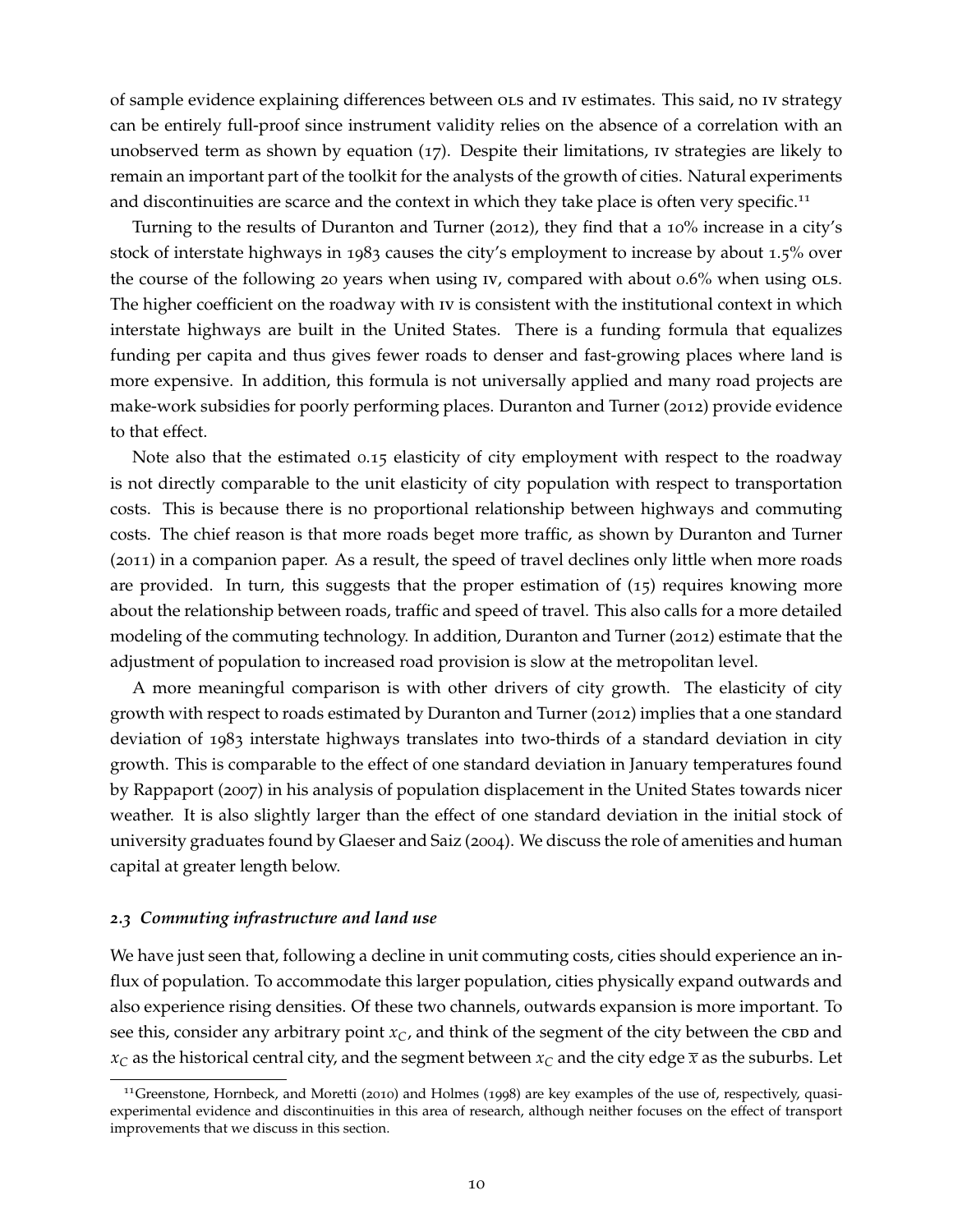of sample evidence explaining differences between OLS and IV estimates. This said, no IV strategy can be entirely full-proof since instrument validity relies on the absence of a correlation with an unobserved term as shown by equation (17). Despite their limitations, IV strategies are likely to remain an important part of the toolkit for the analysts of the growth of cities. Natural experiments and discontinuities are scarce and the context in which they take place is often very specific.[11]

Turning to the results of Duranton and Turner (2012), they find that a 10% increase in a city's stock of interstate highways in 1983 causes the city's employment to increase by about 1.5% over the course of the following 20 years when using IV, compared with about 0.6% when using OLS. The higher coefficient on the roadway with IV is consistent with the institutional context in which interstate highways are built in the United States. There is a funding formula that equalizes funding per capita and thus gives fewer roads to denser and fast-growing places where land is more expensive. In addition, this formula is not universally applied and many road projects are make-work subsidies for poorly performing places. Duranton and Turner (2012) provide evidence to that effect.

Note also that the estimated 0.15 elasticity of city employment with respect to the roadway is not directly comparable to the unit elasticity of city population with respect to transportation costs. This is because there is no proportional relationship between highways and commuting costs. The chief reason is that more roads beget more traffic, as shown by Duranton and Turner (2011) in a companion paper. As a result, the speed of travel declines only little when more roads are provided. In turn, this suggests that the proper estimation of (15) requires knowing more about the relationship between roads, traffic and speed of travel. This also calls for a more detailed modeling of the commuting technology. In addition, Duranton and Turner (2012) estimate that the adjustment of population to increased road provision is slow at the metropolitan level.

A more meaningful comparison is with other drivers of city growth. The elasticity of city growth with respect to roads estimated by Duranton and Turner (2012) implies that a one standard deviation of 1983 interstate highways translates into two-thirds of a standard deviation in city growth. This is comparable to the effect of one standard deviation in January temperatures found by Rappaport (2007) in his analysis of population displacement in the United States towards nicer weather. It is also slightly larger than the effect of one standard deviation in the initial stock of university graduates found by Glaeser and Saiz (2004). We discuss the role of amenities and human capital at greater length below.

### *2.3 Commuting infrastructure and land use*

We have just seen that, following a decline in unit commuting costs, cities should experience an influx of population. To accommodate this larger population, cities physically expand outwards and also experience rising densities. Of these two channels, outwards expansion is more important. To see this, consider any arbitrary point $x_C$, and think of the segment of the city between the CBD and $x_C$ as the historical central city, and the segment between $x_C$ and the city edge $\overline{x}$ as the suburbs. Let

[11] Greenstone, Hornbeck, and Moretti (2010) and Holmes (1998) are key examples of the use of, respectively, quasi-experimental evidence and discontinuities in this area of research, although neither focuses on the effect of transport improvements that we discuss in this section.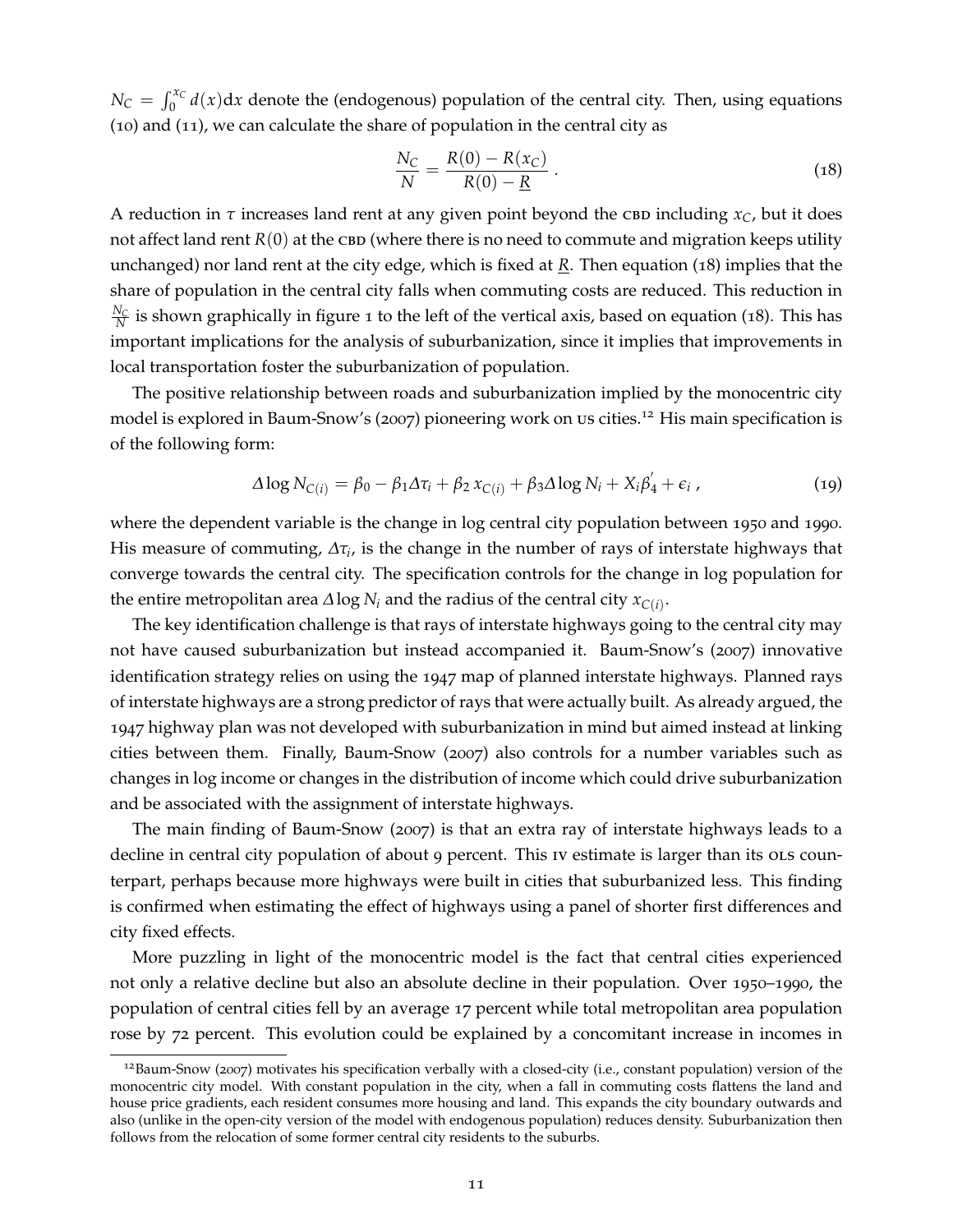$N_C = \int_0^{x_C} d(x) \mathrm{d}x$ denote the (endogenous) population of the central city. Then, using equations (10) and (11), we can calculate the share of population in the central city as

$$\frac{N_C}{N} = \frac{R(0) - R(x_C)}{R(0) - \underline{R}} \,. \tag{18}$$

A reduction in $\tau$ increases land rent at any given point beyond the CBD including $x_C$, but it does not affect land rent $R(0)$ at the CBD (where there is no need to commute and migration keeps utility unchanged) nor land rent at the city edge, which is fixed at $\underline{R}$. Then equation (18) implies that the share of population in the central city falls when commuting costs are reduced. This reduction in $\frac{N_C}{N}$ is shown graphically in figure 1 to the left of the vertical axis, based on equation (18). This has important implications for the analysis of suburbanization, since it implies that improvements in local transportation foster the suburbanization of population.

The positive relationship between roads and suburbanization implied by the monocentric city model is explored in Baum-Snow's (2007) pioneering work on US cities.[12] His main specification is of the following form:

$$\Delta \log N_{C(i)} = \beta_0 - \beta_1 \Delta\tau_i + \beta_2 \, x_{C(i)} + \beta_3 \Delta \log N_i + X_i \beta_4^{'} + \epsilon_i \,, \tag{19}$$

where the dependent variable is the change in log central city population between 1950 and 1990. His measure of commuting, $\Delta\tau_i$, is the change in the number of rays of interstate highways that converge towards the central city. The specification controls for the change in log population for the entire metropolitan area $\Delta \log N_i$ and the radius of the central city $x_{C(i)}$.

The key identification challenge is that rays of interstate highways going to the central city may not have caused suburbanization but instead accompanied it. Baum-Snow's (2007) innovative identification strategy relies on using the 1947 map of planned interstate highways. Planned rays of interstate highways are a strong predictor of rays that were actually built. As already argued, the 1947 highway plan was not developed with suburbanization in mind but aimed instead at linking cities between them. Finally, Baum-Snow (2007) also controls for a number variables such as changes in log income or changes in the distribution of income which could drive suburbanization and be associated with the assignment of interstate highways.

The main finding of Baum-Snow (2007) is that an extra ray of interstate highways leads to a decline in central city population of about 9 percent. This IV estimate is larger than its OLS counterpart, perhaps because more highways were built in cities that suburbanized less. This finding is confirmed when estimating the effect of highways using a panel of shorter first differences and city fixed effects.

More puzzling in light of the monocentric model is the fact that central cities experienced not only a relative decline but also an absolute decline in their population. Over 1950–1990, the population of central cities fell by an average 17 percent while total metropolitan area population rose by 72 percent. This evolution could be explained by a concomitant increase in incomes in

[12] Baum-Snow (2007) motivates his specification verbally with a closed-city (i.e., constant population) version of the monocentric city model. With constant population in the city, when a fall in commuting costs flattens the land and house price gradients, each resident consumes more housing and land. This expands the city boundary outwards and also (unlike in the open-city version of the model with endogenous population) reduces density. Suburbanization then follows from the relocation of some former central city residents to the suburbs.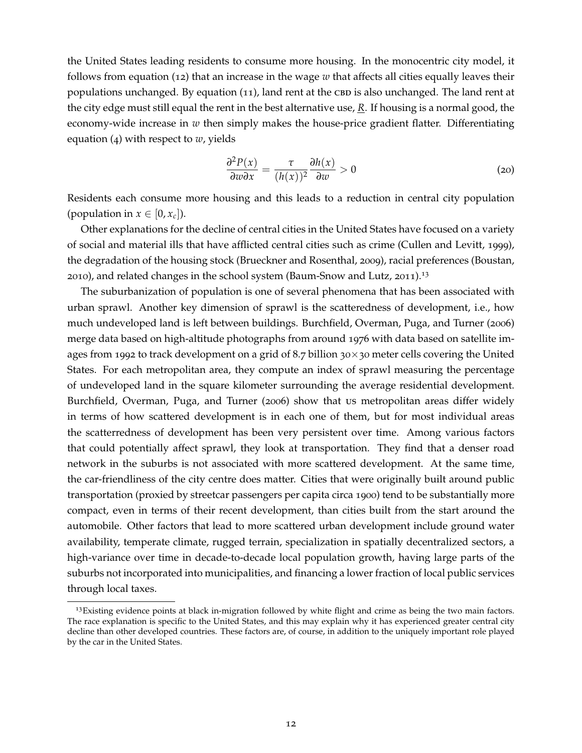the United States leading residents to consume more housing. In the monocentric city model, it follows from equation (12) that an increase in the wage $w$ that affects all cities equally leaves their populations unchanged. By equation (11), land rent at the CBD is also unchanged. The land rent at the city edge must still equal the rent in the best alternative use, $\underline{R}$. If housing is a normal good, the economy-wide increase in $w$ then simply makes the house-price gradient flatter. Differentiating equation (4) with respect to $w$, yields

$$\frac{\partial^2 P(x)}{\partial w \partial x} = \frac{\tau}{(h(x))^2} \frac{\partial h(x)}{\partial w} > 0 \tag{20}$$

Residents each consume more housing and this leads to a reduction in central city population (population in $x \in [0, x_c]$).

Other explanations for the decline of central cities in the United States have focused on a variety of social and material ills that have afflicted central cities such as crime (Cullen and Levitt, 1999), the degradation of the housing stock (Brueckner and Rosenthal, 2009), racial preferences (Boustan, 2010), and related changes in the school system (Baum-Snow and Lutz, 2011).[13]

The suburbanization of population is one of several phenomena that has been associated with urban sprawl. Another key dimension of sprawl is the scatteredness of development, i.e., how much undeveloped land is left between buildings. Burchfield, Overman, Puga, and Turner (2006) merge data based on high-altitude photographs from around 1976 with data based on satellite images from 1992 to track development on a grid of 8.7 billion 30×30 meter cells covering the United States. For each metropolitan area, they compute an index of sprawl measuring the percentage of undeveloped land in the square kilometer surrounding the average residential development. Burchfield, Overman, Puga, and Turner (2006) show that US metropolitan areas differ widely in terms of how scattered development is in each one of them, but for most individual areas the scatterredness of development has been very persistent over time. Among various factors that could potentially affect sprawl, they look at transportation. They find that a denser road network in the suburbs is not associated with more scattered development. At the same time, the car-friendliness of the city centre does matter. Cities that were originally built around public transportation (proxied by streetcar passengers per capita circa 1900) tend to be substantially more compact, even in terms of their recent development, than cities built from the start around the automobile. Other factors that lead to more scattered urban development include ground water availability, temperate climate, rugged terrain, specialization in spatially decentralized sectors, a high-variance over time in decade-to-decade local population growth, having large parts of the suburbs not incorporated into municipalities, and financing a lower fraction of local public services through local taxes.

[13] Existing evidence points at black in-migration followed by white flight and crime as being the two main factors. The race explanation is specific to the United States, and this may explain why it has experienced greater central city decline than other developed countries. These factors are, of course, in addition to the uniquely important role played by the car in the United States.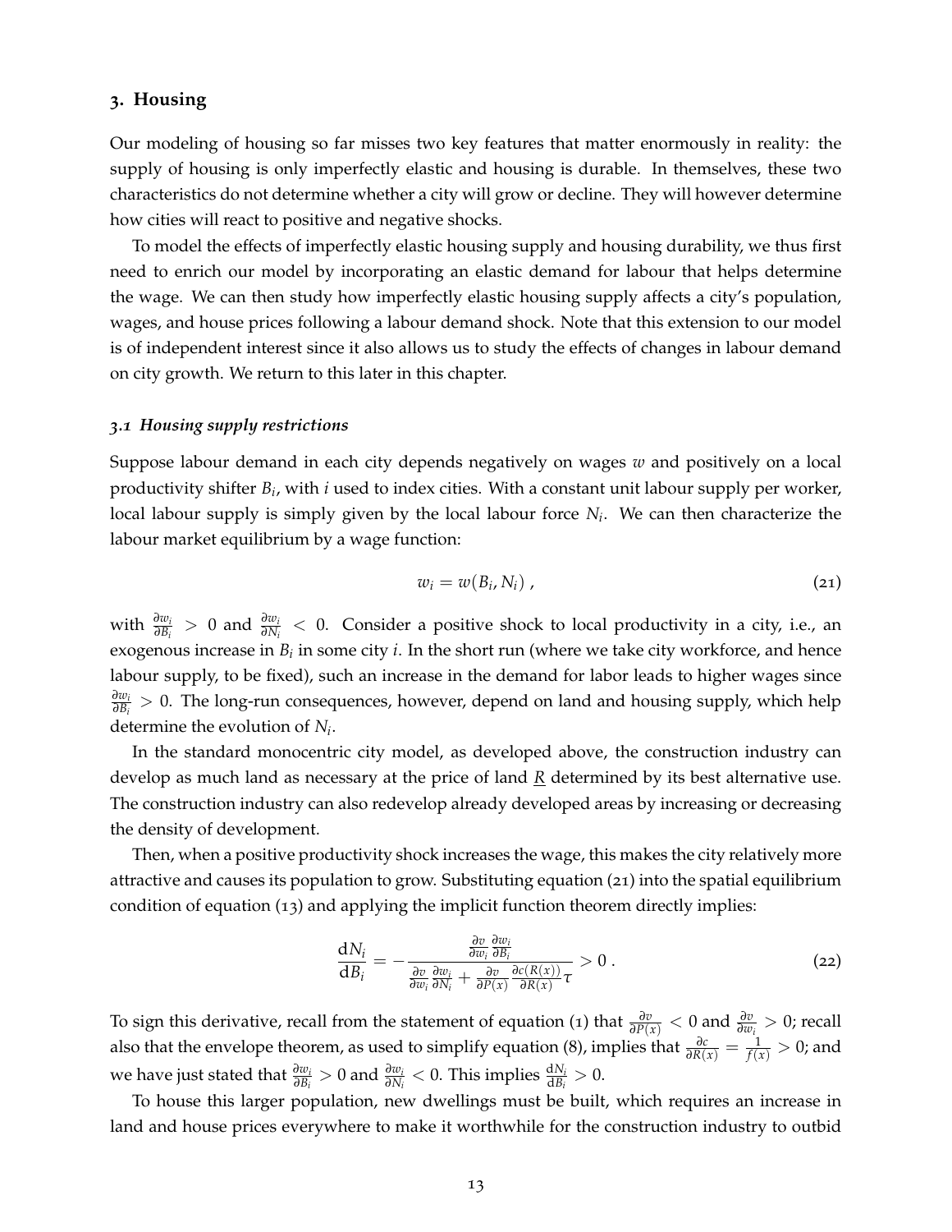## 3. Housing

Our modeling of housing so far misses two key features that matter enormously in reality: the supply of housing is only imperfectly elastic and housing is durable. In themselves, these two characteristics do not determine whether a city will grow or decline. They will however determine how cities will react to positive and negative shocks.

To model the effects of imperfectly elastic housing supply and housing durability, we thus first need to enrich our model by incorporating an elastic demand for labour that helps determine the wage. We can then study how imperfectly elastic housing supply affects a city's population, wages, and house prices following a labour demand shock. Note that this extension to our model is of independent interest since it also allows us to study the effects of changes in labour demand on city growth. We return to this later in this chapter.

### *3.1 Housing supply restrictions*

Suppose labour demand in each city depends negatively on wages $w$ and positively on a local productivity shifter $B_i$, with $i$ used to index cities. With a constant unit labour supply per worker, local labour supply is simply given by the local labour force $N_i$. We can then characterize the labour market equilibrium by a wage function:

$$w_i = w(B_i, N_i) \,, \tag{21}$$

with $\frac{\partial w_i}{\partial B_i} > 0$ and $\frac{\partial w_i}{\partial N_i} < 0$. Consider a positive shock to local productivity in a city, i.e., an exogenous increase in $B_i$ in some city $i$. In the short run (where we take city workforce, and hence labour supply, to be fixed), such an increase in the demand for labor leads to higher wages since $\frac{\partial w_i}{\partial B_i} > 0$. The long-run consequences, however, depend on land and housing supply, which help determine the evolution of $N_i$.

In the standard monocentric city model, as developed above, the construction industry can develop as much land as necessary at the price of land $\underline{R}$ determined by its best alternative use. The construction industry can also redevelop already developed areas by increasing or decreasing the density of development.

Then, when a positive productivity shock increases the wage, this makes the city relatively more attractive and causes its population to grow. Substituting equation (21) into the spatial equilibrium condition of equation (13) and applying the implicit function theorem directly implies:

$$\frac{\mathrm{d}N_i}{\mathrm{d}B_i} = -\frac{\frac{\partial v}{\partial w_i}\frac{\partial w_i}{\partial B_i}}{\frac{\partial v}{\partial w_i}\frac{\partial w_i}{\partial N_i} + \frac{\partial v}{\partial P(x)}\frac{\partial c(R(x))}{\partial R(x)}\tau} > 0 \,. \tag{22}$$

To sign this derivative, recall from the statement of equation (1) that $\frac{\partial v}{\partial P(x)} < 0$ and $\frac{\partial v}{\partial w_i} > 0$; recall also that the envelope theorem, as used to simplify equation (8), implies that $\frac{\partial c}{\partial R(x)} = \frac{1}{f(x)} > 0$; and we have just stated that $\frac{\partial w_i}{\partial B_i} > 0$ and $\frac{\partial w_i}{\partial N_i} < 0$. This implies $\frac{\mathrm{d}N_i}{\mathrm{d}B_i} > 0$.

To house this larger population, new dwellings must be built, which requires an increase in land and house prices everywhere to make it worthwhile for the construction industry to outbid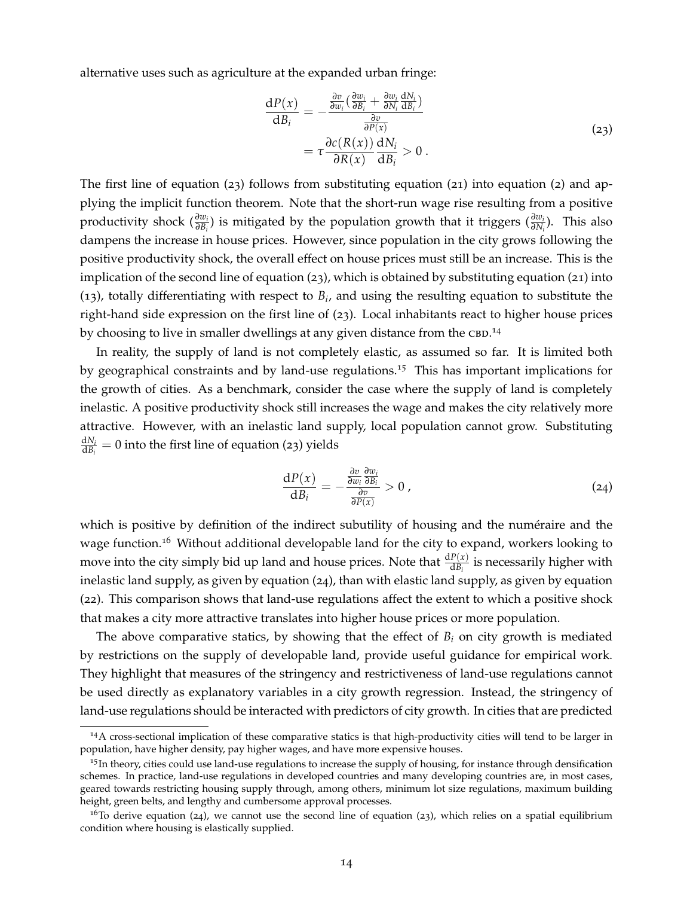alternative uses such as agriculture at the expanded urban fringe:

$$
\begin{aligned}
\frac{\mathrm{d}P(x)}{\mathrm{d}B_i} &= -\frac{\frac{\partial v}{\partial w_i}\left(\frac{\partial w_i}{\partial B_i} + \frac{\partial w_i}{\partial N_i}\frac{\mathrm{d}N_i}{\mathrm{d}B_i}\right)}{\frac{\partial v}{\partial P(x)}} \\
&= \tau \frac{\partial c(R(x))}{\partial R(x)} \frac{\mathrm{d}N_i}{\mathrm{d}B_i} > 0 \,.
\end{aligned}
\tag{23}
$$

The first line of equation (23) follows from substituting equation (21) into equation (2) and applying the implicit function theorem. Note that the short-run wage rise resulting from a positive productivity shock ($\frac{\partial w_i}{\partial B_i}$) is mitigated by the population growth that it triggers ($\frac{\partial w_i}{\partial N_i}$). This also dampens the increase in house prices. However, since population in the city grows following the positive productivity shock, the overall effect on house prices must still be an increase. This is the implication of the second line of equation (23), which is obtained by substituting equation (21) into (13), totally differentiating with respect to $B_i$, and using the resulting equation to substitute the right-hand side expression on the first line of (23). Local inhabitants react to higher house prices by choosing to live in smaller dwellings at any given distance from the CBD.[14]

In reality, the supply of land is not completely elastic, as assumed so far. It is limited both by geographical constraints and by land-use regulations.[15] This has important implications for the growth of cities. As a benchmark, consider the case where the supply of land is completely inelastic. A positive productivity shock still increases the wage and makes the city relatively more attractive. However, with an inelastic land supply, local population cannot grow. Substituting $\frac{\mathrm{d}N_i}{\mathrm{d}B_i} = 0$ into the first line of equation (23) yields

$$
\frac{\mathrm{d}P(x)}{\mathrm{d}B_i} = -\frac{\frac{\partial v}{\partial w_i}\frac{\partial w_i}{\partial B_i}}{\frac{\partial v}{\partial P(x)}} > 0 \,,
\tag{24}
$$

which is positive by definition of the indirect subutility of housing and the numéraire and the wage function.[16] Without additional developable land for the city to expand, workers looking to move into the city simply bid up land and house prices. Note that $\frac{\mathrm{d}P(x)}{\mathrm{d}B_i}$ is necessarily higher with inelastic land supply, as given by equation (24), than with elastic land supply, as given by equation (22). This comparison shows that land-use regulations affect the extent to which a positive shock that makes a city more attractive translates into higher house prices or more population.

The above comparative statics, by showing that the effect of $B_i$ on city growth is mediated by restrictions on the supply of developable land, provide useful guidance for empirical work. They highlight that measures of the stringency and restrictiveness of land-use regulations cannot be used directly as explanatory variables in a city growth regression. Instead, the stringency of land-use regulations should be interacted with predictors of city growth. In cities that are predicted

[14] A cross-sectional implication of these comparative statics is that high-productivity cities will tend to be larger in population, have higher density, pay higher wages, and have more expensive houses.

[15] In theory, cities could use land-use regulations to increase the supply of housing, for instance through densification schemes. In practice, land-use regulations in developed countries and many developing countries are, in most cases, geared towards restricting housing supply through, among others, minimum lot size regulations, maximum building height, green belts, and lengthy and cumbersome approval processes.

[16] To derive equation (24), we cannot use the second line of equation (23), which relies on a spatial equilibrium condition where housing is elastically supplied.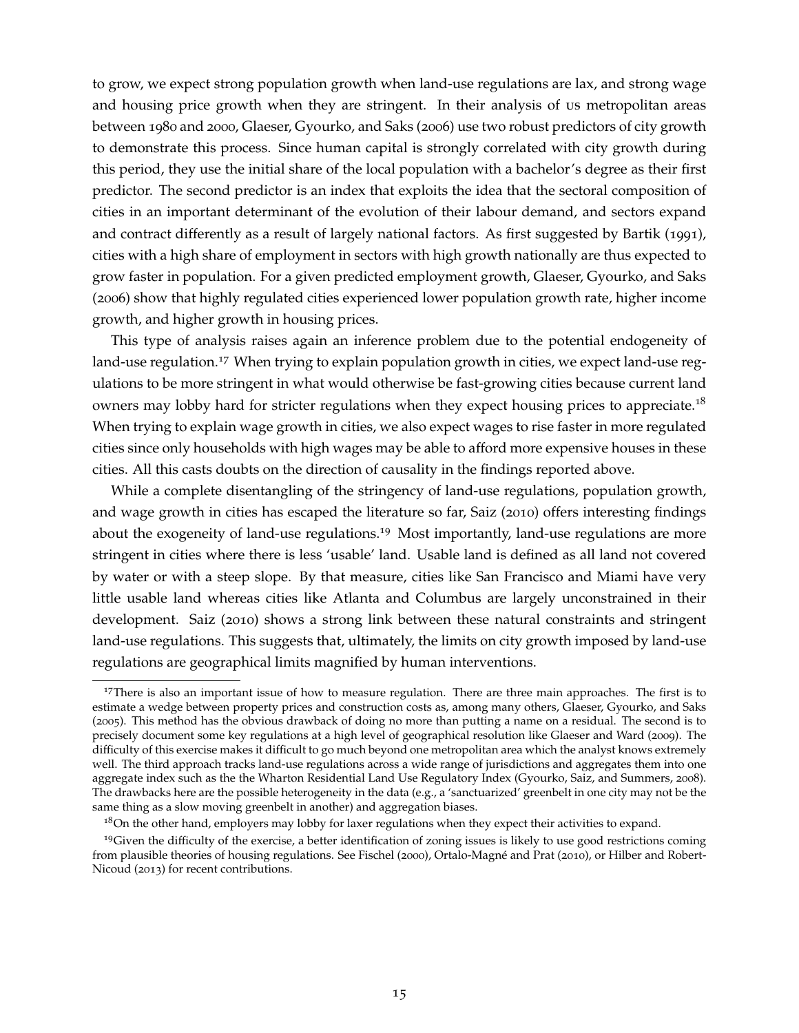to grow, we expect strong population growth when land-use regulations are lax, and strong wage and housing price growth when they are stringent. In their analysis of US metropolitan areas between 1980 and 2000, Glaeser, Gyourko, and Saks (2006) use two robust predictors of city growth to demonstrate this process. Since human capital is strongly correlated with city growth during this period, they use the initial share of the local population with a bachelor's degree as their first predictor. The second predictor is an index that exploits the idea that the sectoral composition of cities in an important determinant of the evolution of their labour demand, and sectors expand and contract differently as a result of largely national factors. As first suggested by Bartik (1991), cities with a high share of employment in sectors with high growth nationally are thus expected to grow faster in population. For a given predicted employment growth, Glaeser, Gyourko, and Saks (2006) show that highly regulated cities experienced lower population growth rate, higher income growth, and higher growth in housing prices.

This type of analysis raises again an inference problem due to the potential endogeneity of land-use regulation.[17] When trying to explain population growth in cities, we expect land-use regulations to be more stringent in what would otherwise be fast-growing cities because current land owners may lobby hard for stricter regulations when they expect housing prices to appreciate.[18] When trying to explain wage growth in cities, we also expect wages to rise faster in more regulated cities since only households with high wages may be able to afford more expensive houses in these cities. All this casts doubts on the direction of causality in the findings reported above.

While a complete disentangling of the stringency of land-use regulations, population growth, and wage growth in cities has escaped the literature so far, Saiz (2010) offers interesting findings about the exogeneity of land-use regulations.[19] Most importantly, land-use regulations are more stringent in cities where there is less 'usable' land. Usable land is defined as all land not covered by water or with a steep slope. By that measure, cities like San Francisco and Miami have very little usable land whereas cities like Atlanta and Columbus are largely unconstrained in their development. Saiz (2010) shows a strong link between these natural constraints and stringent land-use regulations. This suggests that, ultimately, the limits on city growth imposed by land-use regulations are geographical limits magnified by human interventions.

[17] There is also an important issue of how to measure regulation. There are three main approaches. The first is to estimate a wedge between property prices and construction costs as, among many others, Glaeser, Gyourko, and Saks (2005). This method has the obvious drawback of doing no more than putting a name on a residual. The second is to precisely document some key regulations at a high level of geographical resolution like Glaeser and Ward (2009). The difficulty of this exercise makes it difficult to go much beyond one metropolitan area which the analyst knows extremely well. The third approach tracks land-use regulations across a wide range of jurisdictions and aggregates them into one aggregate index such as the the Wharton Residential Land Use Regulatory Index (Gyourko, Saiz, and Summers, 2008). The drawbacks here are the possible heterogeneity in the data (e.g., a 'sanctuarized' greenbelt in one city may not be the same thing as a slow moving greenbelt in another) and aggregation biases.

[18] On the other hand, employers may lobby for laxer regulations when they expect their activities to expand.

[19] Given the difficulty of the exercise, a better identification of zoning issues is likely to use good restrictions coming from plausible theories of housing regulations. See Fischel (2000), Ortalo-Magné and Prat (2010), or Hilber and Robert-Nicoud (2013) for recent contributions.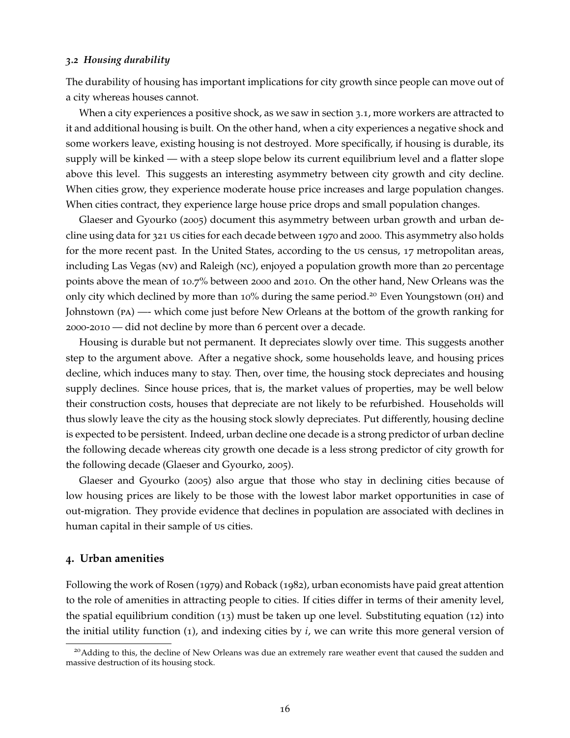### *3.2 Housing durability*

The durability of housing has important implications for city growth since people can move out of a city whereas houses cannot.

When a city experiences a positive shock, as we saw in section 3.1, more workers are attracted to it and additional housing is built. On the other hand, when a city experiences a negative shock and some workers leave, existing housing is not destroyed. More specifically, if housing is durable, its supply will be kinked — with a steep slope below its current equilibrium level and a flatter slope above this level. This suggests an interesting asymmetry between city growth and city decline. When cities grow, they experience moderate house price increases and large population changes. When cities contract, they experience large house price drops and small population changes.

Glaeser and Gyourko (2005) document this asymmetry between urban growth and urban decline using data for 321 US cities for each decade between 1970 and 2000. This asymmetry also holds for the more recent past. In the United States, according to the US census, 17 metropolitan areas, including Las Vegas (NV) and Raleigh (NC), enjoyed a population growth more than 20 percentage points above the mean of 10.7% between 2000 and 2010. On the other hand, New Orleans was the only city which declined by more than 10% during the same period.[20] Even Youngstown (OH) and Johnstown (PA) —- which come just before New Orleans at the bottom of the growth ranking for 2000-2010 — did not decline by more than 6 percent over a decade.

Housing is durable but not permanent. It depreciates slowly over time. This suggests another step to the argument above. After a negative shock, some households leave, and housing prices decline, which induces many to stay. Then, over time, the housing stock depreciates and housing supply declines. Since house prices, that is, the market values of properties, may be well below their construction costs, houses that depreciate are not likely to be refurbished. Households will thus slowly leave the city as the housing stock slowly depreciates. Put differently, housing decline is expected to be persistent. Indeed, urban decline one decade is a strong predictor of urban decline the following decade whereas city growth one decade is a less strong predictor of city growth for the following decade (Glaeser and Gyourko, 2005).

Glaeser and Gyourko (2005) also argue that those who stay in declining cities because of low housing prices are likely to be those with the lowest labor market opportunities in case of out-migration. They provide evidence that declines in population are associated with declines in human capital in their sample of US cities.

## 4. Urban amenities

Following the work of Rosen (1979) and Roback (1982), urban economists have paid great attention to the role of amenities in attracting people to cities. If cities differ in terms of their amenity level, the spatial equilibrium condition (13) must be taken up one level. Substituting equation (12) into the initial utility function (1), and indexing cities by $i$, we can write this more general version of

[20] Adding to this, the decline of New Orleans was due an extremely rare weather event that caused the sudden and massive destruction of its housing stock.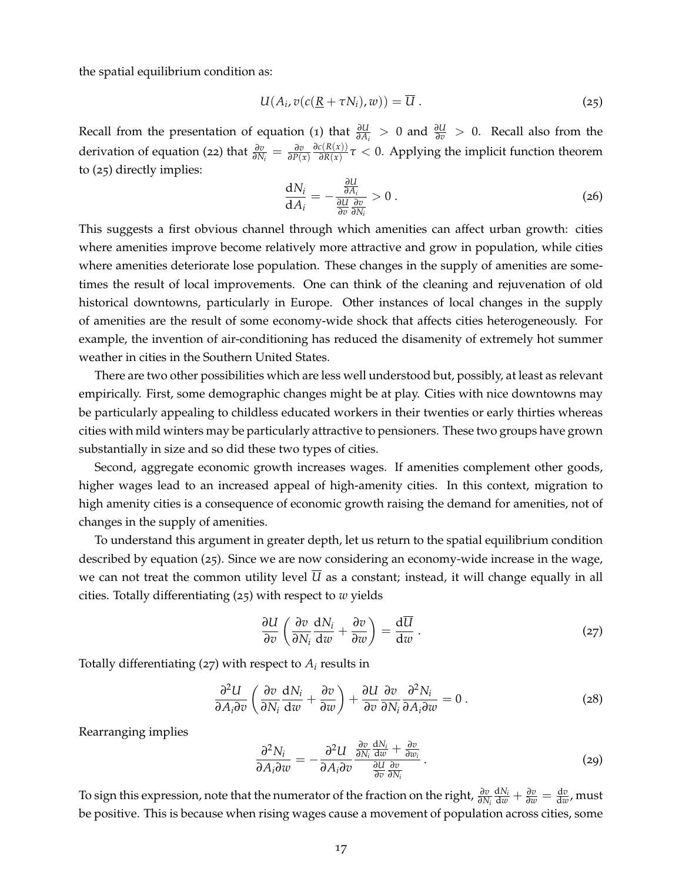the spatial equilibrium condition as:

$$U(A_i, v(c(\underline{R} + \tau N_i), w)) = \overline{U} \,. \tag{25}$$

Recall from the presentation of equation (1) that $\frac{\partial U}{\partial A_i} > 0$ and $\frac{\partial U}{\partial v} > 0$. Recall also from the derivation of equation (22) that $\frac{\partial v}{\partial N_i} = \frac{\partial v}{\partial P(x)} \frac{\partial c(R(x))}{\partial R(x)} \tau < 0$. Applying the implicit function theorem to (25) directly implies:

$$\frac{\mathrm{d}N_i}{\mathrm{d}A_i} = -\frac{\frac{\partial U}{\partial A_i}}{\frac{\partial U}{\partial v}\frac{\partial v}{\partial N_i}} > 0 \,. \tag{26}$$

This suggests a first obvious channel through which amenities can affect urban growth: cities where amenities improve become relatively more attractive and grow in population, while cities where amenities deteriorate lose population. These changes in the supply of amenities are sometimes the result of local improvements. One can think of the cleaning and rejuvenation of old historical downtowns, particularly in Europe. Other instances of local changes in the supply of amenities are the result of some economy-wide shock that affects cities heterogeneously. For example, the invention of air-conditioning has reduced the disamenity of extremely hot summer weather in cities in the Southern United States.

There are two other possibilities which are less well understood but, possibly, at least as relevant empirically. First, some demographic changes might be at play. Cities with nice downtowns may be particularly appealing to childless educated workers in their twenties or early thirties whereas cities with mild winters may be particularly attractive to pensioners. These two groups have grown substantially in size and so did these two types of cities.

Second, aggregate economic growth increases wages. If amenities complement other goods, higher wages lead to an increased appeal of high-amenity cities. In this context, migration to high amenity cities is a consequence of economic growth raising the demand for amenities, not of changes in the supply of amenities.

To understand this argument in greater depth, let us return to the spatial equilibrium condition described by equation (25). Since we are now considering an economy-wide increase in the wage, we can not treat the common utility level $\overline{U}$ as a constant; instead, it will change equally in all cities. Totally differentiating (25) with respect to $w$ yields

$$\frac{\partial U}{\partial v}\left(\frac{\partial v}{\partial N_i}\frac{\mathrm{d}N_i}{\mathrm{d}w} + \frac{\partial v}{\partial w}\right) = \frac{\mathrm{d}\overline{U}}{\mathrm{d}w} \,. \tag{27}$$

Totally differentiating (27) with respect to $A_i$ results in

$$\frac{\partial^2 U}{\partial A_i \partial v}\left(\frac{\partial v}{\partial N_i}\frac{\mathrm{d}N_i}{\mathrm{d}w} + \frac{\partial v}{\partial w}\right) + \frac{\partial U}{\partial v}\frac{\partial v}{\partial N_i}\frac{\partial^2 N_i}{\partial A_i \partial w} = 0 \,. \tag{28}$$

Rearranging implies

$$\frac{\partial^2 N_i}{\partial A_i \partial w} = -\frac{\partial^2 U}{\partial A_i \partial v}\frac{\frac{\partial v}{\partial N_i}\frac{\mathrm{d}N_i}{\mathrm{d}w} + \frac{\partial v}{\partial w_i}}{\frac{\partial U}{\partial v}\frac{\partial v}{\partial N_i}} \,. \tag{29}$$

To sign this expression, note that the numerator of the fraction on the right, $\frac{\partial v}{\partial N_i}\frac{\mathrm{d}N_i}{\mathrm{d}w} + \frac{\partial v}{\partial w} = \frac{\mathrm{d}v}{\mathrm{d}w}$, must be positive. This is because when rising wages cause a movement of population across cities, some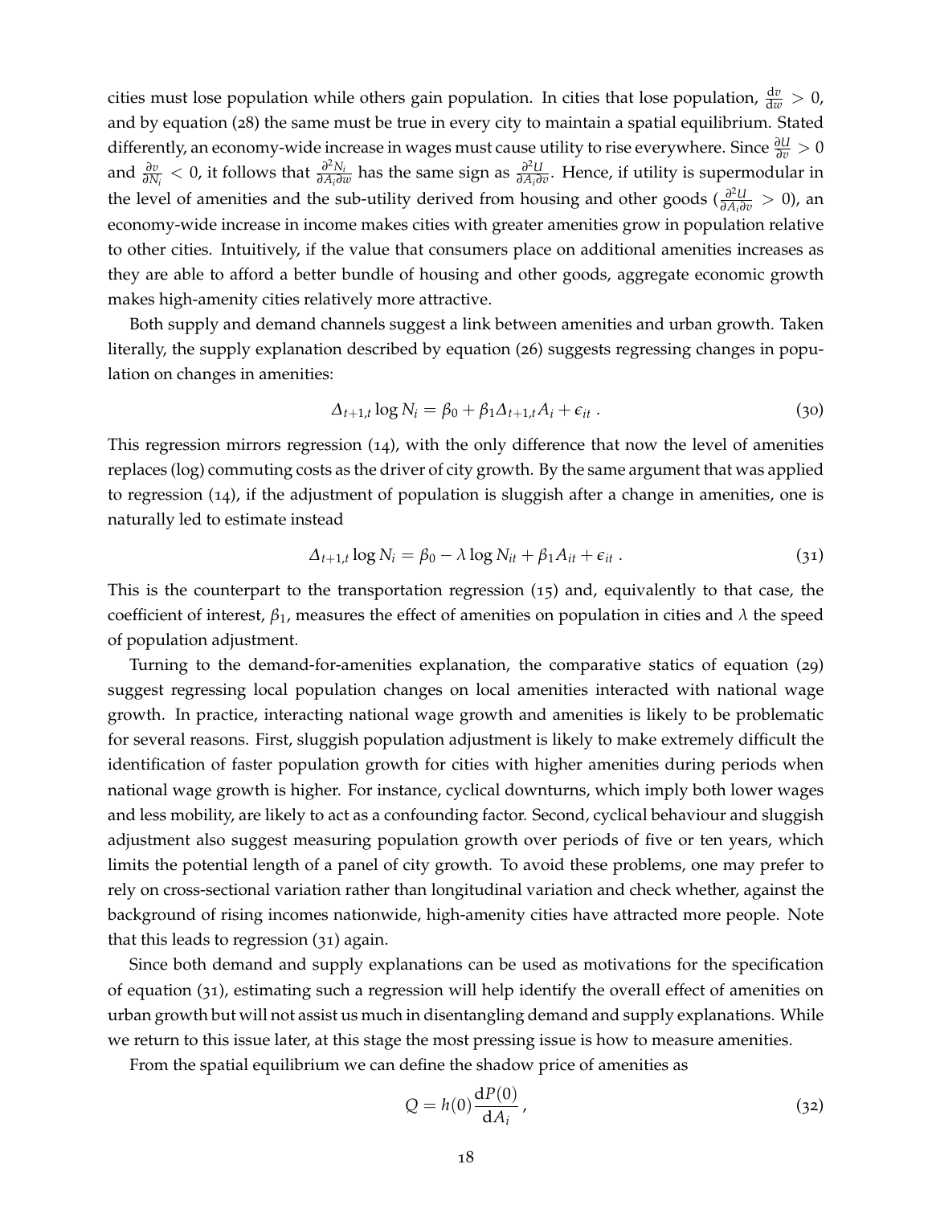cities must lose population while others gain population. In cities that lose population, $\frac{\mathrm{d}v}{\mathrm{d}w} > 0$, and by equation (28) the same must be true in every city to maintain a spatial equilibrium. Stated differently, an economy-wide increase in wages must cause utility to rise everywhere. Since $\frac{\partial U}{\partial v} > 0$ and $\frac{\partial v}{\partial N_i} < 0$, it follows that $\frac{\partial^2 N_i}{\partial A_i \partial w}$ has the same sign as $\frac{\partial^2 U}{\partial A_i \partial v}$. Hence, if utility is supermodular in the level of amenities and the sub-utility derived from housing and other goods ($\frac{\partial^2 U}{\partial A_i \partial v} > 0$), an economy-wide increase in income makes cities with greater amenities grow in population relative to other cities. Intuitively, if the value that consumers place on additional amenities increases as they are able to afford a better bundle of housing and other goods, aggregate economic growth makes high-amenity cities relatively more attractive.

Both supply and demand channels suggest a link between amenities and urban growth. Taken literally, the supply explanation described by equation (26) suggests regressing changes in population on changes in amenities:

$$\Delta_{t+1,t} \log N_i = \beta_0 + \beta_1 \Delta_{t+1,t} A_i + \epsilon_{it} \,. \tag{30}$$

This regression mirrors regression (14), with the only difference that now the level of amenities replaces (log) commuting costs as the driver of city growth. By the same argument that was applied to regression (14), if the adjustment of population is sluggish after a change in amenities, one is naturally led to estimate instead

$$\Delta_{t+1,t} \log N_i = \beta_0 - \lambda \log N_{it} + \beta_1 A_{it} + \epsilon_{it} \,. \tag{31}$$

This is the counterpart to the transportation regression (15) and, equivalently to that case, the coefficient of interest, $\beta_1$, measures the effect of amenities on population in cities and $\lambda$ the speed of population adjustment.

Turning to the demand-for-amenities explanation, the comparative statics of equation (29) suggest regressing local population changes on local amenities interacted with national wage growth. In practice, interacting national wage growth and amenities is likely to be problematic for several reasons. First, sluggish population adjustment is likely to make extremely difficult the identification of faster population growth for cities with higher amenities during periods when national wage growth is higher. For instance, cyclical downturns, which imply both lower wages and less mobility, are likely to act as a confounding factor. Second, cyclical behaviour and sluggish adjustment also suggest measuring population growth over periods of five or ten years, which limits the potential length of a panel of city growth. To avoid these problems, one may prefer to rely on cross-sectional variation rather than longitudinal variation and check whether, against the background of rising incomes nationwide, high-amenity cities have attracted more people. Note that this leads to regression (31) again.

Since both demand and supply explanations can be used as motivations for the specification of equation (31), estimating such a regression will help identify the overall effect of amenities on urban growth but will not assist us much in disentangling demand and supply explanations. While we return to this issue later, at this stage the most pressing issue is how to measure amenities.

From the spatial equilibrium we can define the shadow price of amenities as

$$Q = h(0) \frac{\mathrm{d}P(0)}{\mathrm{d}A_i} \,, \tag{32}$$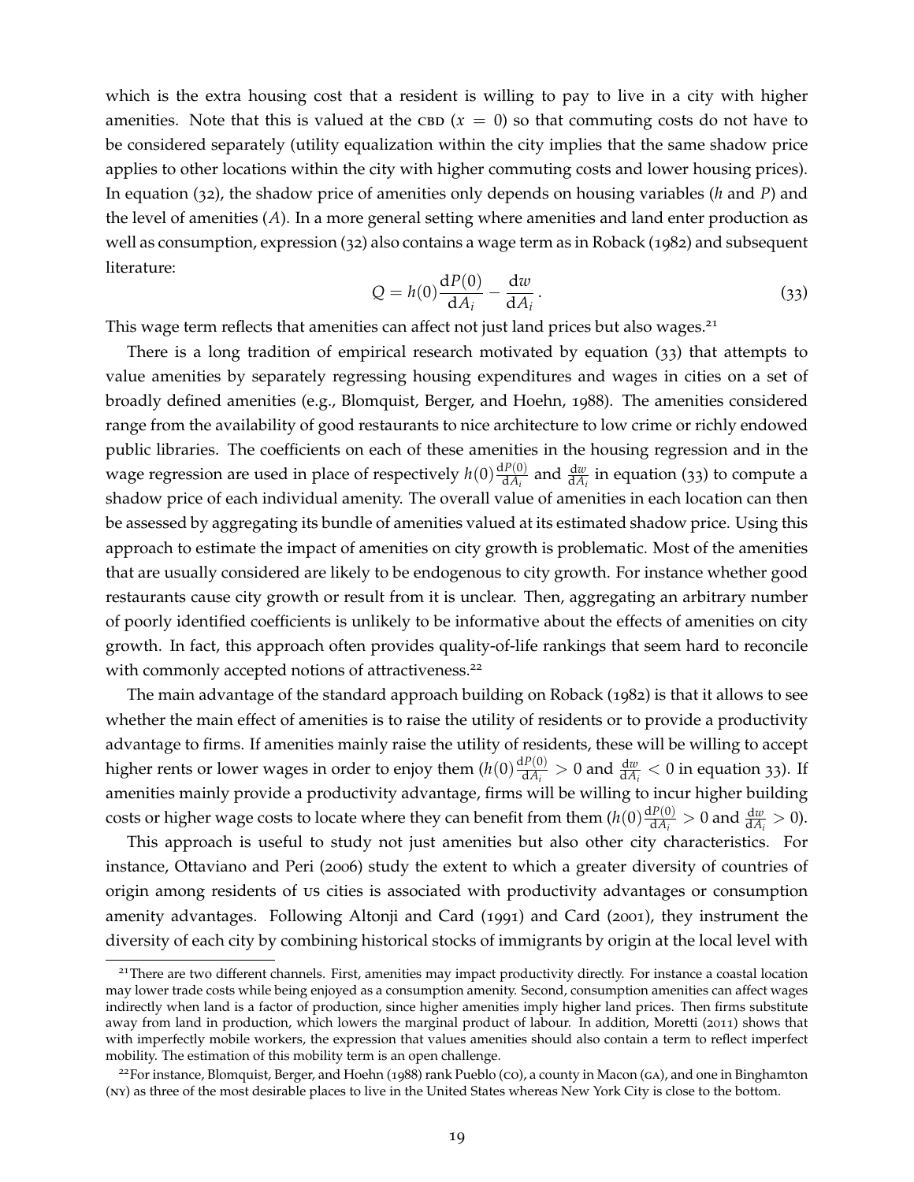which is the extra housing cost that a resident is willing to pay to live in a city with higher amenities. Note that this is valued at the CBD ($x = 0$) so that commuting costs do not have to be considered separately (utility equalization within the city implies that the same shadow price applies to other locations within the city with higher commuting costs and lower housing prices). In equation (32), the shadow price of amenities only depends on housing variables ($h$ and $P$) and the level of amenities ($A$). In a more general setting where amenities and land enter production as well as consumption, expression (32) also contains a wage term as in Roback (1982) and subsequent literature:

$$Q = h(0)\frac{\mathrm{d}P(0)}{\mathrm{d}A_i} - \frac{\mathrm{d}w}{\mathrm{d}A_i}\,. \tag{33}$$

This wage term reflects that amenities can affect not just land prices but also wages.[21]

There is a long tradition of empirical research motivated by equation (33) that attempts to value amenities by separately regressing housing expenditures and wages in cities on a set of broadly defined amenities (e.g., Blomquist, Berger, and Hoehn, 1988). The amenities considered range from the availability of good restaurants to nice architecture to low crime or richly endowed public libraries. The coefficients on each of these amenities in the housing regression and in the wage regression are used in place of respectively $h(0)\frac{\mathrm{d}P(0)}{\mathrm{d}A_i}$ and $\frac{\mathrm{d}w}{\mathrm{d}A_i}$ in equation (33) to compute a shadow price of each individual amenity. The overall value of amenities in each location can then be assessed by aggregating its bundle of amenities valued at its estimated shadow price. Using this approach to estimate the impact of amenities on city growth is problematic. Most of the amenities that are usually considered are likely to be endogenous to city growth. For instance whether good restaurants cause city growth or result from it is unclear. Then, aggregating an arbitrary number of poorly identified coefficients is unlikely to be informative about the effects of amenities on city growth. In fact, this approach often provides quality-of-life rankings that seem hard to reconcile with commonly accepted notions of attractiveness.[22]

The main advantage of the standard approach building on Roback (1982) is that it allows to see whether the main effect of amenities is to raise the utility of residents or to provide a productivity advantage to firms. If amenities mainly raise the utility of residents, these will be willing to accept higher rents or lower wages in order to enjoy them ($h(0)\frac{\mathrm{d}P(0)}{\mathrm{d}A_i} > 0$ and $\frac{\mathrm{d}w}{\mathrm{d}A_i} < 0$ in equation 33). If amenities mainly provide a productivity advantage, firms will be willing to incur higher building costs or higher wage costs to locate where they can benefit from them ($h(0)\frac{\mathrm{d}P(0)}{\mathrm{d}A_i} > 0$ and $\frac{\mathrm{d}w}{\mathrm{d}A_i} > 0$).

This approach is useful to study not just amenities but also other city characteristics. For instance, Ottaviano and Peri (2006) study the extent to which a greater diversity of countries of origin among residents of US cities is associated with productivity advantages or consumption amenity advantages. Following Altonji and Card (1991) and Card (2001), they instrument the diversity of each city by combining historical stocks of immigrants by origin at the local level with

[21] There are two different channels. First, amenities may impact productivity directly. For instance a coastal location may lower trade costs while being enjoyed as a consumption amenity. Second, consumption amenities can affect wages indirectly when land is a factor of production, since higher amenities imply higher land prices. Then firms substitute away from land in production, which lowers the marginal product of labour. In addition, Moretti (2011) shows that with imperfectly mobile workers, the expression that values amenities should also contain a term to reflect imperfect mobility. The estimation of this mobility term is an open challenge.

[22] For instance, Blomquist, Berger, and Hoehn (1988) rank Pueblo (CO), a county in Macon (GA), and one in Binghamton (NY) as three of the most desirable places to live in the United States whereas New York City is close to the bottom.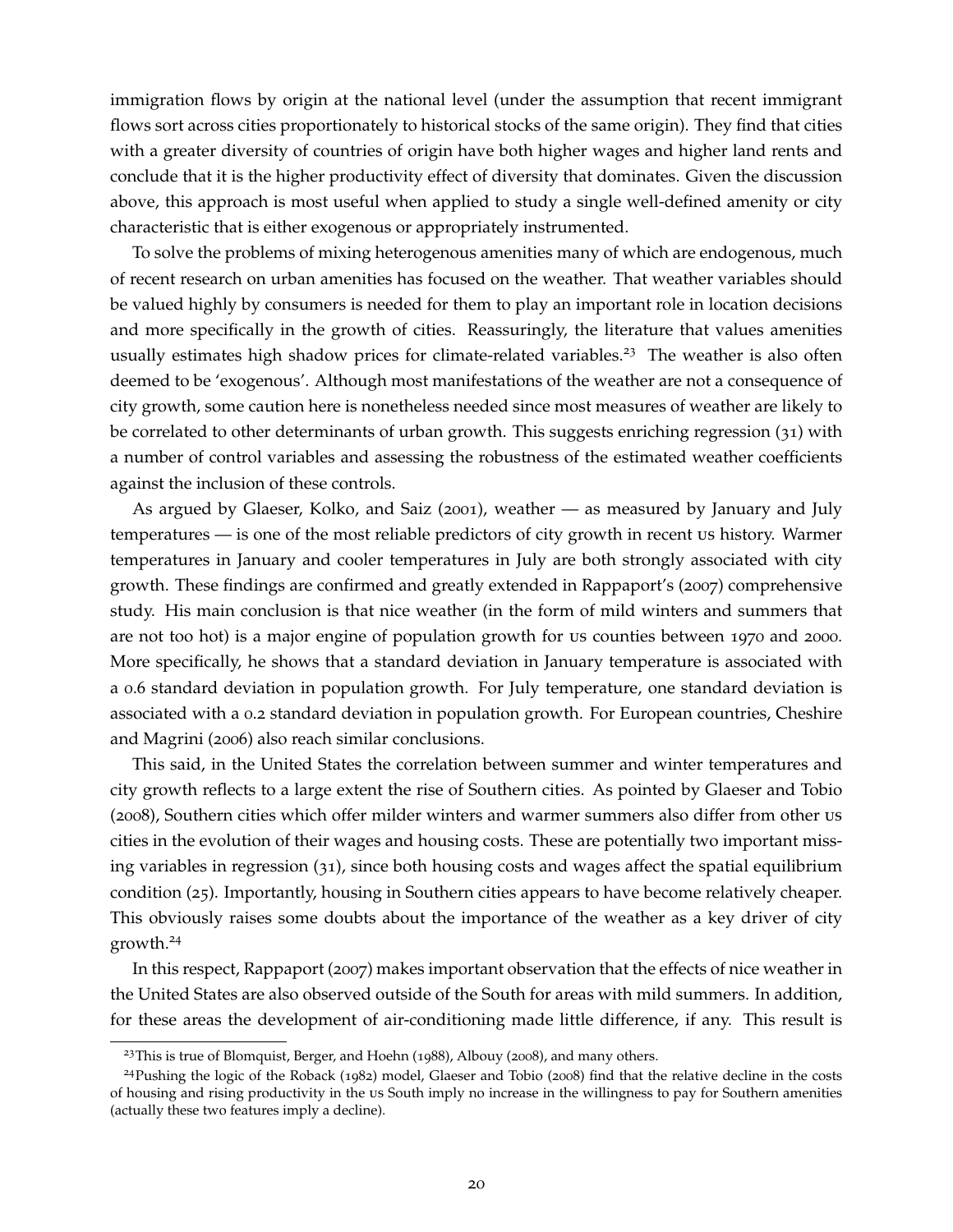immigration flows by origin at the national level (under the assumption that recent immigrant flows sort across cities proportionately to historical stocks of the same origin). They find that cities with a greater diversity of countries of origin have both higher wages and higher land rents and conclude that it is the higher productivity effect of diversity that dominates. Given the discussion above, this approach is most useful when applied to study a single well-defined amenity or city characteristic that is either exogenous or appropriately instrumented.

To solve the problems of mixing heterogenous amenities many of which are endogenous, much of recent research on urban amenities has focused on the weather. That weather variables should be valued highly by consumers is needed for them to play an important role in location decisions and more specifically in the growth of cities. Reassuringly, the literature that values amenities usually estimates high shadow prices for climate-related variables.[23] The weather is also often deemed to be 'exogenous'. Although most manifestations of the weather are not a consequence of city growth, some caution here is nonetheless needed since most measures of weather are likely to be correlated to other determinants of urban growth. This suggests enriching regression (31) with a number of control variables and assessing the robustness of the estimated weather coefficients against the inclusion of these controls.

As argued by Glaeser, Kolko, and Saiz (2001), weather — as measured by January and July temperatures — is one of the most reliable predictors of city growth in recent US history. Warmer temperatures in January and cooler temperatures in July are both strongly associated with city growth. These findings are confirmed and greatly extended in Rappaport's (2007) comprehensive study. His main conclusion is that nice weather (in the form of mild winters and summers that are not too hot) is a major engine of population growth for US counties between 1970 and 2000. More specifically, he shows that a standard deviation in January temperature is associated with a 0.6 standard deviation in population growth. For July temperature, one standard deviation is associated with a 0.2 standard deviation in population growth. For European countries, Cheshire and Magrini (2006) also reach similar conclusions.

This said, in the United States the correlation between summer and winter temperatures and city growth reflects to a large extent the rise of Southern cities. As pointed by Glaeser and Tobio (2008), Southern cities which offer milder winters and warmer summers also differ from other US cities in the evolution of their wages and housing costs. These are potentially two important missing variables in regression (31), since both housing costs and wages affect the spatial equilibrium condition (25). Importantly, housing in Southern cities appears to have become relatively cheaper. This obviously raises some doubts about the importance of the weather as a key driver of city growth.[24]

In this respect, Rappaport (2007) makes important observation that the effects of nice weather in the United States are also observed outside of the South for areas with mild summers. In addition, for these areas the development of air-conditioning made little difference, if any. This result is

[23] This is true of Blomquist, Berger, and Hoehn (1988), Albouy (2008), and many others.

[24] Pushing the logic of the Roback (1982) model, Glaeser and Tobio (2008) find that the relative decline in the costs of housing and rising productivity in the US South imply no increase in the willingness to pay for Southern amenities (actually these two features imply a decline).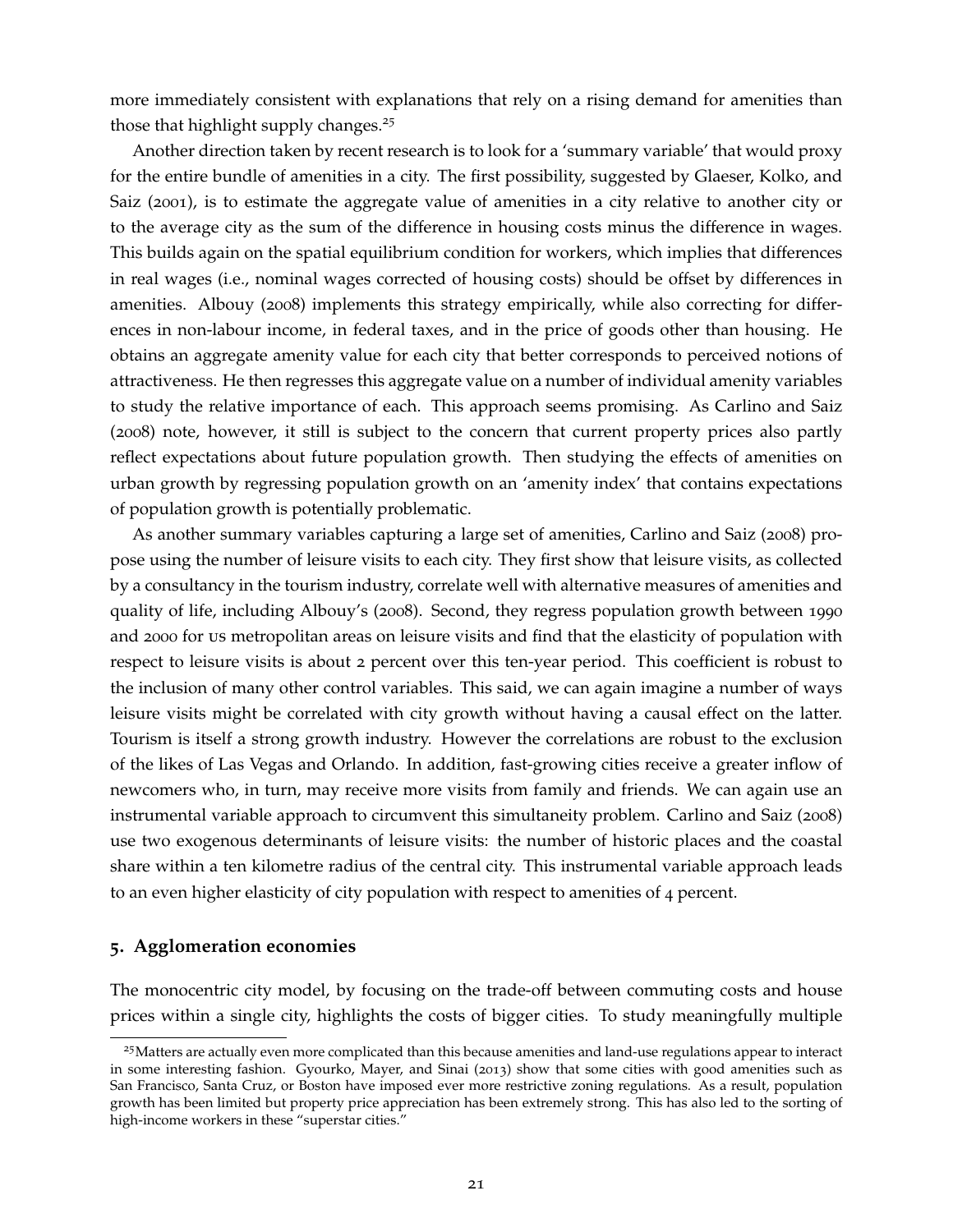more immediately consistent with explanations that rely on a rising demand for amenities than those that highlight supply changes.[25]

Another direction taken by recent research is to look for a 'summary variable' that would proxy for the entire bundle of amenities in a city. The first possibility, suggested by Glaeser, Kolko, and Saiz (2001), is to estimate the aggregate value of amenities in a city relative to another city or to the average city as the sum of the difference in housing costs minus the difference in wages. This builds again on the spatial equilibrium condition for workers, which implies that differences in real wages (i.e., nominal wages corrected of housing costs) should be offset by differences in amenities. Albouy (2008) implements this strategy empirically, while also correcting for differences in non-labour income, in federal taxes, and in the price of goods other than housing. He obtains an aggregate amenity value for each city that better corresponds to perceived notions of attractiveness. He then regresses this aggregate value on a number of individual amenity variables to study the relative importance of each. This approach seems promising. As Carlino and Saiz (2008) note, however, it still is subject to the concern that current property prices also partly reflect expectations about future population growth. Then studying the effects of amenities on urban growth by regressing population growth on an 'amenity index' that contains expectations of population growth is potentially problematic.

As another summary variables capturing a large set of amenities, Carlino and Saiz (2008) propose using the number of leisure visits to each city. They first show that leisure visits, as collected by a consultancy in the tourism industry, correlate well with alternative measures of amenities and quality of life, including Albouy's (2008). Second, they regress population growth between 1990 and 2000 for US metropolitan areas on leisure visits and find that the elasticity of population with respect to leisure visits is about 2 percent over this ten-year period. This coefficient is robust to the inclusion of many other control variables. This said, we can again imagine a number of ways leisure visits might be correlated with city growth without having a causal effect on the latter. Tourism is itself a strong growth industry. However the correlations are robust to the exclusion of the likes of Las Vegas and Orlando. In addition, fast-growing cities receive a greater inflow of newcomers who, in turn, may receive more visits from family and friends. We can again use an instrumental variable approach to circumvent this simultaneity problem. Carlino and Saiz (2008) use two exogenous determinants of leisure visits: the number of historic places and the coastal share within a ten kilometre radius of the central city. This instrumental variable approach leads to an even higher elasticity of city population with respect to amenities of 4 percent.

## 5. Agglomeration economies

The monocentric city model, by focusing on the trade-off between commuting costs and house prices within a single city, highlights the costs of bigger cities. To study meaningfully multiple

[25] Matters are actually even more complicated than this because amenities and land-use regulations appear to interact in some interesting fashion. Gyourko, Mayer, and Sinai (2013) show that some cities with good amenities such as San Francisco, Santa Cruz, or Boston have imposed ever more restrictive zoning regulations. As a result, population growth has been limited but property price appreciation has been extremely strong. This has also led to the sorting of high-income workers in these "superstar cities."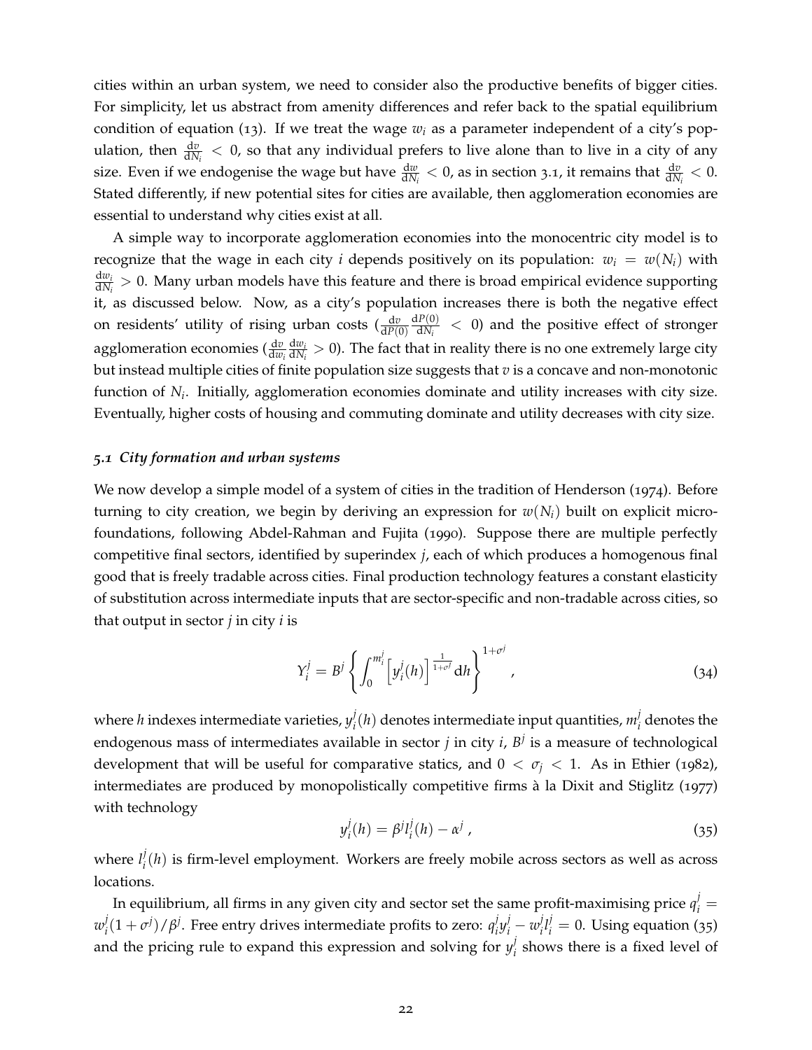cities within an urban system, we need to consider also the productive benefits of bigger cities. For simplicity, let us abstract from amenity differences and refer back to the spatial equilibrium condition of equation (13). If we treat the wage $w_i$ as a parameter independent of a city's population, then $\frac{\mathrm{d}v}{\mathrm{d}N_i} < 0$, so that any individual prefers to live alone than to live in a city of any size. Even if we endogenise the wage but have $\frac{\mathrm{d}w}{\mathrm{d}N_i} < 0$, as in section 3.1, it remains that $\frac{\mathrm{d}v}{\mathrm{d}N_i} < 0$. Stated differently, if new potential sites for cities are available, then agglomeration economies are essential to understand why cities exist at all.

A simple way to incorporate agglomeration economies into the monocentric city model is to recognize that the wage in each city $i$ depends positively on its population: $w_i = w(N_i)$ with $\frac{\mathrm{d}w_i}{\mathrm{d}N_i} > 0$. Many urban models have this feature and there is broad empirical evidence supporting it, as discussed below. Now, as a city's population increases there is both the negative effect on residents' utility of rising urban costs ($\frac{\mathrm{d}v}{\mathrm{d}P(0)}\frac{\mathrm{d}P(0)}{\mathrm{d}N_i} < 0$) and the positive effect of stronger agglomeration economies ($\frac{\mathrm{d}v}{\mathrm{d}w_i}\frac{\mathrm{d}w_i}{\mathrm{d}N_i} > 0$). The fact that in reality there is no one extremely large city but instead multiple cities of finite population size suggests that $v$ is a concave and non-monotonic function of $N_i$. Initially, agglomeration economies dominate and utility increases with city size. Eventually, higher costs of housing and commuting dominate and utility decreases with city size.

### *5.1 City formation and urban systems*

We now develop a simple model of a system of cities in the tradition of Henderson (1974). Before turning to city creation, we begin by deriving an expression for $w(N_i)$ built on explicit microfoundations, following Abdel-Rahman and Fujita (1990). Suppose there are multiple perfectly competitive final sectors, identified by superindex $j$, each of which produces a homogenous final good that is freely tradable across cities. Final production technology features a constant elasticity of substitution across intermediate inputs that are sector-specific and non-tradable across cities, so that output in sector $j$ in city $i$ is

$$Y_i^j = B^j \left\{ \int_0^{m_i^j} \left[ y_i^j(h) \right]^{\frac{1}{1+\sigma^j}} \mathrm{d}h \right\}^{1+\sigma^j} , \tag{34}$$

where $h$ indexes intermediate varieties, $y_i^j(h)$ denotes intermediate input quantities, $m_i^j$ denotes the endogenous mass of intermediates available in sector $j$ in city $i$, $B^j$ is a measure of technological development that will be useful for comparative statics, and $0 < \sigma_j < 1$. As in Ethier (1982), intermediates are produced by monopolistically competitive firms à la Dixit and Stiglitz (1977) with technology

$$y_i^j(h) = \beta^j l_i^j(h) - \alpha^j , \tag{35}$$

where $l_i^j(h)$ is firm-level employment. Workers are freely mobile across sectors as well as across locations.

In equilibrium, all firms in any given city and sector set the same profit-maximising price $q_i^j = w_i^j(1+\sigma^j)/\beta^j$. Free entry drives intermediate profits to zero: $q_i^j y_i^j - w_i^j l_i^j = 0$. Using equation (35) and the pricing rule to expand this expression and solving for $y_i^j$ shows there is a fixed level of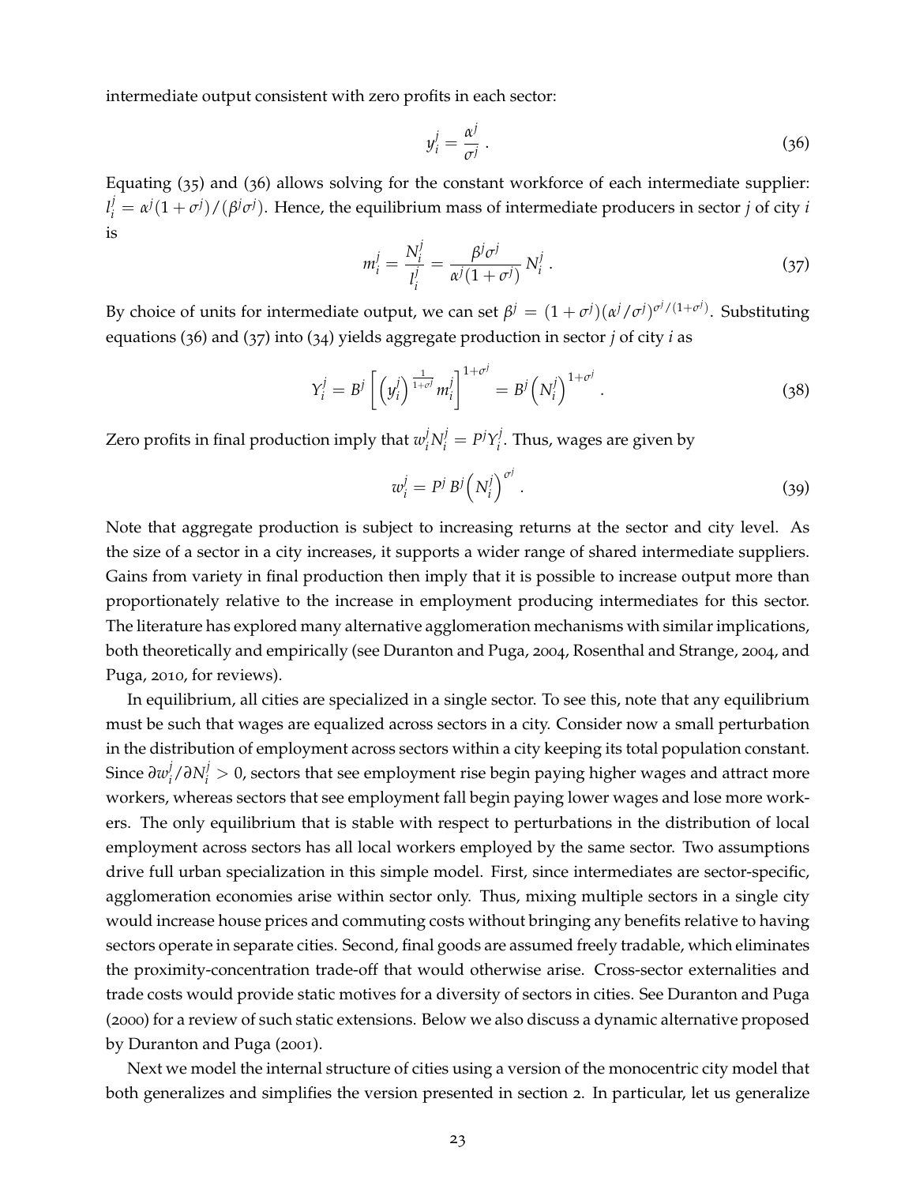intermediate output consistent with zero profits in each sector:

$$y_i^j = \frac{\alpha^j}{\sigma^j} . \tag{36}$$

Equating (35) and (36) allows solving for the constant workforce of each intermediate supplier: $l_i^j = \alpha^j(1+\sigma^j)/(\beta^j\sigma^j)$. Hence, the equilibrium mass of intermediate producers in sector $j$ of city $i$ is

$$m_i^j = \frac{N_i^j}{l_i^j} = \frac{\beta^j\sigma^j}{\alpha^j(1+\sigma^j)} N_i^j . \tag{37}$$

By choice of units for intermediate output, we can set $\beta^j = (1+\sigma^j)(\alpha^j/\sigma^j)^{\sigma^j/(1+\sigma^j)}$. Substituting equations (36) and (37) into (34) yields aggregate production in sector $j$ of city $i$ as

$$Y_i^j = B^j \left[ \left(y_i^j\right)^{\frac{1}{1+\sigma^j}} m_i^j \right]^{1+\sigma^j} = B^j \left(N_i^j\right)^{1+\sigma^j} . \tag{38}$$

Zero profits in final production imply that $w_i^j N_i^j = P^j Y_i^j$. Thus, wages are given by

$$w_i^j = P^j \, B^j \left(N_i^j\right)^{\sigma^j} . \tag{39}$$

Note that aggregate production is subject to increasing returns at the sector and city level. As the size of a sector in a city increases, it supports a wider range of shared intermediate suppliers. Gains from variety in final production then imply that it is possible to increase output more than proportionately relative to the increase in employment producing intermediates for this sector. The literature has explored many alternative agglomeration mechanisms with similar implications, both theoretically and empirically (see Duranton and Puga, 2004, Rosenthal and Strange, 2004, and Puga, 2010, for reviews).

In equilibrium, all cities are specialized in a single sector. To see this, note that any equilibrium must be such that wages are equalized across sectors in a city. Consider now a small perturbation in the distribution of employment across sectors within a city keeping its total population constant. Since $\partial w_i^j / \partial N_i^j > 0$, sectors that see employment rise begin paying higher wages and attract more workers, whereas sectors that see employment fall begin paying lower wages and lose more workers. The only equilibrium that is stable with respect to perturbations in the distribution of local employment across sectors has all local workers employed by the same sector. Two assumptions drive full urban specialization in this simple model. First, since intermediates are sector-specific, agglomeration economies arise within sector only. Thus, mixing multiple sectors in a single city would increase house prices and commuting costs without bringing any benefits relative to having sectors operate in separate cities. Second, final goods are assumed freely tradable, which eliminates the proximity-concentration trade-off that would otherwise arise. Cross-sector externalities and trade costs would provide static motives for a diversity of sectors in cities. See Duranton and Puga (2000) for a review of such static extensions. Below we also discuss a dynamic alternative proposed by Duranton and Puga (2001).

Next we model the internal structure of cities using a version of the monocentric city model that both generalizes and simplifies the version presented in section 2. In particular, let us generalize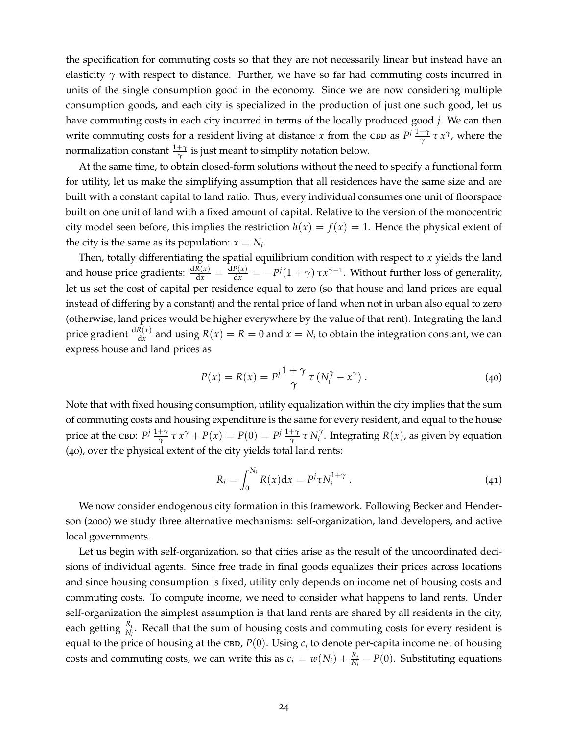the specification for commuting costs so that they are not necessarily linear but instead have an elasticity $\gamma$ with respect to distance. Further, we have so far had commuting costs incurred in units of the single consumption good in the economy. Since we are now considering multiple consumption goods, and each city is specialized in the production of just one such good, let us have commuting costs in each city incurred in terms of the locally produced good $j$. We can then write commuting costs for a resident living at distance $x$ from the CBD as $P^j \frac{1+\gamma}{\gamma} \tau x^\gamma$, where the normalization constant $\frac{1+\gamma}{\gamma}$ is just meant to simplify notation below.

At the same time, to obtain closed-form solutions without the need to specify a functional form for utility, let us make the simplifying assumption that all residences have the same size and are built with a constant capital to land ratio. Thus, every individual consumes one unit of floorspace built on one unit of land with a fixed amount of capital. Relative to the version of the monocentric city model seen before, this implies the restriction $h(x) = f(x) = 1$. Hence the physical extent of the city is the same as its population: $\overline{x} = N_i$.

Then, totally differentiating the spatial equilibrium condition with respect to $x$ yields the land and house price gradients: $\frac{\mathrm{d}R(x)}{\mathrm{d}x} = \frac{\mathrm{d}P(x)}{\mathrm{d}x} = -P^j(1+\gamma)\,\tau x^{\gamma-1}$. Without further loss of generality, let us set the cost of capital per residence equal to zero (so that house and land prices are equal instead of differing by a constant) and the rental price of land when not in urban also equal to zero (otherwise, land prices would be higher everywhere by the value of that rent). Integrating the land price gradient $\frac{\mathrm{d}R(x)}{\mathrm{d}x}$ and using $R(\overline{x}) = \underline{R} = 0$ and $\overline{x} = N_i$ to obtain the integration constant, we can express house and land prices as

$$P(x) = R(x) = P^j \frac{1+\gamma}{\gamma}\, \tau \left(N_i^\gamma - x^\gamma\right). \tag{40}$$

Note that with fixed housing consumption, utility equalization within the city implies that the sum of commuting costs and housing expenditure is the same for every resident, and equal to the house price at the CBD: $P^j \frac{1+\gamma}{\gamma} \tau x^\gamma + P(x) = P(0) = P^j \frac{1+\gamma}{\gamma} \tau N_i^\gamma$. Integrating $R(x)$, as given by equation (40), over the physical extent of the city yields total land rents:

$$R_i = \int_0^{N_i} R(x)\mathrm{d}x = P^j \tau N_i^{1+\gamma}. \tag{41}$$

We now consider endogenous city formation in this framework. Following Becker and Henderson (2000) we study three alternative mechanisms: self-organization, land developers, and active local governments.

Let us begin with self-organization, so that cities arise as the result of the uncoordinated decisions of individual agents. Since free trade in final goods equalizes their prices across locations and since housing consumption is fixed, utility only depends on income net of housing costs and commuting costs. To compute income, we need to consider what happens to land rents. Under self-organization the simplest assumption is that land rents are shared by all residents in the city, each getting $\frac{R_i}{N_i}$. Recall that the sum of housing costs and commuting costs for every resident is equal to the price of housing at the CBD, $P(0)$. Using $c_i$ to denote per-capita income net of housing costs and commuting costs, we can write this as $c_i = w(N_i) + \frac{R_i}{N_i} - P(0)$. Substituting equations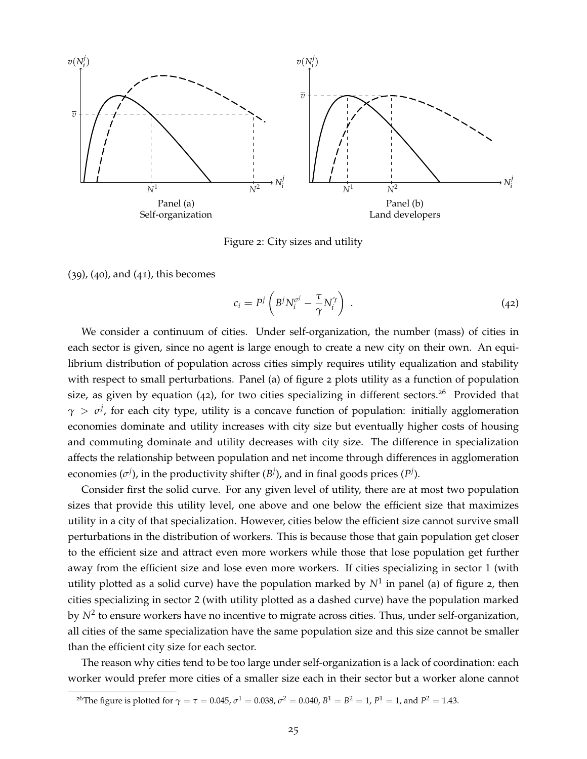Panel (a)
Self-organization

Panel (b)
Land developers

Figure 2: City sizes and utility

(39), (40), and (41), this becomes

$$c_i = P^j \left( B^j N_i^{\sigma^j} - \frac{\tau}{\gamma} N_i^{\gamma} \right) . \tag{42}$$

We consider a continuum of cities. Under self-organization, the number (mass) of cities in each sector is given, since no agent is large enough to create a new city on their own. An equilibrium distribution of population across cities simply requires utility equalization and stability with respect to small perturbations. Panel (a) of figure 2 plots utility as a function of population size, as given by equation (42), for two cities specializing in different sectors.[26] Provided that $\gamma > \sigma^j$, for each city type, utility is a concave function of population: initially agglomeration economies dominate and utility increases with city size but eventually higher costs of housing and commuting dominate and utility decreases with city size. The difference in specialization affects the relationship between population and net income through differences in agglomeration economies ($\sigma^j$), in the productivity shifter ($B^j$), and in final goods prices ($P^j$).

Consider first the solid curve. For any given level of utility, there are at most two population sizes that provide this utility level, one above and one below the efficient size that maximizes utility in a city of that specialization. However, cities below the efficient size cannot survive small perturbations in the distribution of workers. This is because those that gain population get closer to the efficient size and attract even more workers while those that lose population get further away from the efficient size and lose even more workers. If cities specializing in sector 1 (with utility plotted as a solid curve) have the population marked by $N^1$ in panel (a) of figure 2, then cities specializing in sector 2 (with utility plotted as a dashed curve) have the population marked by $N^2$ to ensure workers have no incentive to migrate across cities. Thus, under self-organization, all cities of the same specialization have the same population size and this size cannot be smaller than the efficient city size for each sector.

The reason why cities tend to be too large under self-organization is a lack of coordination: each worker would prefer more cities of a smaller size each in their sector but a worker alone cannot

[26] The figure is plotted for $\gamma = \tau = 0.045$, $\sigma^1 = 0.038$, $\sigma^2 = 0.040$, $B^1 = B^2 = 1$, $P^1 = 1$, and $P^2 = 1.43$.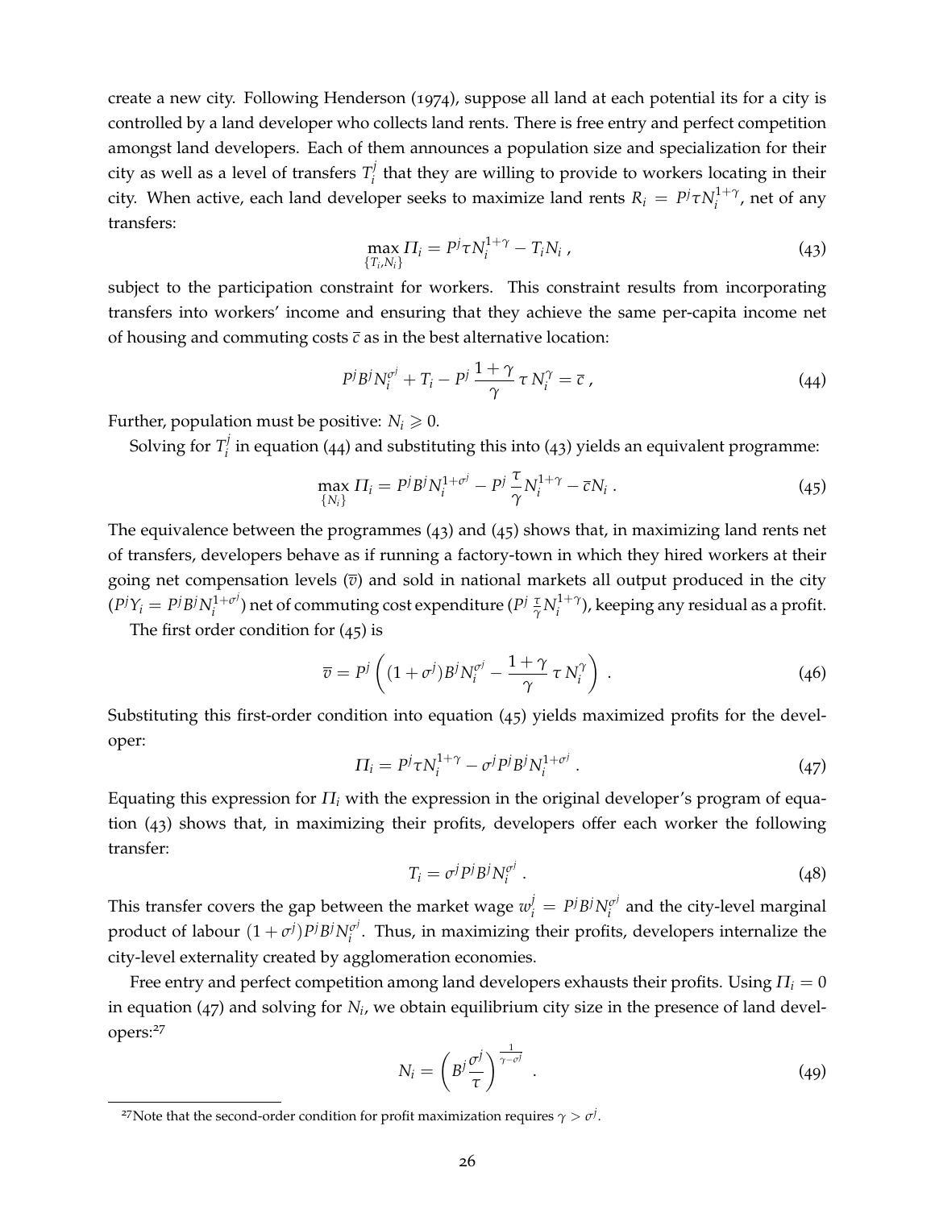create a new city. Following Henderson (1974), suppose all land at each potential its for a city is controlled by a land developer who collects land rents. There is free entry and perfect competition amongst land developers. Each of them announces a population size and specialization for their city as well as a level of transfers $T_i^j$ that they are willing to provide to workers locating in their city. When active, each land developer seeks to maximize land rents $R_i = P^j \tau N_i^{1+\gamma}$, net of any transfers:

$$\max_{\{T_i, N_i\}} \Pi_i = P^j \tau N_i^{1+\gamma} - T_i N_i \,, \tag{43}$$

subject to the participation constraint for workers. This constraint results from incorporating transfers into workers' income and ensuring that they achieve the same per-capita income net of housing and commuting costs $\bar{c}$ as in the best alternative location:

$$P^j B^j N_i^{\sigma^j} + T_i - P^j \frac{1+\gamma}{\gamma} \tau N_i^{\gamma} = \bar{c} \,, \tag{44}$$

Further, population must be positive: $N_i \geqslant 0$.

Solving for $T_i^j$ in equation (44) and substituting this into (43) yields an equivalent programme:

$$\max_{\{N_i\}} \Pi_i = P^j B^j N_i^{1+\sigma^j} - P^j \frac{\tau}{\gamma} N_i^{1+\gamma} - \bar{c} N_i \,. \tag{45}$$

The equivalence between the programmes (43) and (45) shows that, in maximizing land rents net of transfers, developers behave as if running a factory-town in which they hired workers at their going net compensation levels ($\bar{v}$) and sold in national markets all output produced in the city ($P^j Y_i = P^j B^j N_i^{1+\sigma^j}$) net of commuting cost expenditure ($P^j \frac{\tau}{\gamma} N_i^{1+\gamma}$), keeping any residual as a profit.

The first order condition for (45) is

$$\bar{v} = P^j \left( (1+\sigma^j) B^j N_i^{\sigma^j} - \frac{1+\gamma}{\gamma} \tau N_i^{\gamma} \right) \,. \tag{46}$$

Substituting this first-order condition into equation (45) yields maximized profits for the developer:

$$\Pi_i = P^j \tau N_i^{1+\gamma} - \sigma^j P^j B^j N_i^{1+\sigma^j} \,. \tag{47}$$

Equating this expression for $\Pi_i$ with the expression in the original developer's program of equation (43) shows that, in maximizing their profits, developers offer each worker the following transfer:

$$T_i = \sigma^j P^j B^j N_i^{\sigma^j} \,. \tag{48}$$

This transfer covers the gap between the market wage $w_i^j = P^j B^j N_i^{\sigma^j}$ and the city-level marginal product of labour $(1+\sigma^j) P^j B^j N_i^{\sigma^j}$. Thus, in maximizing their profits, developers internalize the city-level externality created by agglomeration economies.

Free entry and perfect competition among land developers exhausts their profits. Using $\Pi_i = 0$ in equation (47) and solving for $N_i$, we obtain equilibrium city size in the presence of land developers:[27]

$$N_i = \left( B^j \frac{\sigma^j}{\tau} \right)^{\frac{1}{\gamma - \sigma^j}} \,. \tag{49}$$

[27] Note that the second-order condition for profit maximization requires $\gamma > \sigma^j$.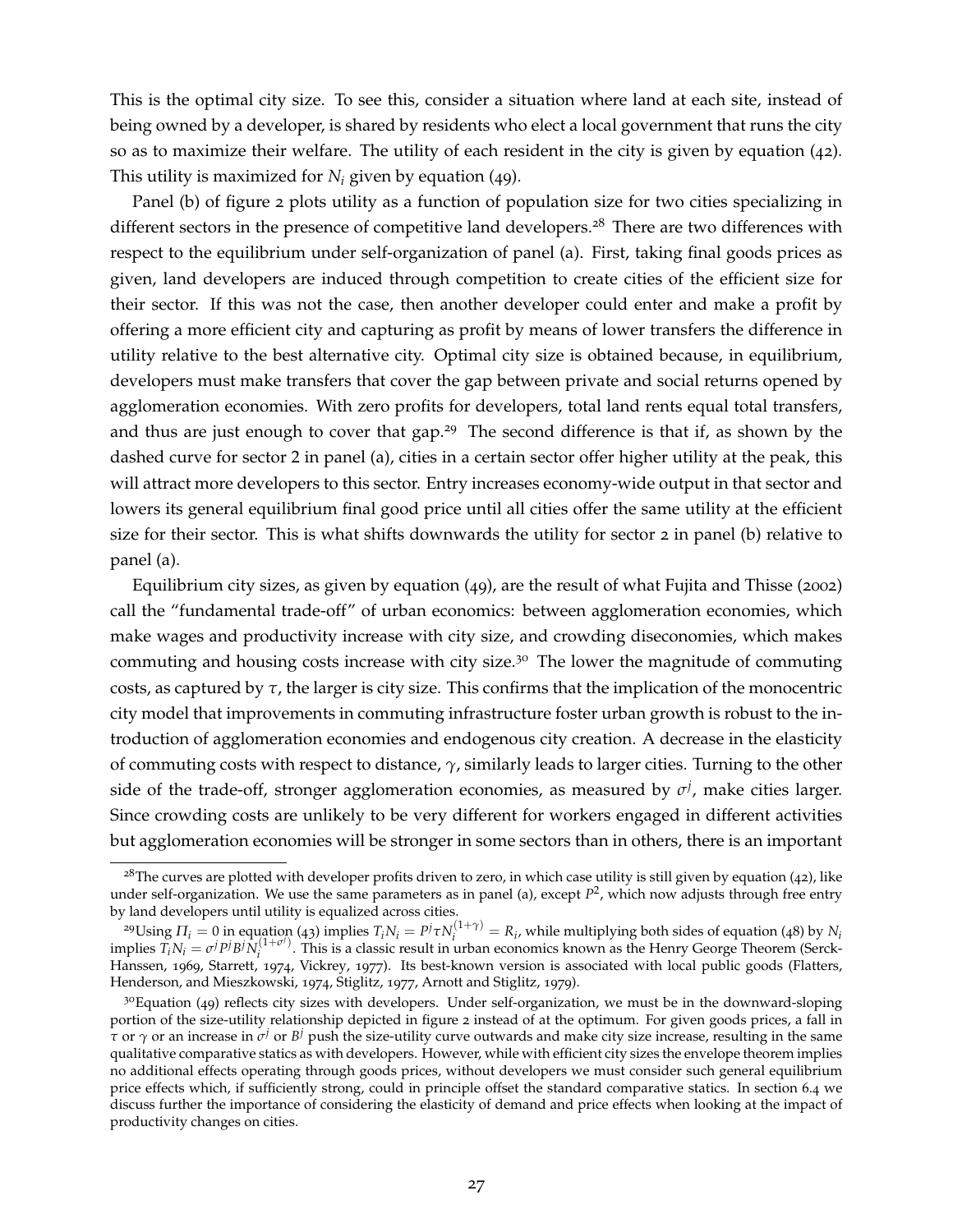This is the optimal city size. To see this, consider a situation where land at each site, instead of being owned by a developer, is shared by residents who elect a local government that runs the city so as to maximize their welfare. The utility of each resident in the city is given by equation (42). This utility is maximized for $N_i$ given by equation (49).

Panel (b) of figure 2 plots utility as a function of population size for two cities specializing in different sectors in the presence of competitive land developers.[28] There are two differences with respect to the equilibrium under self-organization of panel (a). First, taking final goods prices as given, land developers are induced through competition to create cities of the efficient size for their sector. If this was not the case, then another developer could enter and make a profit by offering a more efficient city and capturing as profit by means of lower transfers the difference in utility relative to the best alternative city. Optimal city size is obtained because, in equilibrium, developers must make transfers that cover the gap between private and social returns opened by agglomeration economies. With zero profits for developers, total land rents equal total transfers, and thus are just enough to cover that gap.[29] The second difference is that if, as shown by the dashed curve for sector 2 in panel (a), cities in a certain sector offer higher utility at the peak, this will attract more developers to this sector. Entry increases economy-wide output in that sector and lowers its general equilibrium final good price until all cities offer the same utility at the efficient size for their sector. This is what shifts downwards the utility for sector 2 in panel (b) relative to panel (a).

Equilibrium city sizes, as given by equation (49), are the result of what Fujita and Thisse (2002) call the "fundamental trade-off" of urban economics: between agglomeration economies, which make wages and productivity increase with city size, and crowding diseconomies, which makes commuting and housing costs increase with city size.[30] The lower the magnitude of commuting costs, as captured by $\tau$, the larger is city size. This confirms that the implication of the monocentric city model that improvements in commuting infrastructure foster urban growth is robust to the introduction of agglomeration economies and endogenous city creation. A decrease in the elasticity of commuting costs with respect to distance, $\gamma$, similarly leads to larger cities. Turning to the other side of the trade-off, stronger agglomeration economies, as measured by $\sigma^j$, make cities larger. Since crowding costs are unlikely to be very different for workers engaged in different activities but agglomeration economies will be stronger in some sectors than in others, there is an important

---

[28] The curves are plotted with developer profits driven to zero, in which case utility is still given by equation (42), like under self-organization. We use the same parameters as in panel (a), except $P^2$, which now adjusts through free entry by land developers until utility is equalized across cities.

[29] Using $\Pi_i = 0$ in equation (43) implies $T_i N_i = P^j \tau N_i^{(1+\gamma)} = R_i$, while multiplying both sides of equation (48) by $N_i$ implies $T_i N_i = \sigma^j P^j B^j N_i^{(1+\sigma^j)}$. This is a classic result in urban economics known as the Henry George Theorem (Serck-Hanssen, 1969, Starrett, 1974, Vickrey, 1977). Its best-known version is associated with local public goods (Flatters, Henderson, and Mieszkowski, 1974, Stiglitz, 1977, Arnott and Stiglitz, 1979).

[30] Equation (49) reflects city sizes with developers. Under self-organization, we must be in the downward-sloping portion of the size-utility relationship depicted in figure 2 instead of at the optimum. For given goods prices, a fall in $\tau$ or $\gamma$ or an increase in $\sigma^j$ or $B^j$ push the size-utility curve outwards and make city size increase, resulting in the same qualitative comparative statics as with developers. However, while with efficient city sizes the envelope theorem implies no additional effects operating through goods prices, without developers we must consider such general equilibrium price effects which, if sufficiently strong, could in principle offset the standard comparative statics. In section 6.4 we discuss further the importance of considering the elasticity of demand and price effects when looking at the impact of productivity changes on cities.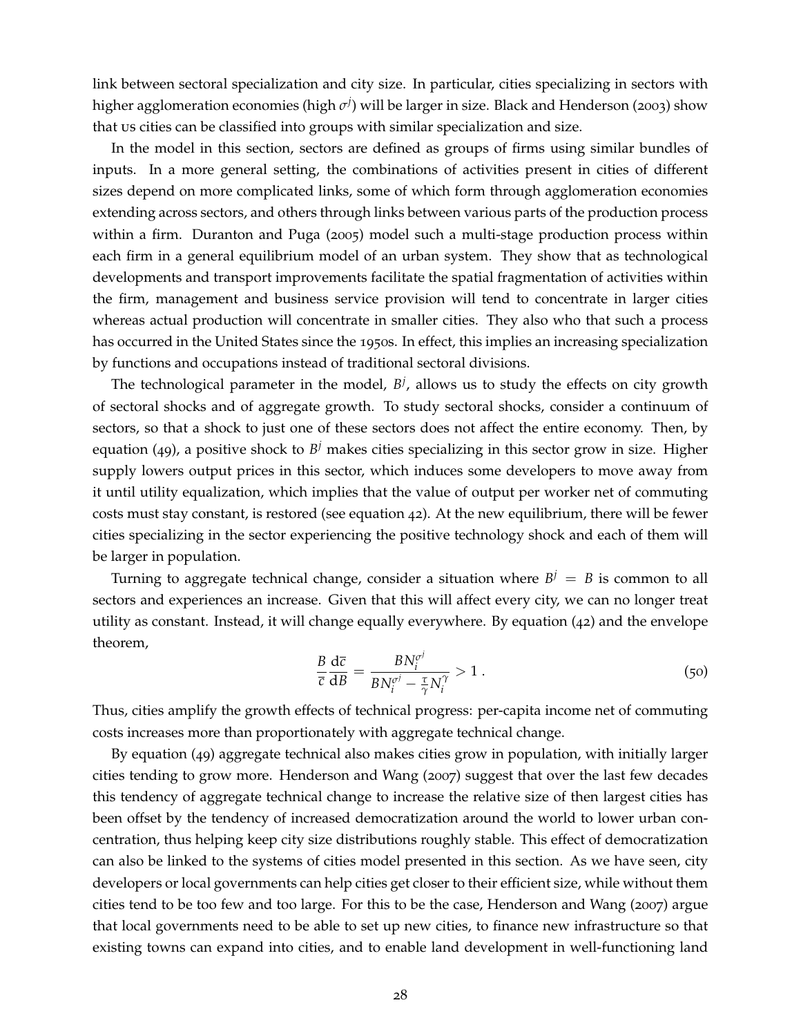link between sectoral specialization and city size. In particular, cities specializing in sectors with higher agglomeration economies (high $\sigma^j$) will be larger in size. Black and Henderson (2003) show that US cities can be classified into groups with similar specialization and size.

In the model in this section, sectors are defined as groups of firms using similar bundles of inputs. In a more general setting, the combinations of activities present in cities of different sizes depend on more complicated links, some of which form through agglomeration economies extending across sectors, and others through links between various parts of the production process within a firm. Duranton and Puga (2005) model such a multi-stage production process within each firm in a general equilibrium model of an urban system. They show that as technological developments and transport improvements facilitate the spatial fragmentation of activities within the firm, management and business service provision will tend to concentrate in larger cities whereas actual production will concentrate in smaller cities. They also who that such a process has occurred in the United States since the 1950s. In effect, this implies an increasing specialization by functions and occupations instead of traditional sectoral divisions.

The technological parameter in the model, $B^j$, allows us to study the effects on city growth of sectoral shocks and of aggregate growth. To study sectoral shocks, consider a continuum of sectors, so that a shock to just one of these sectors does not affect the entire economy. Then, by equation (49), a positive shock to $B^j$ makes cities specializing in this sector grow in size. Higher supply lowers output prices in this sector, which induces some developers to move away from it until utility equalization, which implies that the value of output per worker net of commuting costs must stay constant, is restored (see equation 42). At the new equilibrium, there will be fewer cities specializing in the sector experiencing the positive technology shock and each of them will be larger in population.

Turning to aggregate technical change, consider a situation where $B^j = B$ is common to all sectors and experiences an increase. Given that this will affect every city, we can no longer treat utility as constant. Instead, it will change equally everywhere. By equation (42) and the envelope theorem,

$$\frac{B}{\bar{c}}\frac{\mathrm{d}\bar{c}}{\mathrm{d}B} = \frac{BN_i^{\sigma^j}}{BN_i^{\sigma^j} - \frac{\tau}{\gamma}N_i^{\gamma}} > 1\,. \tag{50}$$

Thus, cities amplify the growth effects of technical progress: per-capita income net of commuting costs increases more than proportionately with aggregate technical change.

By equation (49) aggregate technical also makes cities grow in population, with initially larger cities tending to grow more. Henderson and Wang (2007) suggest that over the last few decades this tendency of aggregate technical change to increase the relative size of then largest cities has been offset by the tendency of increased democratization around the world to lower urban concentration, thus helping keep city size distributions roughly stable. This effect of democratization can also be linked to the systems of cities model presented in this section. As we have seen, city developers or local governments can help cities get closer to their efficient size, while without them cities tend to be too few and too large. For this to be the case, Henderson and Wang (2007) argue that local governments need to be able to set up new cities, to finance new infrastructure so that existing towns can expand into cities, and to enable land development in well-functioning land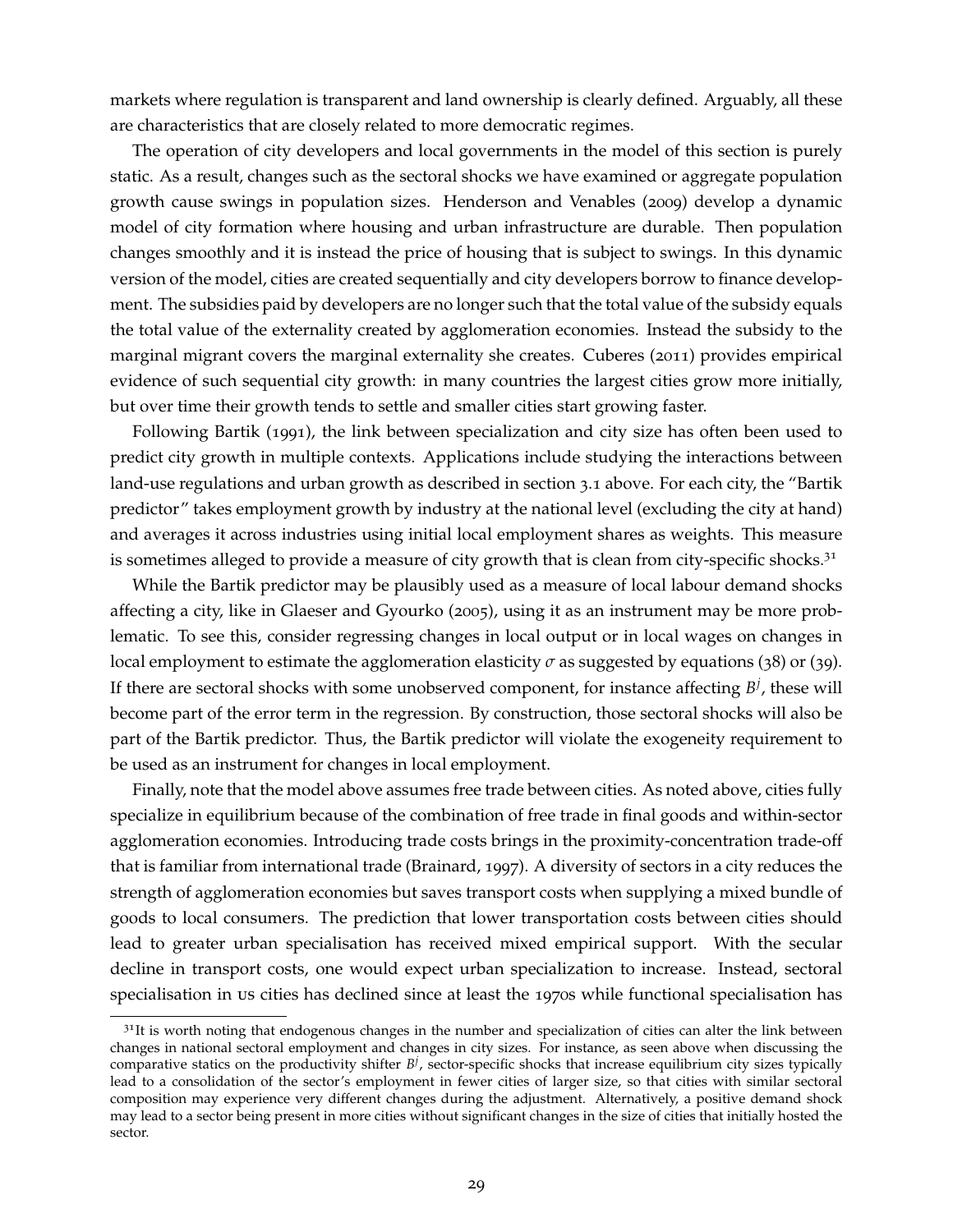markets where regulation is transparent and land ownership is clearly defined. Arguably, all these are characteristics that are closely related to more democratic regimes.

The operation of city developers and local governments in the model of this section is purely static. As a result, changes such as the sectoral shocks we have examined or aggregate population growth cause swings in population sizes. Henderson and Venables (2009) develop a dynamic model of city formation where housing and urban infrastructure are durable. Then population changes smoothly and it is instead the price of housing that is subject to swings. In this dynamic version of the model, cities are created sequentially and city developers borrow to finance development. The subsidies paid by developers are no longer such that the total value of the subsidy equals the total value of the externality created by agglomeration economies. Instead the subsidy to the marginal migrant covers the marginal externality she creates. Cuberes (2011) provides empirical evidence of such sequential city growth: in many countries the largest cities grow more initially, but over time their growth tends to settle and smaller cities start growing faster.

Following Bartik (1991), the link between specialization and city size has often been used to predict city growth in multiple contexts. Applications include studying the interactions between land-use regulations and urban growth as described in section 3.1 above. For each city, the "Bartik predictor" takes employment growth by industry at the national level (excluding the city at hand) and averages it across industries using initial local employment shares as weights. This measure is sometimes alleged to provide a measure of city growth that is clean from city-specific shocks.[31]

While the Bartik predictor may be plausibly used as a measure of local labour demand shocks affecting a city, like in Glaeser and Gyourko (2005), using it as an instrument may be more problematic. To see this, consider regressing changes in local output or in local wages on changes in local employment to estimate the agglomeration elasticity $\sigma$ as suggested by equations (38) or (39). If there are sectoral shocks with some unobserved component, for instance affecting $B^j$, these will become part of the error term in the regression. By construction, those sectoral shocks will also be part of the Bartik predictor. Thus, the Bartik predictor will violate the exogeneity requirement to be used as an instrument for changes in local employment.

Finally, note that the model above assumes free trade between cities. As noted above, cities fully specialize in equilibrium because of the combination of free trade in final goods and within-sector agglomeration economies. Introducing trade costs brings in the proximity-concentration trade-off that is familiar from international trade (Brainard, 1997). A diversity of sectors in a city reduces the strength of agglomeration economies but saves transport costs when supplying a mixed bundle of goods to local consumers. The prediction that lower transportation costs between cities should lead to greater urban specialisation has received mixed empirical support. With the secular decline in transport costs, one would expect urban specialization to increase. Instead, sectoral specialisation in US cities has declined since at least the 1970s while functional specialisation has

---

[31] It is worth noting that endogenous changes in the number and specialization of cities can alter the link between changes in national sectoral employment and changes in city sizes. For instance, as seen above when discussing the comparative statics on the productivity shifter $B^j$, sector-specific shocks that increase equilibrium city sizes typically lead to a consolidation of the sector's employment in fewer cities of larger size, so that cities with similar sectoral composition may experience very different changes during the adjustment. Alternatively, a positive demand shock may lead to a sector being present in more cities without significant changes in the size of cities that initially hosted the sector.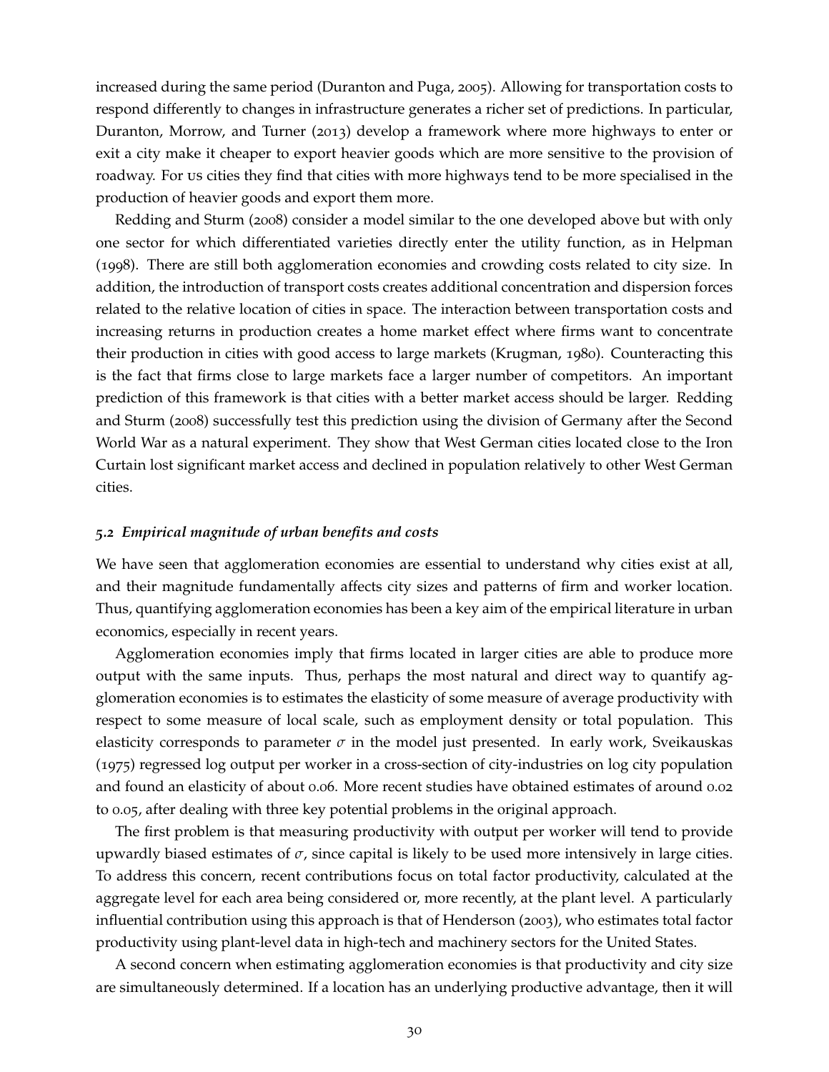increased during the same period (Duranton and Puga, 2005). Allowing for transportation costs to respond differently to changes in infrastructure generates a richer set of predictions. In particular, Duranton, Morrow, and Turner (2013) develop a framework where more highways to enter or exit a city make it cheaper to export heavier goods which are more sensitive to the provision of roadway. For US cities they find that cities with more highways tend to be more specialised in the production of heavier goods and export them more.

Redding and Sturm (2008) consider a model similar to the one developed above but with only one sector for which differentiated varieties directly enter the utility function, as in Helpman (1998). There are still both agglomeration economies and crowding costs related to city size. In addition, the introduction of transport costs creates additional concentration and dispersion forces related to the relative location of cities in space. The interaction between transportation costs and increasing returns in production creates a home market effect where firms want to concentrate their production in cities with good access to large markets (Krugman, 1980). Counteracting this is the fact that firms close to large markets face a larger number of competitors. An important prediction of this framework is that cities with a better market access should be larger. Redding and Sturm (2008) successfully test this prediction using the division of Germany after the Second World War as a natural experiment. They show that West German cities located close to the Iron Curtain lost significant market access and declined in population relatively to other West German cities.

### *5.2 Empirical magnitude of urban benefits and costs*

We have seen that agglomeration economies are essential to understand why cities exist at all, and their magnitude fundamentally affects city sizes and patterns of firm and worker location. Thus, quantifying agglomeration economies has been a key aim of the empirical literature in urban economics, especially in recent years.

Agglomeration economies imply that firms located in larger cities are able to produce more output with the same inputs. Thus, perhaps the most natural and direct way to quantify agglomeration economies is to estimates the elasticity of some measure of average productivity with respect to some measure of local scale, such as employment density or total population. This elasticity corresponds to parameter $\sigma$ in the model just presented. In early work, Sveikauskas (1975) regressed log output per worker in a cross-section of city-industries on log city population and found an elasticity of about 0.06. More recent studies have obtained estimates of around 0.02 to 0.05, after dealing with three key potential problems in the original approach.

The first problem is that measuring productivity with output per worker will tend to provide upwardly biased estimates of $\sigma$, since capital is likely to be used more intensively in large cities. To address this concern, recent contributions focus on total factor productivity, calculated at the aggregate level for each area being considered or, more recently, at the plant level. A particularly influential contribution using this approach is that of Henderson (2003), who estimates total factor productivity using plant-level data in high-tech and machinery sectors for the United States.

A second concern when estimating agglomeration economies is that productivity and city size are simultaneously determined. If a location has an underlying productive advantage, then it will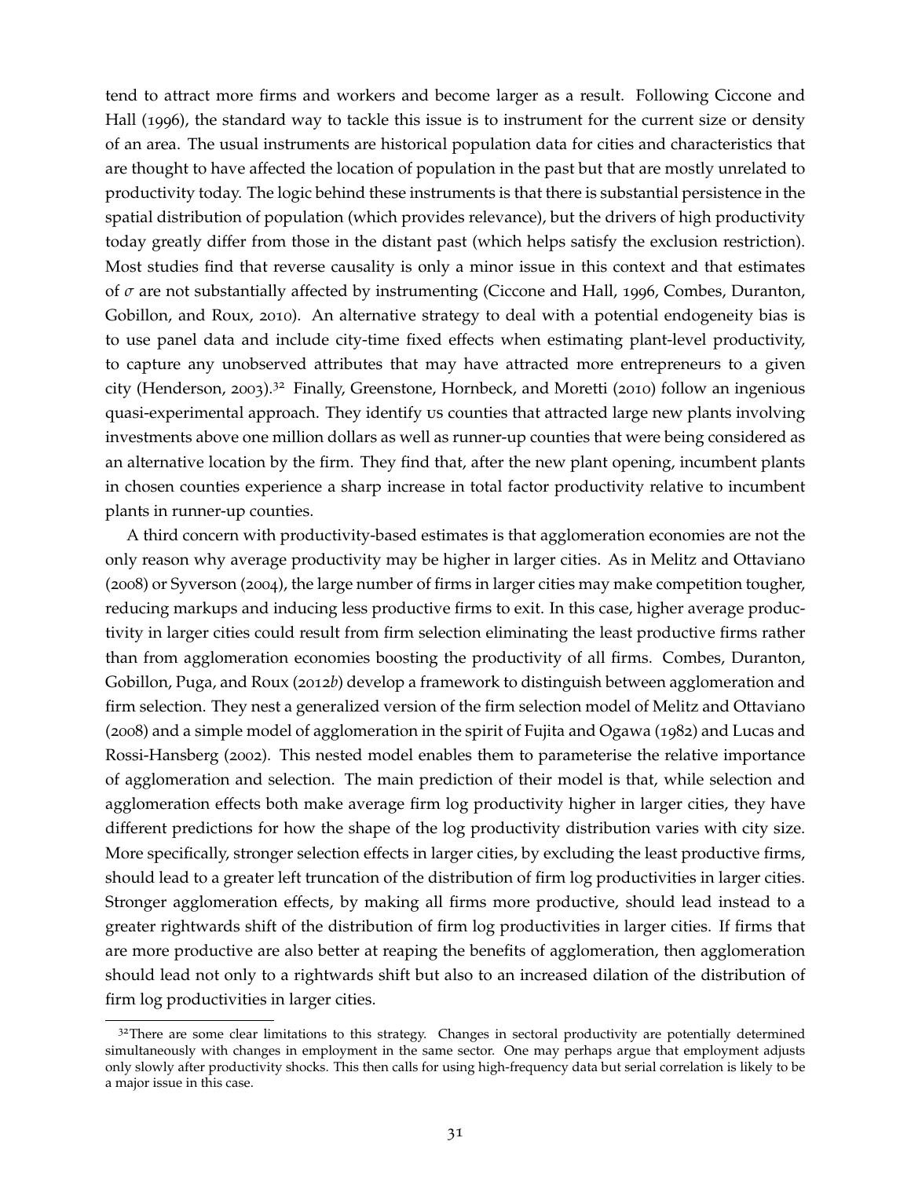tend to attract more firms and workers and become larger as a result. Following Ciccone and Hall (1996), the standard way to tackle this issue is to instrument for the current size or density of an area. The usual instruments are historical population data for cities and characteristics that are thought to have affected the location of population in the past but that are mostly unrelated to productivity today. The logic behind these instruments is that there is substantial persistence in the spatial distribution of population (which provides relevance), but the drivers of high productivity today greatly differ from those in the distant past (which helps satisfy the exclusion restriction). Most studies find that reverse causality is only a minor issue in this context and that estimates of $\sigma$ are not substantially affected by instrumenting (Ciccone and Hall, 1996, Combes, Duranton, Gobillon, and Roux, 2010). An alternative strategy to deal with a potential endogeneity bias is to use panel data and include city-time fixed effects when estimating plant-level productivity, to capture any unobserved attributes that may have attracted more entrepreneurs to a given city (Henderson, 2003).[32] Finally, Greenstone, Hornbeck, and Moretti (2010) follow an ingenious quasi-experimental approach. They identify US counties that attracted large new plants involving investments above one million dollars as well as runner-up counties that were being considered as an alternative location by the firm. They find that, after the new plant opening, incumbent plants in chosen counties experience a sharp increase in total factor productivity relative to incumbent plants in runner-up counties.

A third concern with productivity-based estimates is that agglomeration economies are not the only reason why average productivity may be higher in larger cities. As in Melitz and Ottaviano (2008) or Syverson (2004), the large number of firms in larger cities may make competition tougher, reducing markups and inducing less productive firms to exit. In this case, higher average productivity in larger cities could result from firm selection eliminating the least productive firms rather than from agglomeration economies boosting the productivity of all firms. Combes, Duranton, Gobillon, Puga, and Roux (2012*b*) develop a framework to distinguish between agglomeration and firm selection. They nest a generalized version of the firm selection model of Melitz and Ottaviano (2008) and a simple model of agglomeration in the spirit of Fujita and Ogawa (1982) and Lucas and Rossi-Hansberg (2002). This nested model enables them to parameterise the relative importance of agglomeration and selection. The main prediction of their model is that, while selection and agglomeration effects both make average firm log productivity higher in larger cities, they have different predictions for how the shape of the log productivity distribution varies with city size. More specifically, stronger selection effects in larger cities, by excluding the least productive firms, should lead to a greater left truncation of the distribution of firm log productivities in larger cities. Stronger agglomeration effects, by making all firms more productive, should lead instead to a greater rightwards shift of the distribution of firm log productivities in larger cities. If firms that are more productive are also better at reaping the benefits of agglomeration, then agglomeration should lead not only to a rightwards shift but also to an increased dilation of the distribution of firm log productivities in larger cities.

[32] There are some clear limitations to this strategy. Changes in sectoral productivity are potentially determined simultaneously with changes in employment in the same sector. One may perhaps argue that employment adjusts only slowly after productivity shocks. This then calls for using high-frequency data but serial correlation is likely to be a major issue in this case.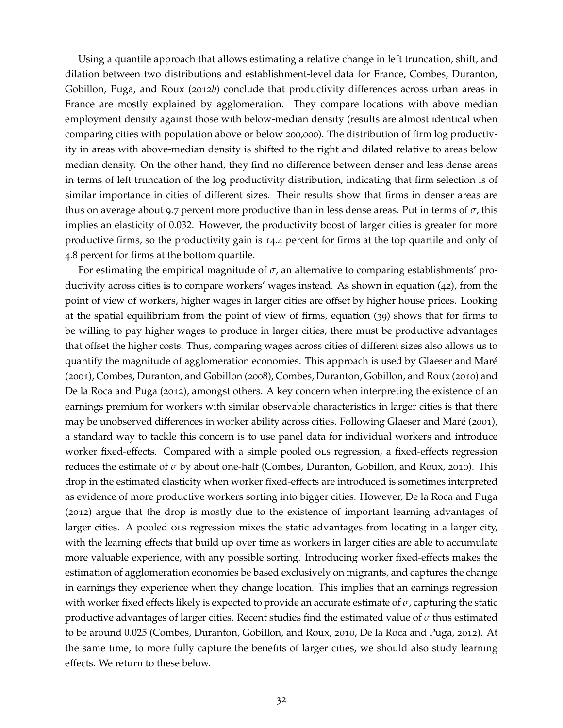Using a quantile approach that allows estimating a relative change in left truncation, shift, and dilation between two distributions and establishment-level data for France, Combes, Duranton, Gobillon, Puga, and Roux (2012*b*) conclude that productivity differences across urban areas in France are mostly explained by agglomeration. They compare locations with above median employment density against those with below-median density (results are almost identical when comparing cities with population above or below 200,000). The distribution of firm log productivity in areas with above-median density is shifted to the right and dilated relative to areas below median density. On the other hand, they find no difference between denser and less dense areas in terms of left truncation of the log productivity distribution, indicating that firm selection is of similar importance in cities of different sizes. Their results show that firms in denser areas are thus on average about 9.7 percent more productive than in less dense areas. Put in terms of $\sigma$, this implies an elasticity of 0.032. However, the productivity boost of larger cities is greater for more productive firms, so the productivity gain is 14.4 percent for firms at the top quartile and only of 4.8 percent for firms at the bottom quartile.

For estimating the empirical magnitude of $\sigma$, an alternative to comparing establishments' productivity across cities is to compare workers' wages instead. As shown in equation (42), from the point of view of workers, higher wages in larger cities are offset by higher house prices. Looking at the spatial equilibrium from the point of view of firms, equation (39) shows that for firms to be willing to pay higher wages to produce in larger cities, there must be productive advantages that offset the higher costs. Thus, comparing wages across cities of different sizes also allows us to quantify the magnitude of agglomeration economies. This approach is used by Glaeser and Maré (2001), Combes, Duranton, and Gobillon (2008), Combes, Duranton, Gobillon, and Roux (2010) and De la Roca and Puga (2012), amongst others. A key concern when interpreting the existence of an earnings premium for workers with similar observable characteristics in larger cities is that there may be unobserved differences in worker ability across cities. Following Glaeser and Maré (2001), a standard way to tackle this concern is to use panel data for individual workers and introduce worker fixed-effects. Compared with a simple pooled OLS regression, a fixed-effects regression reduces the estimate of $\sigma$ by about one-half (Combes, Duranton, Gobillon, and Roux, 2010). This drop in the estimated elasticity when worker fixed-effects are introduced is sometimes interpreted as evidence of more productive workers sorting into bigger cities. However, De la Roca and Puga (2012) argue that the drop is mostly due to the existence of important learning advantages of larger cities. A pooled OLS regression mixes the static advantages from locating in a larger city, with the learning effects that build up over time as workers in larger cities are able to accumulate more valuable experience, with any possible sorting. Introducing worker fixed-effects makes the estimation of agglomeration economies be based exclusively on migrants, and captures the change in earnings they experience when they change location. This implies that an earnings regression with worker fixed effects likely is expected to provide an accurate estimate of $\sigma$, capturing the static productive advantages of larger cities. Recent studies find the estimated value of $\sigma$ thus estimated to be around 0.025 (Combes, Duranton, Gobillon, and Roux, 2010, De la Roca and Puga, 2012). At the same time, to more fully capture the benefits of larger cities, we should also study learning effects. We return to these below.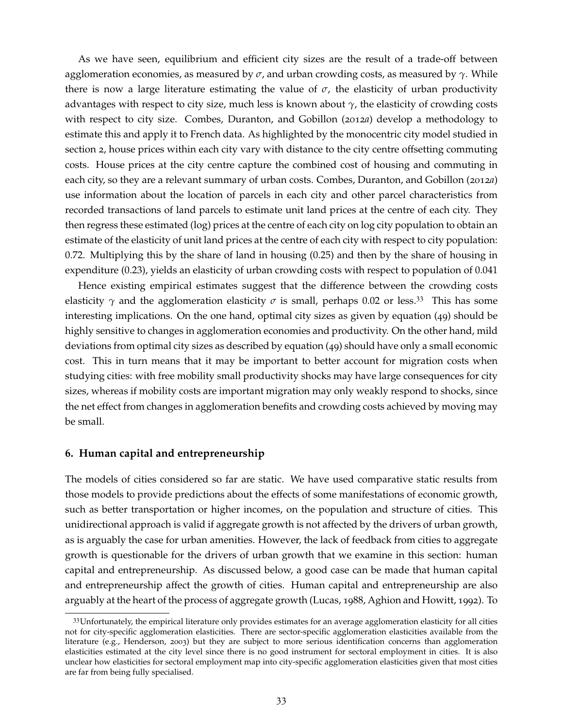As we have seen, equilibrium and efficient city sizes are the result of a trade-off between agglomeration economies, as measured by $\sigma$, and urban crowding costs, as measured by $\gamma$. While there is now a large literature estimating the value of $\sigma$, the elasticity of urban productivity advantages with respect to city size, much less is known about $\gamma$, the elasticity of crowding costs with respect to city size. Combes, Duranton, and Gobillon (2012*a*) develop a methodology to estimate this and apply it to French data. As highlighted by the monocentric city model studied in section 2, house prices within each city vary with distance to the city centre offsetting commuting costs. House prices at the city centre capture the combined cost of housing and commuting in each city, so they are a relevant summary of urban costs. Combes, Duranton, and Gobillon (2012*a*) use information about the location of parcels in each city and other parcel characteristics from recorded transactions of land parcels to estimate unit land prices at the centre of each city. They then regress these estimated (log) prices at the centre of each city on log city population to obtain an estimate of the elasticity of unit land prices at the centre of each city with respect to city population: 0.72. Multiplying this by the share of land in housing (0.25) and then by the share of housing in expenditure (0.23), yields an elasticity of urban crowding costs with respect to population of 0.041

Hence existing empirical estimates suggest that the difference between the crowding costs elasticity $\gamma$ and the agglomeration elasticity $\sigma$ is small, perhaps 0.02 or less.[33] This has some interesting implications. On the one hand, optimal city sizes as given by equation (49) should be highly sensitive to changes in agglomeration economies and productivity. On the other hand, mild deviations from optimal city sizes as described by equation (49) should have only a small economic cost. This in turn means that it may be important to better account for migration costs when studying cities: with free mobility small productivity shocks may have large consequences for city sizes, whereas if mobility costs are important migration may only weakly respond to shocks, since the net effect from changes in agglomeration benefits and crowding costs achieved by moving may be small.

## 6. Human capital and entrepreneurship

The models of cities considered so far are static. We have used comparative static results from those models to provide predictions about the effects of some manifestations of economic growth, such as better transportation or higher incomes, on the population and structure of cities. This unidirectional approach is valid if aggregate growth is not affected by the drivers of urban growth, as is arguably the case for urban amenities. However, the lack of feedback from cities to aggregate growth is questionable for the drivers of urban growth that we examine in this section: human capital and entrepreneurship. As discussed below, a good case can be made that human capital and entrepreneurship affect the growth of cities. Human capital and entrepreneurship are also arguably at the heart of the process of aggregate growth (Lucas, 1988, Aghion and Howitt, 1992). To

[33] Unfortunately, the empirical literature only provides estimates for an average agglomeration elasticity for all cities not for city-specific agglomeration elasticities. There are sector-specific agglomeration elasticities available from the literature (e.g., Henderson, 2003) but they are subject to more serious identification concerns than agglomeration elasticities estimated at the city level since there is no good instrument for sectoral employment in cities. It is also unclear how elasticities for sectoral employment map into city-specific agglomeration elasticities given that most cities are far from being fully specialised.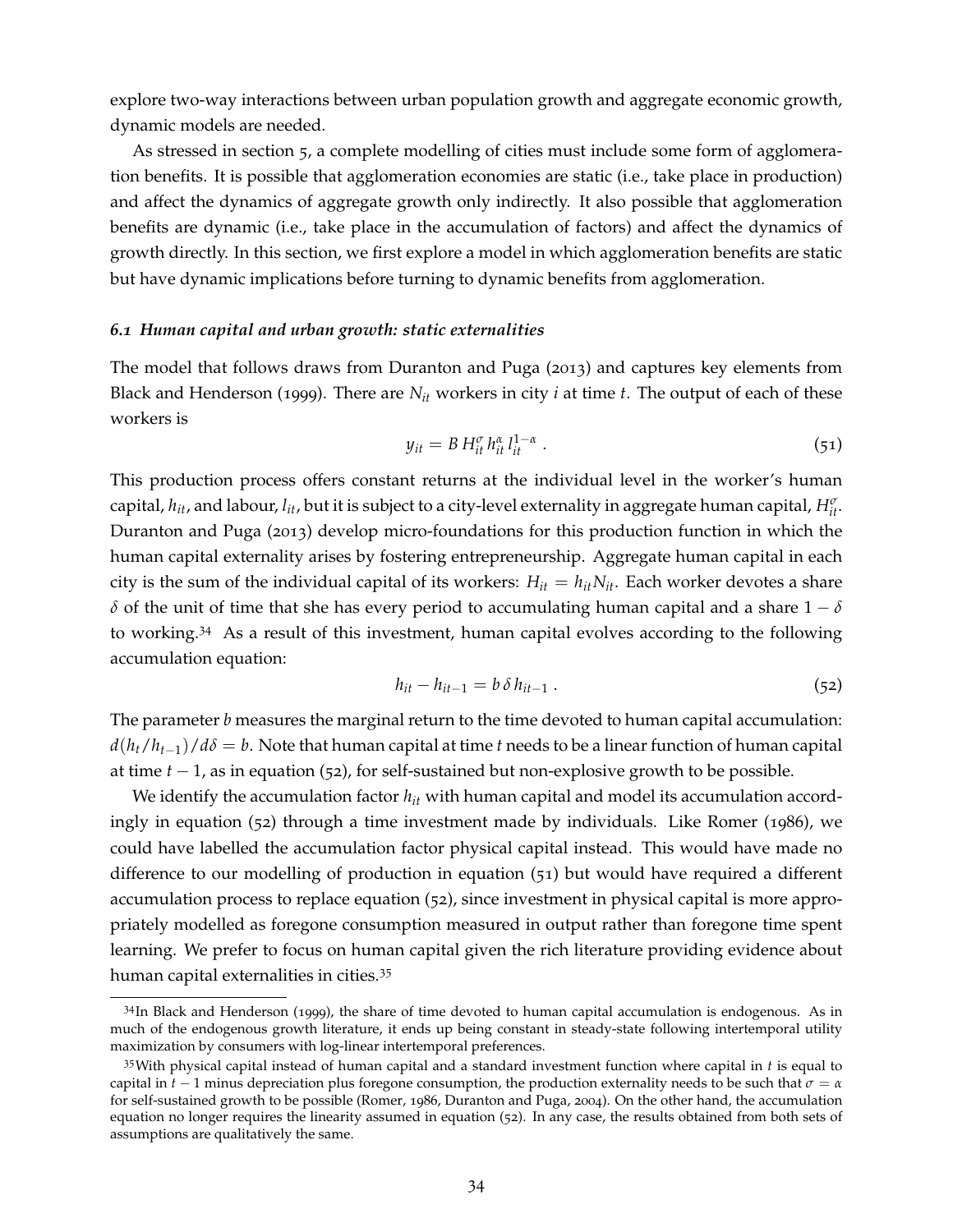explore two-way interactions between urban population growth and aggregate economic growth, dynamic models are needed.

As stressed in section 5, a complete modelling of cities must include some form of agglomeration benefits. It is possible that agglomeration economies are static (i.e., take place in production) and affect the dynamics of aggregate growth only indirectly. It also possible that agglomeration benefits are dynamic (i.e., take place in the accumulation of factors) and affect the dynamics of growth directly. In this section, we first explore a model in which agglomeration benefits are static but have dynamic implications before turning to dynamic benefits from agglomeration.

### *6.1 Human capital and urban growth: static externalities*

The model that follows draws from Duranton and Puga (2013) and captures key elements from Black and Henderson (1999). There are $N_{it}$ workers in city $i$ at time $t$. The output of each of these workers is

$$y_{it} = B\, H_{it}^{\sigma}\, h_{it}^{\alpha}\, l_{it}^{1-\alpha}\ . \tag{51}$$

This production process offers constant returns at the individual level in the worker's human capital, $h_{it}$, and labour, $l_{it}$, but it is subject to a city-level externality in aggregate human capital, $H_{it}^{\sigma}$. Duranton and Puga (2013) develop micro-foundations for this production function in which the human capital externality arises by fostering entrepreneurship. Aggregate human capital in each city is the sum of the individual capital of its workers: $H_{it} = h_{it}N_{it}$. Each worker devotes a share $\delta$ of the unit of time that she has every period to accumulating human capital and a share $1 - \delta$ to working.[34] As a result of this investment, human capital evolves according to the following accumulation equation:

$$h_{it} - h_{it-1} = b\, \delta\, h_{it-1}\ . \tag{52}$$

The parameter $b$ measures the marginal return to the time devoted to human capital accumulation: $d(h_t/h_{t-1})/d\delta = b$. Note that human capital at time $t$ needs to be a linear function of human capital at time $t-1$, as in equation (52), for self-sustained but non-explosive growth to be possible.

We identify the accumulation factor $h_{it}$ with human capital and model its accumulation accordingly in equation (52) through a time investment made by individuals. Like Romer (1986), we could have labelled the accumulation factor physical capital instead. This would have made no difference to our modelling of production in equation (51) but would have required a different accumulation process to replace equation (52), since investment in physical capital is more appropriately modelled as foregone consumption measured in output rather than foregone time spent learning. We prefer to focus on human capital given the rich literature providing evidence about human capital externalities in cities.[35]

[34] In Black and Henderson (1999), the share of time devoted to human capital accumulation is endogenous. As in much of the endogenous growth literature, it ends up being constant in steady-state following intertemporal utility maximization by consumers with log-linear intertemporal preferences.

[35] With physical capital instead of human capital and a standard investment function where capital in $t$ is equal to capital in $t-1$ minus depreciation plus foregone consumption, the production externality needs to be such that $\sigma = \alpha$ for self-sustained growth to be possible (Romer, 1986, Duranton and Puga, 2004). On the other hand, the accumulation equation no longer requires the linearity assumed in equation (52). In any case, the results obtained from both sets of assumptions are qualitatively the same.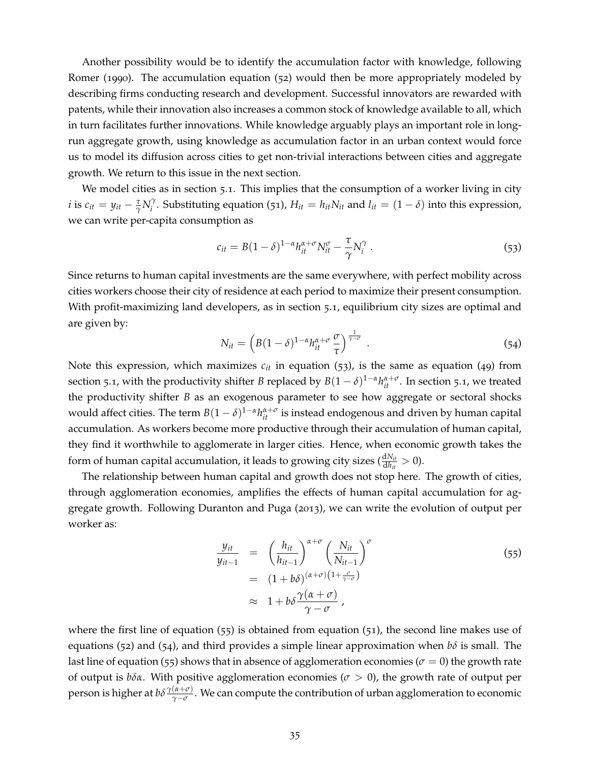Another possibility would be to identify the accumulation factor with knowledge, following Romer (1990). The accumulation equation (52) would then be more appropriately modeled by describing firms conducting research and development. Successful innovators are rewarded with patents, while their innovation also increases a common stock of knowledge available to all, which in turn facilitates further innovations. While knowledge arguably plays an important role in long-run aggregate growth, using knowledge as accumulation factor in an urban context would force us to model its diffusion across cities to get non-trivial interactions between cities and aggregate growth. We return to this issue in the next section.

We model cities as in section 5.1. This implies that the consumption of a worker living in city $i$ is $c_{it} = y_{it} - \frac{\tau}{\gamma} N_i^{\gamma}$. Substituting equation (51), $H_{it} = h_{it} N_{it}$ and $l_{it} = (1-\delta)$ into this expression, we can write per-capita consumption as

$$c_{it} = B(1-\delta)^{1-\alpha} h_{it}^{\alpha+\sigma} N_{it}^{\sigma} - \frac{\tau}{\gamma} N_i^{\gamma} \,. \tag{53}$$

Since returns to human capital investments are the same everywhere, with perfect mobility across cities workers choose their city of residence at each period to maximize their present consumption. With profit-maximizing land developers, as in section 5.1, equilibrium city sizes are optimal and are given by:

$$N_{it} = \left( B(1-\delta)^{1-\alpha} h_{it}^{\alpha+\sigma} \frac{\sigma}{\tau} \right)^{\frac{1}{\gamma-\sigma}} \,. \tag{54}$$

Note this expression, which maximizes $c_{it}$ in equation (53), is the same as equation (49) from section 5.1, with the productivity shifter $B$ replaced by $B(1-\delta)^{1-\alpha} h_{it}^{\alpha+\sigma}$. In section 5.1, we treated the productivity shifter $B$ as an exogenous parameter to see how aggregate or sectoral shocks would affect cities. The term $B(1-\delta)^{1-\alpha} h_{it}^{\alpha+\sigma}$ is instead endogenous and driven by human capital accumulation. As workers become more productive through their accumulation of human capital, they find it worthwhile to agglomerate in larger cities. Hence, when economic growth takes the form of human capital accumulation, it leads to growing city sizes ($\frac{\mathrm{d}N_{it}}{\mathrm{d}h_{it}} > 0$).

The relationship between human capital and growth does not stop here. The growth of cities, through agglomeration economies, amplifies the effects of human capital accumulation for aggregate growth. Following Duranton and Puga (2013), we can write the evolution of output per worker as:

$$\begin{aligned} \frac{y_{it}}{y_{it-1}} &= \left(\frac{h_{it}}{h_{it-1}}\right)^{\alpha+\sigma} \left(\frac{N_{it}}{N_{it-1}}\right)^{\sigma} \\ &= (1+b\delta)^{(\alpha+\sigma)\left(1+\frac{\sigma}{\gamma-\sigma}\right)} \\ &\approx 1 + b\delta \frac{\gamma(\alpha+\sigma)}{\gamma-\sigma} \,, \end{aligned} \tag{55}$$

where the first line of equation (55) is obtained from equation (51), the second line makes use of equations (52) and (54), and third provides a simple linear approximation when $b\delta$ is small. The last line of equation (55) shows that in absence of agglomeration economies ($\sigma = 0$) the growth rate of output is $b\delta\alpha$. With positive agglomeration economies ($\sigma > 0$), the growth rate of output per person is higher at $b\delta\frac{\gamma(\alpha+\sigma)}{\gamma-\sigma}$. We can compute the contribution of urban agglomeration to economic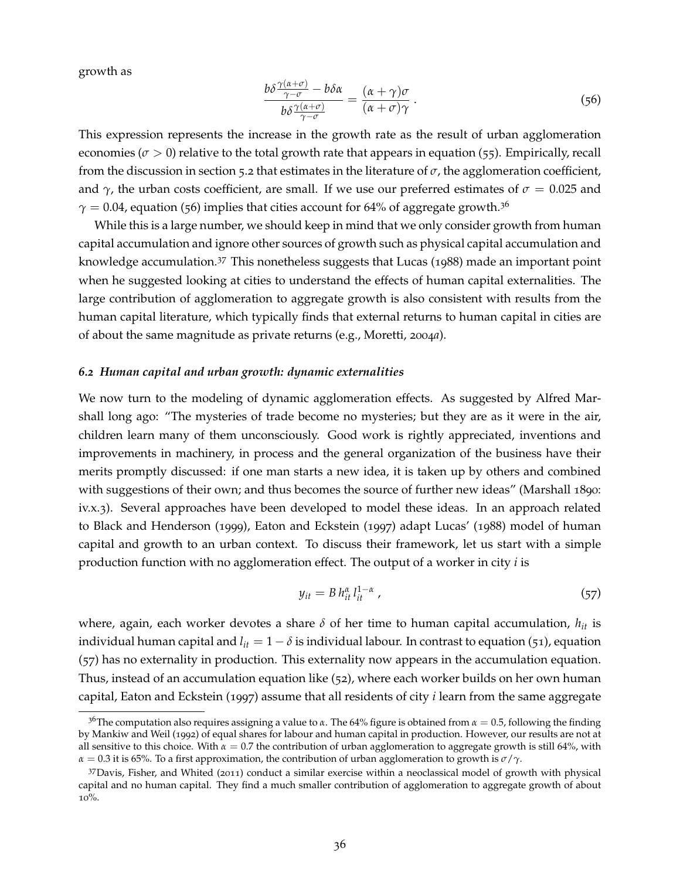growth as

$$\frac{b\delta\frac{\gamma(\alpha+\sigma)}{\gamma-\sigma} - b\delta\alpha}{b\delta\frac{\gamma(\alpha+\sigma)}{\gamma-\sigma}} = \frac{(\alpha+\gamma)\sigma}{(\alpha+\sigma)\gamma} \,. \tag{56}$$

This expression represents the increase in the growth rate as the result of urban agglomeration economies ($\sigma > 0$) relative to the total growth rate that appears in equation (55). Empirically, recall from the discussion in section 5.2 that estimates in the literature of $\sigma$, the agglomeration coefficient, and $\gamma$, the urban costs coefficient, are small. If we use our preferred estimates of $\sigma = 0.025$ and $\gamma = 0.04$, equation (56) implies that cities account for 64% of aggregate growth.[36]

While this is a large number, we should keep in mind that we only consider growth from human capital accumulation and ignore other sources of growth such as physical capital accumulation and knowledge accumulation.[37] This nonetheless suggests that Lucas (1988) made an important point when he suggested looking at cities to understand the effects of human capital externalities. The large contribution of agglomeration to aggregate growth is also consistent with results from the human capital literature, which typically finds that external returns to human capital in cities are of about the same magnitude as private returns (e.g., Moretti, 2004*a*).

### *6.2 Human capital and urban growth: dynamic externalities*

We now turn to the modeling of dynamic agglomeration effects. As suggested by Alfred Marshall long ago: "The mysteries of trade become no mysteries; but they are as it were in the air, children learn many of them unconsciously. Good work is rightly appreciated, inventions and improvements in machinery, in process and the general organization of the business have their merits promptly discussed: if one man starts a new idea, it is taken up by others and combined with suggestions of their own; and thus becomes the source of further new ideas" (Marshall 1890: iv.x.3). Several approaches have been developed to model these ideas. In an approach related to Black and Henderson (1999), Eaton and Eckstein (1997) adapt Lucas' (1988) model of human capital and growth to an urban context. To discuss their framework, let us start with a simple production function with no agglomeration effect. The output of a worker in city $i$ is

$$y_{it} = B\, h_{it}^{\alpha}\, l_{it}^{1-\alpha} \,, \tag{57}$$

where, again, each worker devotes a share $\delta$ of her time to human capital accumulation, $h_{it}$ is individual human capital and $l_{it} = 1 - \delta$ is individual labour. In contrast to equation (51), equation (57) has no externality in production. This externality now appears in the accumulation equation. Thus, instead of an accumulation equation like (52), where each worker builds on her own human capital, Eaton and Eckstein (1997) assume that all residents of city $i$ learn from the same aggregate

[36] The computation also requires assigning a value to $\alpha$. The 64% figure is obtained from $\alpha = 0.5$, following the finding by Mankiw and Weil (1992) of equal shares for labour and human capital in production. However, our results are not at all sensitive to this choice. With $\alpha = 0.7$ the contribution of urban agglomeration to aggregate growth is still 64%, with $\alpha = 0.3$ it is 65%. To a first approximation, the contribution of urban agglomeration to growth is $\sigma/\gamma$.

[37] Davis, Fisher, and Whited (2011) conduct a similar exercise within a neoclassical model of growth with physical capital and no human capital. They find a much smaller contribution of agglomeration to aggregate growth of about 10%.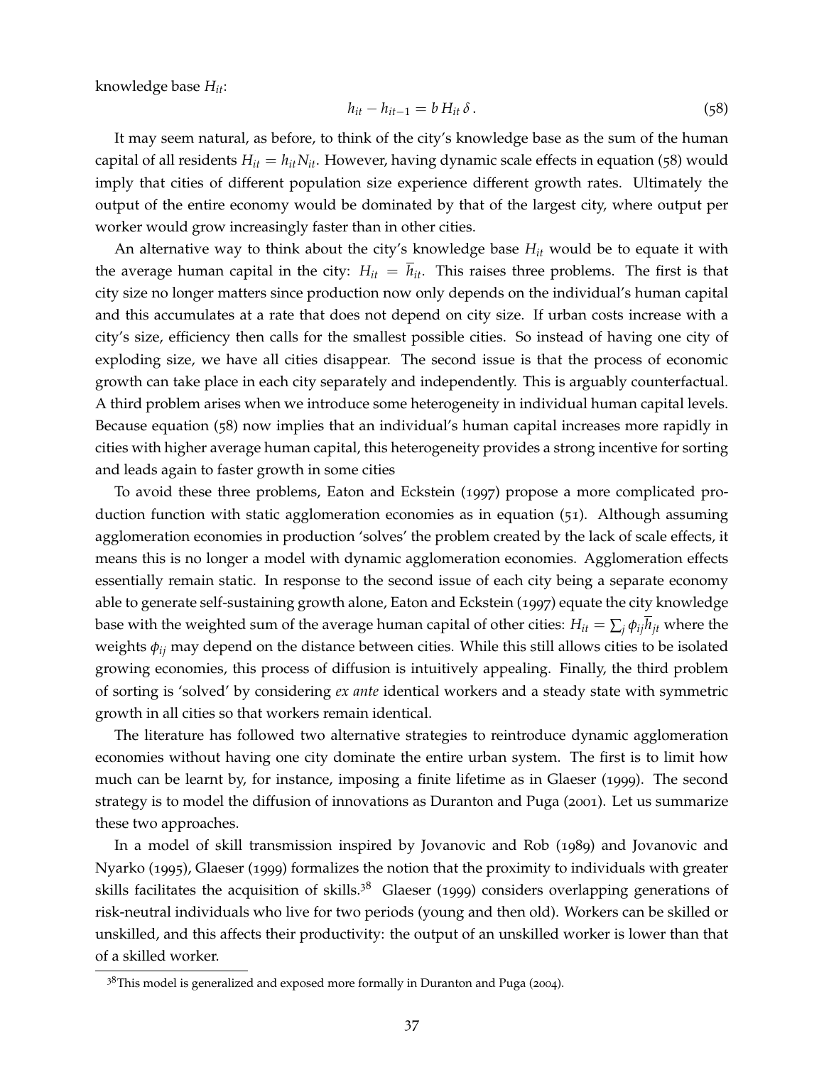knowledge base $H_{it}$:

$$h_{it} - h_{it-1} = b\, H_{it}\, \delta\,. \tag{58}$$

It may seem natural, as before, to think of the city's knowledge base as the sum of the human capital of all residents $H_{it} = h_{it} N_{it}$. However, having dynamic scale effects in equation (58) would imply that cities of different population size experience different growth rates. Ultimately the output of the entire economy would be dominated by that of the largest city, where output per worker would grow increasingly faster than in other cities.

An alternative way to think about the city's knowledge base $H_{it}$ would be to equate it with the average human capital in the city: $H_{it} = \overline{h}_{it}$. This raises three problems. The first is that city size no longer matters since production now only depends on the individual's human capital and this accumulates at a rate that does not depend on city size. If urban costs increase with a city's size, efficiency then calls for the smallest possible cities. So instead of having one city of exploding size, we have all cities disappear. The second issue is that the process of economic growth can take place in each city separately and independently. This is arguably counterfactual. A third problem arises when we introduce some heterogeneity in individual human capital levels. Because equation (58) now implies that an individual's human capital increases more rapidly in cities with higher average human capital, this heterogeneity provides a strong incentive for sorting and leads again to faster growth in some cities

To avoid these three problems, Eaton and Eckstein (1997) propose a more complicated production function with static agglomeration economies as in equation (51). Although assuming agglomeration economies in production 'solves' the problem created by the lack of scale effects, it means this is no longer a model with dynamic agglomeration economies. Agglomeration effects essentially remain static. In response to the second issue of each city being a separate economy able to generate self-sustaining growth alone, Eaton and Eckstein (1997) equate the city knowledge base with the weighted sum of the average human capital of other cities: $H_{it} = \sum_j \phi_{ij} \overline{h}_{jt}$ where the weights $\phi_{ij}$ may depend on the distance between cities. While this still allows cities to be isolated growing economies, this process of diffusion is intuitively appealing. Finally, the third problem of sorting is 'solved' by considering *ex ante* identical workers and a steady state with symmetric growth in all cities so that workers remain identical.

The literature has followed two alternative strategies to reintroduce dynamic agglomeration economies without having one city dominate the entire urban system. The first is to limit how much can be learnt by, for instance, imposing a finite lifetime as in Glaeser (1999). The second strategy is to model the diffusion of innovations as Duranton and Puga (2001). Let us summarize these two approaches.

In a model of skill transmission inspired by Jovanovic and Rob (1989) and Jovanovic and Nyarko (1995), Glaeser (1999) formalizes the notion that the proximity to individuals with greater skills facilitates the acquisition of skills.[38] Glaeser (1999) considers overlapping generations of risk-neutral individuals who live for two periods (young and then old). Workers can be skilled or unskilled, and this affects their productivity: the output of an unskilled worker is lower than that of a skilled worker.

[38] This model is generalized and exposed more formally in Duranton and Puga (2004).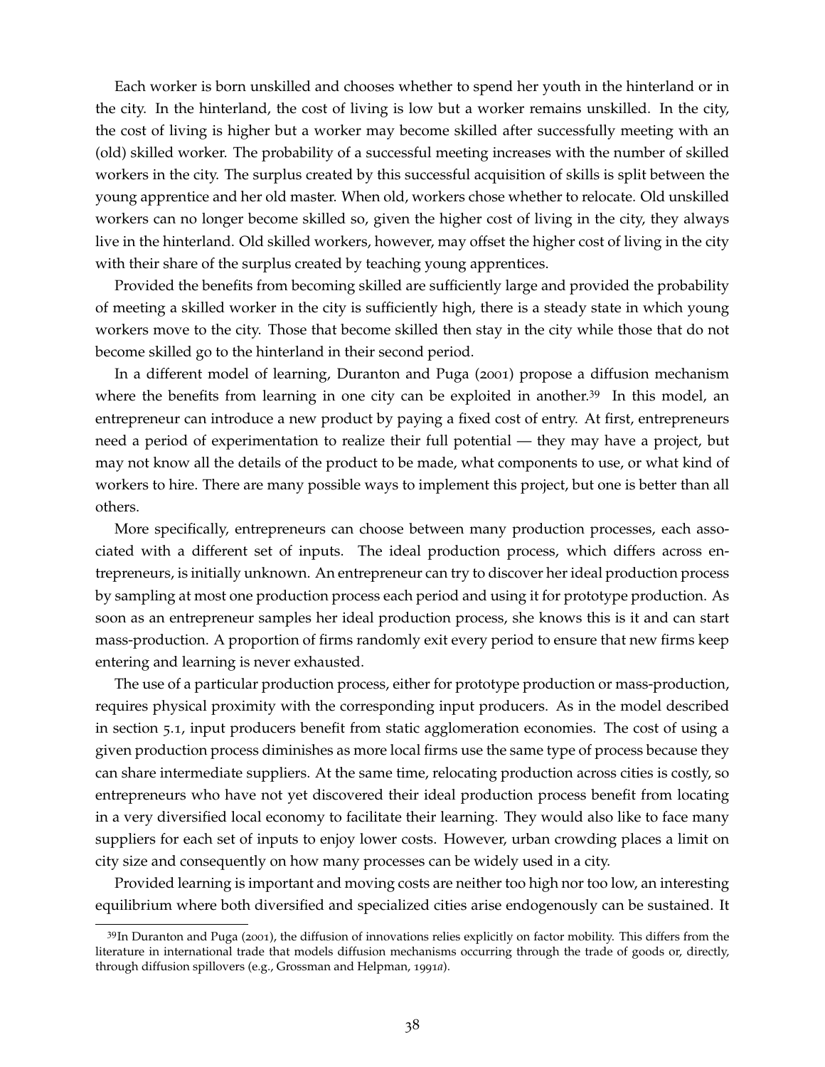Each worker is born unskilled and chooses whether to spend her youth in the hinterland or in the city. In the hinterland, the cost of living is low but a worker remains unskilled. In the city, the cost of living is higher but a worker may become skilled after successfully meeting with an (old) skilled worker. The probability of a successful meeting increases with the number of skilled workers in the city. The surplus created by this successful acquisition of skills is split between the young apprentice and her old master. When old, workers chose whether to relocate. Old unskilled workers can no longer become skilled so, given the higher cost of living in the city, they always live in the hinterland. Old skilled workers, however, may offset the higher cost of living in the city with their share of the surplus created by teaching young apprentices.

Provided the benefits from becoming skilled are sufficiently large and provided the probability of meeting a skilled worker in the city is sufficiently high, there is a steady state in which young workers move to the city. Those that become skilled then stay in the city while those that do not become skilled go to the hinterland in their second period.

In a different model of learning, Duranton and Puga (2001) propose a diffusion mechanism where the benefits from learning in one city can be exploited in another.[39] In this model, an entrepreneur can introduce a new product by paying a fixed cost of entry. At first, entrepreneurs need a period of experimentation to realize their full potential — they may have a project, but may not know all the details of the product to be made, what components to use, or what kind of workers to hire. There are many possible ways to implement this project, but one is better than all others.

More specifically, entrepreneurs can choose between many production processes, each associated with a different set of inputs. The ideal production process, which differs across entrepreneurs, is initially unknown. An entrepreneur can try to discover her ideal production process by sampling at most one production process each period and using it for prototype production. As soon as an entrepreneur samples her ideal production process, she knows this is it and can start mass-production. A proportion of firms randomly exit every period to ensure that new firms keep entering and learning is never exhausted.

The use of a particular production process, either for prototype production or mass-production, requires physical proximity with the corresponding input producers. As in the model described in section 5.1, input producers benefit from static agglomeration economies. The cost of using a given production process diminishes as more local firms use the same type of process because they can share intermediate suppliers. At the same time, relocating production across cities is costly, so entrepreneurs who have not yet discovered their ideal production process benefit from locating in a very diversified local economy to facilitate their learning. They would also like to face many suppliers for each set of inputs to enjoy lower costs. However, urban crowding places a limit on city size and consequently on how many processes can be widely used in a city.

Provided learning is important and moving costs are neither too high nor too low, an interesting equilibrium where both diversified and specialized cities arise endogenously can be sustained. It

[39] In Duranton and Puga (2001), the diffusion of innovations relies explicitly on factor mobility. This differs from the literature in international trade that models diffusion mechanisms occurring through the trade of goods or, directly, through diffusion spillovers (e.g., Grossman and Helpman, 1991*a*).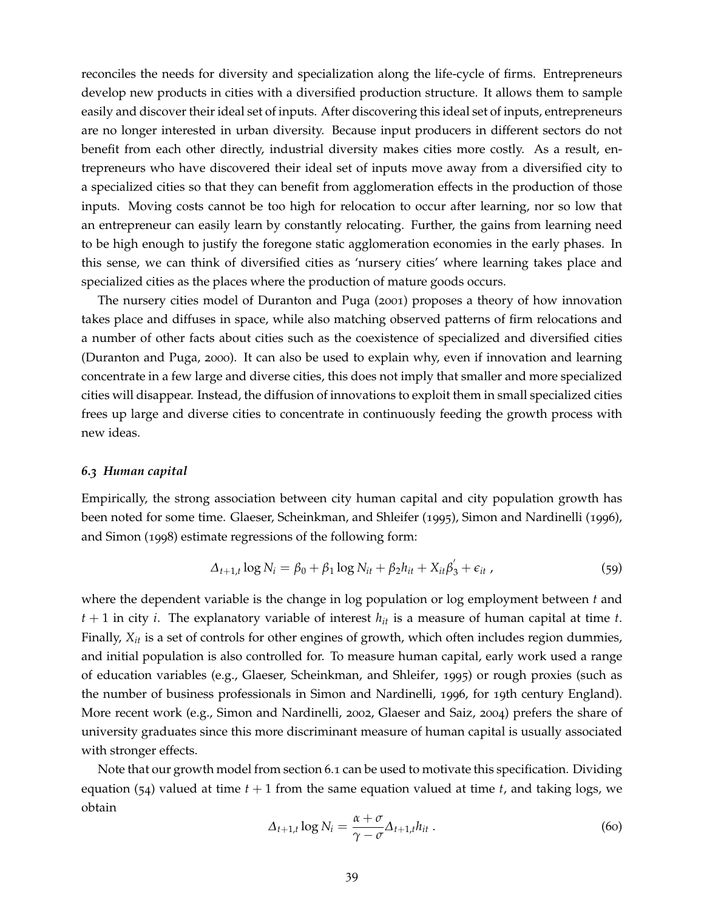reconciles the needs for diversity and specialization along the life-cycle of firms. Entrepreneurs develop new products in cities with a diversified production structure. It allows them to sample easily and discover their ideal set of inputs. After discovering this ideal set of inputs, entrepreneurs are no longer interested in urban diversity. Because input producers in different sectors do not benefit from each other directly, industrial diversity makes cities more costly. As a result, entrepreneurs who have discovered their ideal set of inputs move away from a diversified city to a specialized cities so that they can benefit from agglomeration effects in the production of those inputs. Moving costs cannot be too high for relocation to occur after learning, nor so low that an entrepreneur can easily learn by constantly relocating. Further, the gains from learning need to be high enough to justify the foregone static agglomeration economies in the early phases. In this sense, we can think of diversified cities as 'nursery cities' where learning takes place and specialized cities as the places where the production of mature goods occurs.

The nursery cities model of Duranton and Puga (2001) proposes a theory of how innovation takes place and diffuses in space, while also matching observed patterns of firm relocations and a number of other facts about cities such as the coexistence of specialized and diversified cities (Duranton and Puga, 2000). It can also be used to explain why, even if innovation and learning concentrate in a few large and diverse cities, this does not imply that smaller and more specialized cities will disappear. Instead, the diffusion of innovations to exploit them in small specialized cities frees up large and diverse cities to concentrate in continuously feeding the growth process with new ideas.

### *6.3 Human capital*

Empirically, the strong association between city human capital and city population growth has been noted for some time. Glaeser, Scheinkman, and Shleifer (1995), Simon and Nardinelli (1996), and Simon (1998) estimate regressions of the following form:

$$\Delta_{t+1,t} \log N_i = \beta_0 + \beta_1 \log N_{it} + \beta_2 h_{it} + X_{it}\beta_3^{'} + \epsilon_{it} \,, \tag{59}$$

where the dependent variable is the change in log population or log employment between $t$ and $t+1$ in city $i$. The explanatory variable of interest $h_{it}$ is a measure of human capital at time $t$. Finally, $X_{it}$ is a set of controls for other engines of growth, which often includes region dummies, and initial population is also controlled for. To measure human capital, early work used a range of education variables (e.g., Glaeser, Scheinkman, and Shleifer, 1995) or rough proxies (such as the number of business professionals in Simon and Nardinelli, 1996, for 19th century England). More recent work (e.g., Simon and Nardinelli, 2002, Glaeser and Saiz, 2004) prefers the share of university graduates since this more discriminant measure of human capital is usually associated with stronger effects.

Note that our growth model from section 6.1 can be used to motivate this specification. Dividing equation (54) valued at time $t+1$ from the same equation valued at time $t$, and taking logs, we obtain

$$\Delta_{t+1,t} \log N_i = \frac{\alpha + \sigma}{\gamma - \sigma} \Delta_{t+1,t} h_{it} \,. \tag{60}$$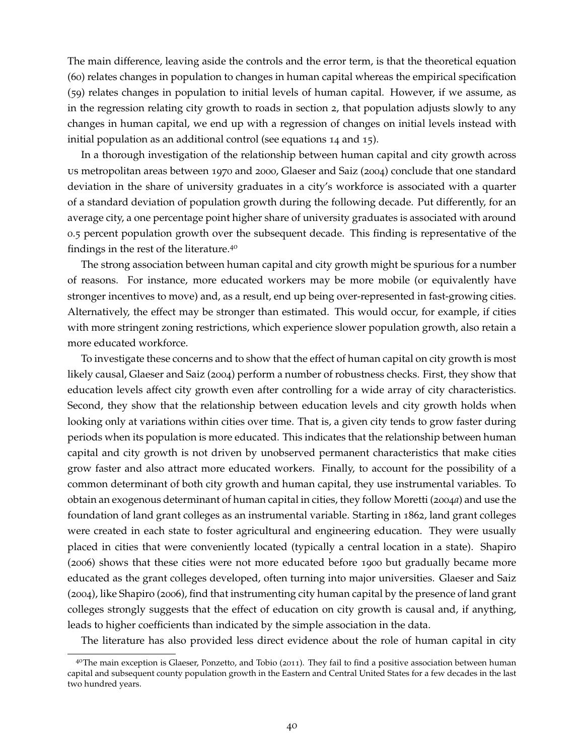The main difference, leaving aside the controls and the error term, is that the theoretical equation (60) relates changes in population to changes in human capital whereas the empirical specification (59) relates changes in population to initial levels of human capital. However, if we assume, as in the regression relating city growth to roads in section 2, that population adjusts slowly to any changes in human capital, we end up with a regression of changes on initial levels instead with initial population as an additional control (see equations 14 and 15).

In a thorough investigation of the relationship between human capital and city growth across US metropolitan areas between 1970 and 2000, Glaeser and Saiz (2004) conclude that one standard deviation in the share of university graduates in a city's workforce is associated with a quarter of a standard deviation of population growth during the following decade. Put differently, for an average city, a one percentage point higher share of university graduates is associated with around 0.5 percent population growth over the subsequent decade. This finding is representative of the findings in the rest of the literature.[40]

The strong association between human capital and city growth might be spurious for a number of reasons. For instance, more educated workers may be more mobile (or equivalently have stronger incentives to move) and, as a result, end up being over-represented in fast-growing cities. Alternatively, the effect may be stronger than estimated. This would occur, for example, if cities with more stringent zoning restrictions, which experience slower population growth, also retain a more educated workforce.

To investigate these concerns and to show that the effect of human capital on city growth is most likely causal, Glaeser and Saiz (2004) perform a number of robustness checks. First, they show that education levels affect city growth even after controlling for a wide array of city characteristics. Second, they show that the relationship between education levels and city growth holds when looking only at variations within cities over time. That is, a given city tends to grow faster during periods when its population is more educated. This indicates that the relationship between human capital and city growth is not driven by unobserved permanent characteristics that make cities grow faster and also attract more educated workers. Finally, to account for the possibility of a common determinant of both city growth and human capital, they use instrumental variables. To obtain an exogenous determinant of human capital in cities, they follow Moretti (2004*a*) and use the foundation of land grant colleges as an instrumental variable. Starting in 1862, land grant colleges were created in each state to foster agricultural and engineering education. They were usually placed in cities that were conveniently located (typically a central location in a state). Shapiro (2006) shows that these cities were not more educated before 1900 but gradually became more educated as the grant colleges developed, often turning into major universities. Glaeser and Saiz (2004), like Shapiro (2006), find that instrumenting city human capital by the presence of land grant colleges strongly suggests that the effect of education on city growth is causal and, if anything, leads to higher coefficients than indicated by the simple association in the data.

The literature has also provided less direct evidence about the role of human capital in city

[40] The main exception is Glaeser, Ponzetto, and Tobio (2011). They fail to find a positive association between human capital and subsequent county population growth in the Eastern and Central United States for a few decades in the last two hundred years.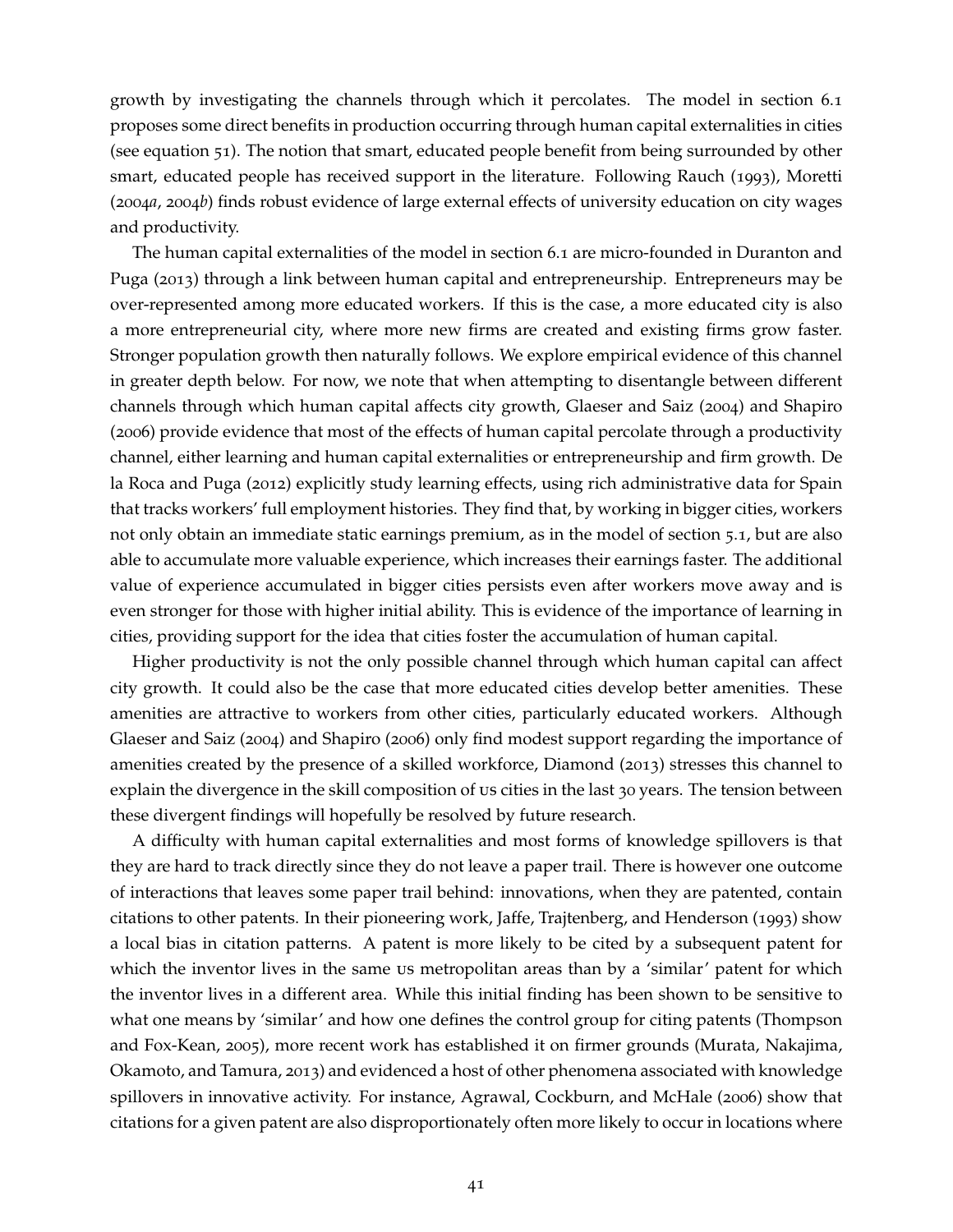growth by investigating the channels through which it percolates. The model in section 6.1 proposes some direct benefits in production occurring through human capital externalities in cities (see equation 51). The notion that smart, educated people benefit from being surrounded by other smart, educated people has received support in the literature. Following Rauch (1993), Moretti (2004*a*, 2004*b*) finds robust evidence of large external effects of university education on city wages and productivity.

The human capital externalities of the model in section 6.1 are micro-founded in Duranton and Puga (2013) through a link between human capital and entrepreneurship. Entrepreneurs may be over-represented among more educated workers. If this is the case, a more educated city is also a more entrepreneurial city, where more new firms are created and existing firms grow faster. Stronger population growth then naturally follows. We explore empirical evidence of this channel in greater depth below. For now, we note that when attempting to disentangle between different channels through which human capital affects city growth, Glaeser and Saiz (2004) and Shapiro (2006) provide evidence that most of the effects of human capital percolate through a productivity channel, either learning and human capital externalities or entrepreneurship and firm growth. De la Roca and Puga (2012) explicitly study learning effects, using rich administrative data for Spain that tracks workers' full employment histories. They find that, by working in bigger cities, workers not only obtain an immediate static earnings premium, as in the model of section 5.1, but are also able to accumulate more valuable experience, which increases their earnings faster. The additional value of experience accumulated in bigger cities persists even after workers move away and is even stronger for those with higher initial ability. This is evidence of the importance of learning in cities, providing support for the idea that cities foster the accumulation of human capital.

Higher productivity is not the only possible channel through which human capital can affect city growth. It could also be the case that more educated cities develop better amenities. These amenities are attractive to workers from other cities, particularly educated workers. Although Glaeser and Saiz (2004) and Shapiro (2006) only find modest support regarding the importance of amenities created by the presence of a skilled workforce, Diamond (2013) stresses this channel to explain the divergence in the skill composition of US cities in the last 30 years. The tension between these divergent findings will hopefully be resolved by future research.

A difficulty with human capital externalities and most forms of knowledge spillovers is that they are hard to track directly since they do not leave a paper trail. There is however one outcome of interactions that leaves some paper trail behind: innovations, when they are patented, contain citations to other patents. In their pioneering work, Jaffe, Trajtenberg, and Henderson (1993) show a local bias in citation patterns. A patent is more likely to be cited by a subsequent patent for which the inventor lives in the same US metropolitan areas than by a 'similar' patent for which the inventor lives in a different area. While this initial finding has been shown to be sensitive to what one means by 'similar' and how one defines the control group for citing patents (Thompson and Fox-Kean, 2005), more recent work has established it on firmer grounds (Murata, Nakajima, Okamoto, and Tamura, 2013) and evidenced a host of other phenomena associated with knowledge spillovers in innovative activity. For instance, Agrawal, Cockburn, and McHale (2006) show that citations for a given patent are also disproportionately often more likely to occur in locations where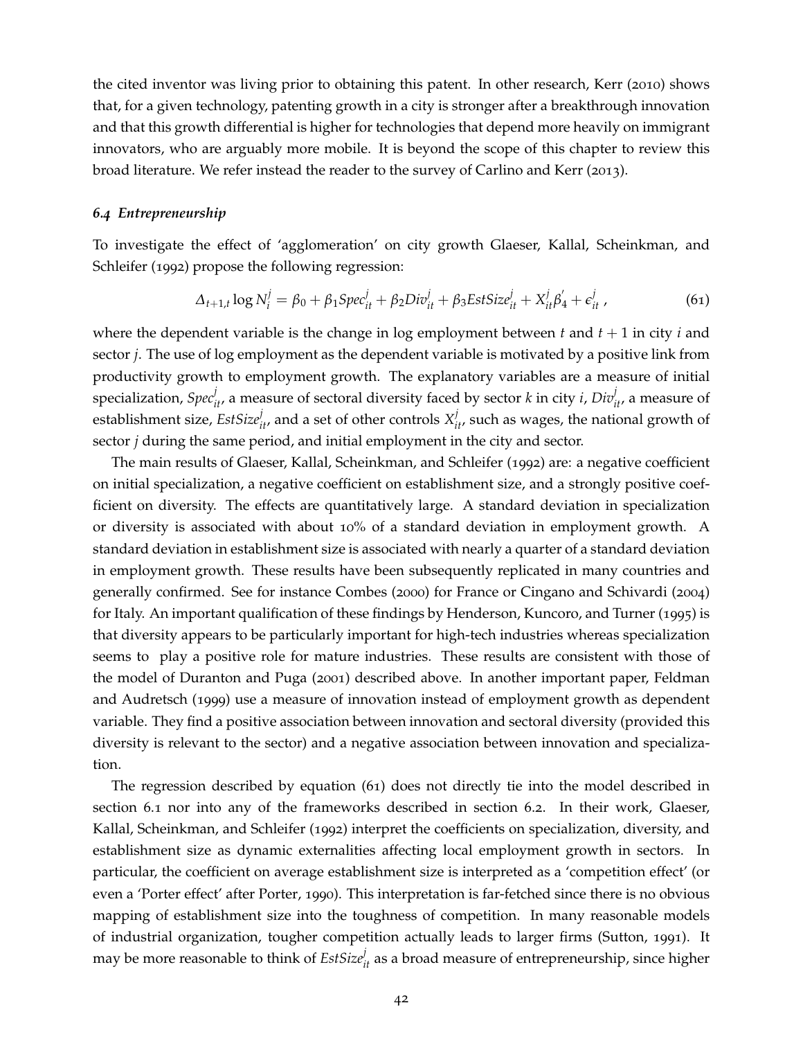the cited inventor was living prior to obtaining this patent. In other research, Kerr (2010) shows that, for a given technology, patenting growth in a city is stronger after a breakthrough innovation and that this growth differential is higher for technologies that depend more heavily on immigrant innovators, who are arguably more mobile. It is beyond the scope of this chapter to review this broad literature. We refer instead the reader to the survey of Carlino and Kerr (2013).

### *6.4 Entrepreneurship*

To investigate the effect of 'agglomeration' on city growth Glaeser, Kallal, Scheinkman, and Schleifer (1992) propose the following regression:

$$\Delta_{t+1,t} \log N_i^j = \beta_0 + \beta_1 Spec_{it}^j + \beta_2 Div_{it}^j + \beta_3 EstSize_{it}^j + X_{it}^j \beta_4' + \epsilon_{it}^j \,, \tag{61}$$

where the dependent variable is the change in log employment between $t$ and $t+1$ in city $i$ and sector $j$. The use of log employment as the dependent variable is motivated by a positive link from productivity growth to employment growth. The explanatory variables are a measure of initial specialization, $Spec_{it}^j$, a measure of sectoral diversity faced by sector $k$ in city $i$, $Div_{it}^j$, a measure of establishment size, $EstSize_{it}^j$, and a set of other controls $X_{it}^j$, such as wages, the national growth of sector $j$ during the same period, and initial employment in the city and sector.

The main results of Glaeser, Kallal, Scheinkman, and Schleifer (1992) are: a negative coefficient on initial specialization, a negative coefficient on establishment size, and a strongly positive coefficient on diversity. The effects are quantitatively large. A standard deviation in specialization or diversity is associated with about 10% of a standard deviation in employment growth. A standard deviation in establishment size is associated with nearly a quarter of a standard deviation in employment growth. These results have been subsequently replicated in many countries and generally confirmed. See for instance Combes (2000) for France or Cingano and Schivardi (2004) for Italy. An important qualification of these findings by Henderson, Kuncoro, and Turner (1995) is that diversity appears to be particularly important for high-tech industries whereas specialization seems to play a positive role for mature industries. These results are consistent with those of the model of Duranton and Puga (2001) described above. In another important paper, Feldman and Audretsch (1999) use a measure of innovation instead of employment growth as dependent variable. They find a positive association between innovation and sectoral diversity (provided this diversity is relevant to the sector) and a negative association between innovation and specialization.

The regression described by equation (61) does not directly tie into the model described in section 6.1 nor into any of the frameworks described in section 6.2. In their work, Glaeser, Kallal, Scheinkman, and Schleifer (1992) interpret the coefficients on specialization, diversity, and establishment size as dynamic externalities affecting local employment growth in sectors. In particular, the coefficient on average establishment size is interpreted as a 'competition effect' (or even a 'Porter effect' after Porter, 1990). This interpretation is far-fetched since there is no obvious mapping of establishment size into the toughness of competition. In many reasonable models of industrial organization, tougher competition actually leads to larger firms (Sutton, 1991). It may be more reasonable to think of $EstSize_{it}^j$ as a broad measure of entrepreneurship, since higher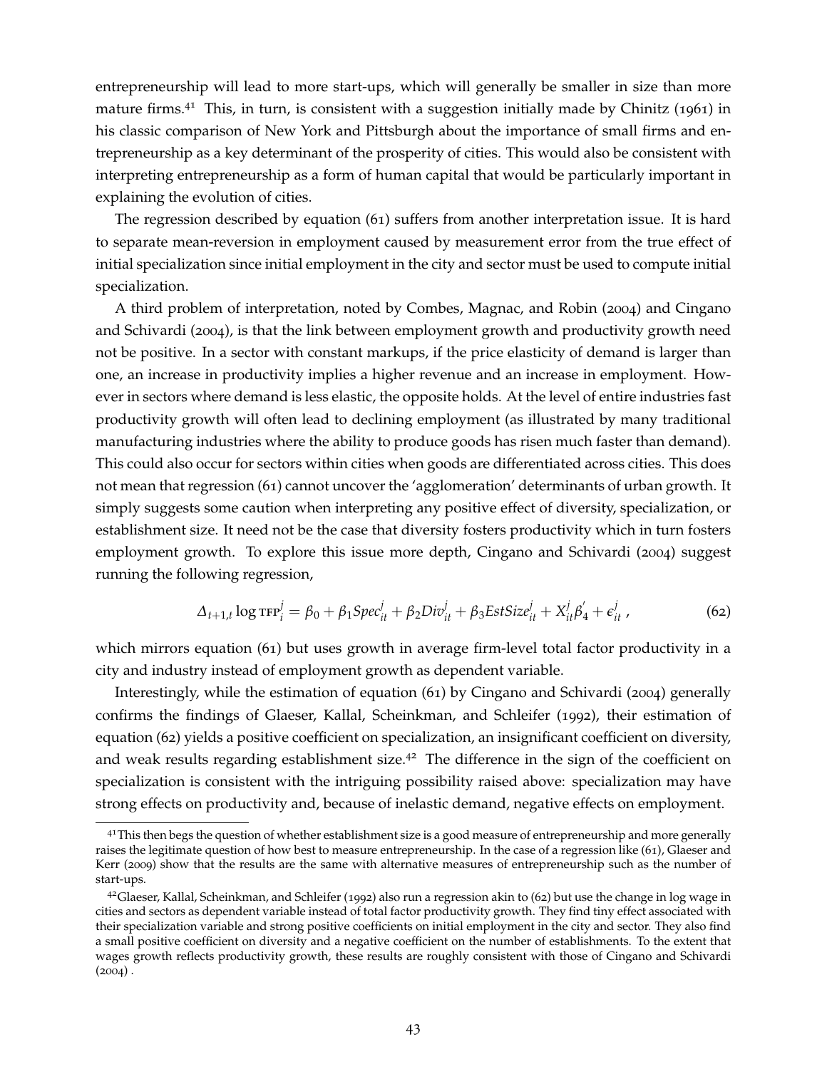entrepreneurship will lead to more start-ups, which will generally be smaller in size than more mature firms.[41] This, in turn, is consistent with a suggestion initially made by Chinitz (1961) in his classic comparison of New York and Pittsburgh about the importance of small firms and entrepreneurship as a key determinant of the prosperity of cities. This would also be consistent with interpreting entrepreneurship as a form of human capital that would be particularly important in explaining the evolution of cities.

The regression described by equation (61) suffers from another interpretation issue. It is hard to separate mean-reversion in employment caused by measurement error from the true effect of initial specialization since initial employment in the city and sector must be used to compute initial specialization.

A third problem of interpretation, noted by Combes, Magnac, and Robin (2004) and Cingano and Schivardi (2004), is that the link between employment growth and productivity growth need not be positive. In a sector with constant markups, if the price elasticity of demand is larger than one, an increase in productivity implies a higher revenue and an increase in employment. However in sectors where demand is less elastic, the opposite holds. At the level of entire industries fast productivity growth will often lead to declining employment (as illustrated by many traditional manufacturing industries where the ability to produce goods has risen much faster than demand). This could also occur for sectors within cities when goods are differentiated across cities. This does not mean that regression (61) cannot uncover the 'agglomeration' determinants of urban growth. It simply suggests some caution when interpreting any positive effect of diversity, specialization, or establishment size. It need not be the case that diversity fosters productivity which in turn fosters employment growth. To explore this issue more depth, Cingano and Schivardi (2004) suggest running the following regression,

$$\Delta_{t+1,t} \log \text{TFP}_i^j = \beta_0 + \beta_1 Spec_{it}^j + \beta_2 Div_{it}^j + \beta_3 EstSize_{it}^j + X_{it}^j \beta_4^{'} + \epsilon_{it}^j \,, \tag{62}$$

which mirrors equation (61) but uses growth in average firm-level total factor productivity in a city and industry instead of employment growth as dependent variable.

Interestingly, while the estimation of equation (61) by Cingano and Schivardi (2004) generally confirms the findings of Glaeser, Kallal, Scheinkman, and Schleifer (1992), their estimation of equation (62) yields a positive coefficient on specialization, an insignificant coefficient on diversity, and weak results regarding establishment size.[42] The difference in the sign of the coefficient on specialization is consistent with the intriguing possibility raised above: specialization may have strong effects on productivity and, because of inelastic demand, negative effects on employment.

[41] This then begs the question of whether establishment size is a good measure of entrepreneurship and more generally raises the legitimate question of how best to measure entrepreneurship. In the case of a regression like (61), Glaeser and Kerr (2009) show that the results are the same with alternative measures of entrepreneurship such as the number of start-ups.

[42] Glaeser, Kallal, Scheinkman, and Schleifer (1992) also run a regression akin to (62) but use the change in log wage in cities and sectors as dependent variable instead of total factor productivity growth. They find tiny effect associated with their specialization variable and strong positive coefficients on initial employment in the city and sector. They also find a small positive coefficient on diversity and a negative coefficient on the number of establishments. To the extent that wages growth reflects productivity growth, these results are roughly consistent with those of Cingano and Schivardi (2004).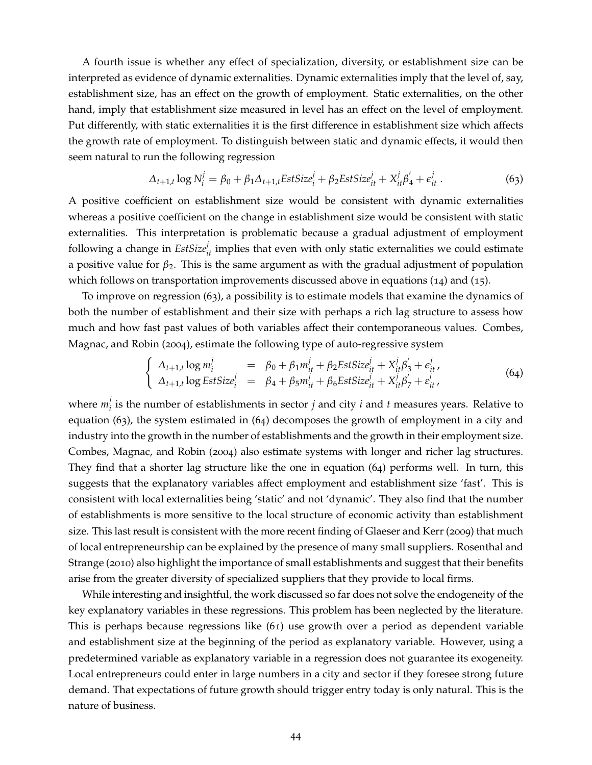A fourth issue is whether any effect of specialization, diversity, or establishment size can be interpreted as evidence of dynamic externalities. Dynamic externalities imply that the level of, say, establishment size, has an effect on the growth of employment. Static externalities, on the other hand, imply that establishment size measured in level has an effect on the level of employment. Put differently, with static externalities it is the first difference in establishment size which affects the growth rate of employment. To distinguish between static and dynamic effects, it would then seem natural to run the following regression

$$\Delta_{t+1,t} \log N_i^j = \beta_0 + \beta_1 \Delta_{t+1,t} EstSize_i^j + \beta_2 EstSize_{it}^j + X_{it}^j \beta_4' + \epsilon_{it}^j \,. \tag{63}$$

A positive coefficient on establishment size would be consistent with dynamic externalities whereas a positive coefficient on the change in establishment size would be consistent with static externalities. This interpretation is problematic because a gradual adjustment of employment following a change in $EstSize_{it}^j$ implies that even with only static externalities we could estimate a positive value for $\beta_2$. This is the same argument as with the gradual adjustment of population which follows on transportation improvements discussed above in equations (14) and (15).

To improve on regression (63), a possibility is to estimate models that examine the dynamics of both the number of establishment and their size with perhaps a rich lag structure to assess how much and how fast past values of both variables affect their contemporaneous values. Combes, Magnac, and Robin (2004), estimate the following type of auto-regressive system

$$\begin{cases} \Delta_{t+1,t} \log m_i^j & = & \beta_0 + \beta_1 m_{it}^j + \beta_2 EstSize_{it}^j + X_{it}^j \beta_3' + \epsilon_{it}^j \,, \\ \Delta_{t+1,t} \log EstSize_i^j & = & \beta_4 + \beta_5 m_{it}^j + \beta_6 EstSize_{it}^j + X_{it}^j \beta_7' + \varepsilon_{it}^j \,, \end{cases} \tag{64}$$

where $m_i^j$ is the number of establishments in sector $j$ and city $i$ and $t$ measures years. Relative to equation (63), the system estimated in (64) decomposes the growth of employment in a city and industry into the growth in the number of establishments and the growth in their employment size. Combes, Magnac, and Robin (2004) also estimate systems with longer and richer lag structures. They find that a shorter lag structure like the one in equation (64) performs well. In turn, this suggests that the explanatory variables affect employment and establishment size 'fast'. This is consistent with local externalities being 'static' and not 'dynamic'. They also find that the number of establishments is more sensitive to the local structure of economic activity than establishment size. This last result is consistent with the more recent finding of Glaeser and Kerr (2009) that much of local entrepreneurship can be explained by the presence of many small suppliers. Rosenthal and Strange (2010) also highlight the importance of small establishments and suggest that their benefits arise from the greater diversity of specialized suppliers that they provide to local firms.

While interesting and insightful, the work discussed so far does not solve the endogeneity of the key explanatory variables in these regressions. This problem has been neglected by the literature. This is perhaps because regressions like (61) use growth over a period as dependent variable and establishment size at the beginning of the period as explanatory variable. However, using a predetermined variable as explanatory variable in a regression does not guarantee its exogeneity. Local entrepreneurs could enter in large numbers in a city and sector if they foresee strong future demand. That expectations of future growth should trigger entry today is only natural. This is the nature of business.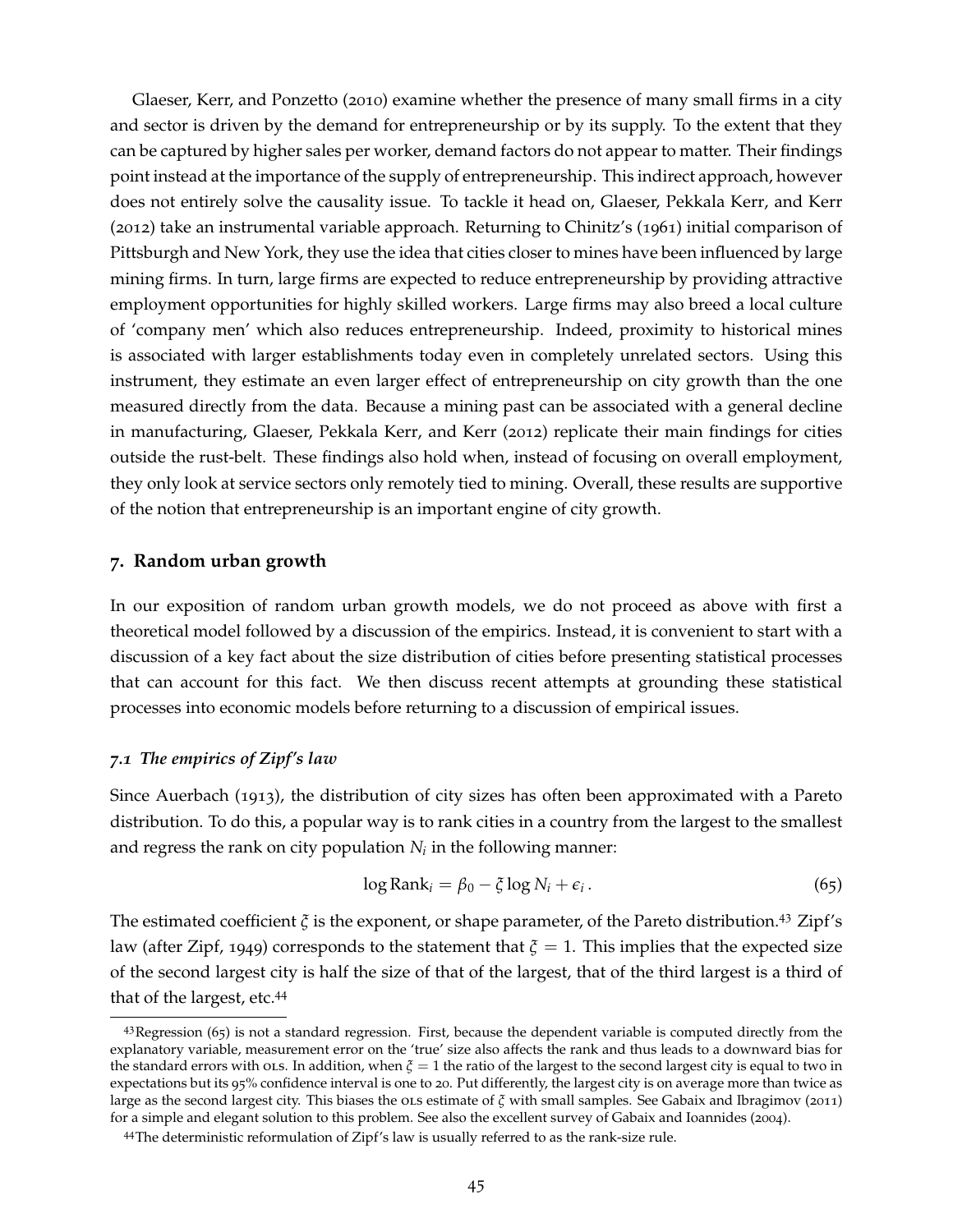Glaeser, Kerr, and Ponzetto (2010) examine whether the presence of many small firms in a city and sector is driven by the demand for entrepreneurship or by its supply. To the extent that they can be captured by higher sales per worker, demand factors do not appear to matter. Their findings point instead at the importance of the supply of entrepreneurship. This indirect approach, however does not entirely solve the causality issue. To tackle it head on, Glaeser, Pekkala Kerr, and Kerr (2012) take an instrumental variable approach. Returning to Chinitz's (1961) initial comparison of Pittsburgh and New York, they use the idea that cities closer to mines have been influenced by large mining firms. In turn, large firms are expected to reduce entrepreneurship by providing attractive employment opportunities for highly skilled workers. Large firms may also breed a local culture of 'company men' which also reduces entrepreneurship. Indeed, proximity to historical mines is associated with larger establishments today even in completely unrelated sectors. Using this instrument, they estimate an even larger effect of entrepreneurship on city growth than the one measured directly from the data. Because a mining past can be associated with a general decline in manufacturing, Glaeser, Pekkala Kerr, and Kerr (2012) replicate their main findings for cities outside the rust-belt. These findings also hold when, instead of focusing on overall employment, they only look at service sectors only remotely tied to mining. Overall, these results are supportive of the notion that entrepreneurship is an important engine of city growth.

## 7. Random urban growth

In our exposition of random urban growth models, we do not proceed as above with first a theoretical model followed by a discussion of the empirics. Instead, it is convenient to start with a discussion of a key fact about the size distribution of cities before presenting statistical processes that can account for this fact. We then discuss recent attempts at grounding these statistical processes into economic models before returning to a discussion of empirical issues.

### *7.1 The empirics of Zipf's law*

Since Auerbach (1913), the distribution of city sizes has often been approximated with a Pareto distribution. To do this, a popular way is to rank cities in a country from the largest to the smallest and regress the rank on city population $N_i$ in the following manner:

$$\log \text{Rank}_i = \beta_0 - \xi \log N_i + \epsilon_i \,. \tag{65}$$

The estimated coefficient $\xi$ is the exponent, or shape parameter, of the Pareto distribution.[43] Zipf's law (after Zipf, 1949) corresponds to the statement that $\xi = 1$. This implies that the expected size of the second largest city is half the size of that of the largest, that of the third largest is a third of that of the largest, etc.[44]

---

[43] Regression (65) is not a standard regression. First, because the dependent variable is computed directly from the explanatory variable, measurement error on the 'true' size also affects the rank and thus leads to a downward bias for the standard errors with OLS. In addition, when $\xi = 1$ the ratio of the largest to the second largest city is equal to two in expectations but its 95% confidence interval is one to 20. Put differently, the largest city is on average more than twice as large as the second largest city. This biases the OLS estimate of $\xi$ with small samples. See Gabaix and Ibragimov (2011) for a simple and elegant solution to this problem. See also the excellent survey of Gabaix and Ioannides (2004).

[44] The deterministic reformulation of Zipf's law is usually referred to as the rank-size rule.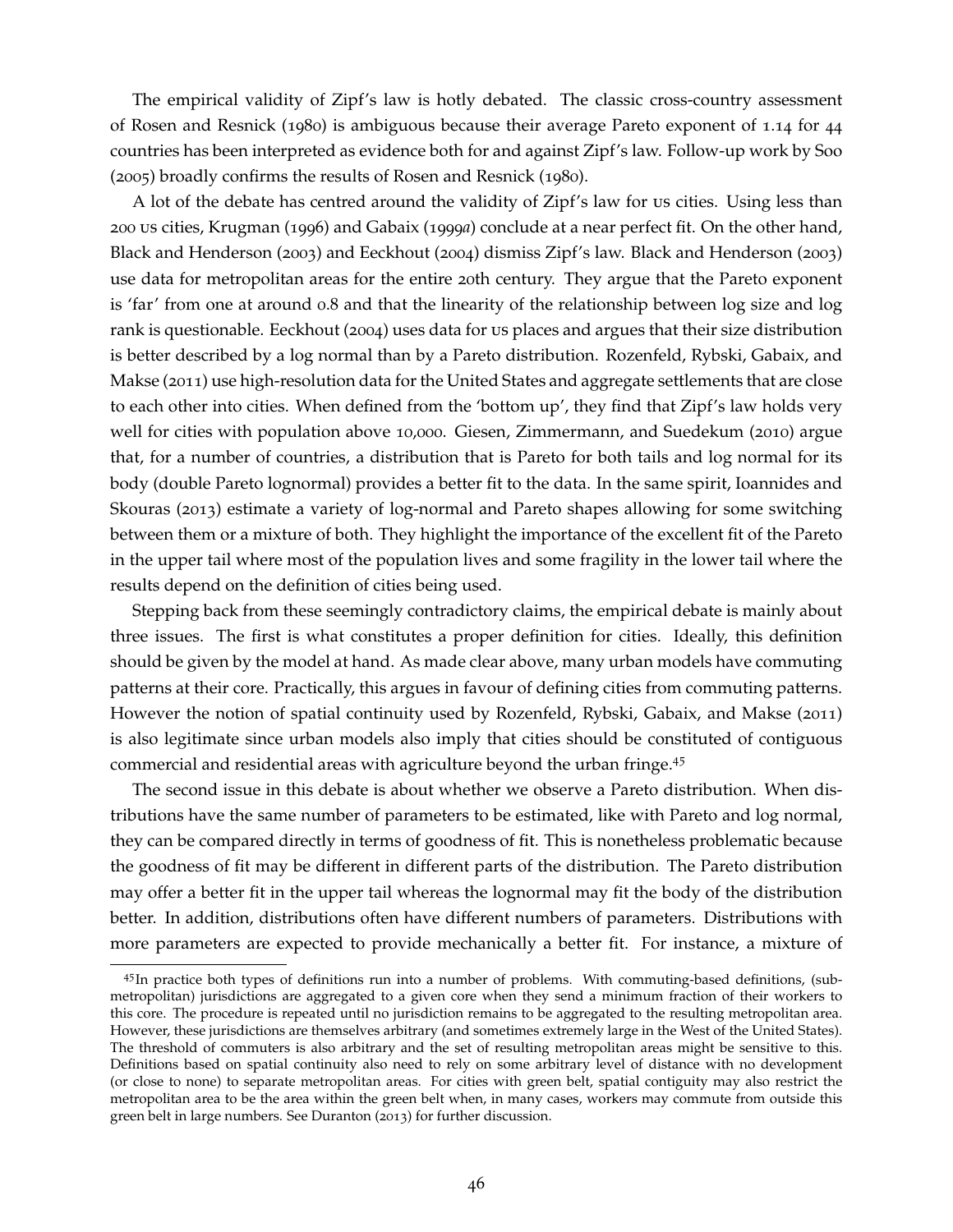The empirical validity of Zipf's law is hotly debated. The classic cross-country assessment of Rosen and Resnick (1980) is ambiguous because their average Pareto exponent of 1.14 for 44 countries has been interpreted as evidence both for and against Zipf's law. Follow-up work by Soo (2005) broadly confirms the results of Rosen and Resnick (1980).

A lot of the debate has centred around the validity of Zipf's law for US cities. Using less than 200 US cities, Krugman (1996) and Gabaix (1999*a*) conclude at a near perfect fit. On the other hand, Black and Henderson (2003) and Eeckhout (2004) dismiss Zipf's law. Black and Henderson (2003) use data for metropolitan areas for the entire 20th century. They argue that the Pareto exponent is 'far' from one at around 0.8 and that the linearity of the relationship between log size and log rank is questionable. Eeckhout (2004) uses data for US places and argues that their size distribution is better described by a log normal than by a Pareto distribution. Rozenfeld, Rybski, Gabaix, and Makse (2011) use high-resolution data for the United States and aggregate settlements that are close to each other into cities. When defined from the 'bottom up', they find that Zipf's law holds very well for cities with population above 10,000. Giesen, Zimmermann, and Suedekum (2010) argue that, for a number of countries, a distribution that is Pareto for both tails and log normal for its body (double Pareto lognormal) provides a better fit to the data. In the same spirit, Ioannides and Skouras (2013) estimate a variety of log-normal and Pareto shapes allowing for some switching between them or a mixture of both. They highlight the importance of the excellent fit of the Pareto in the upper tail where most of the population lives and some fragility in the lower tail where the results depend on the definition of cities being used.

Stepping back from these seemingly contradictory claims, the empirical debate is mainly about three issues. The first is what constitutes a proper definition for cities. Ideally, this definition should be given by the model at hand. As made clear above, many urban models have commuting patterns at their core. Practically, this argues in favour of defining cities from commuting patterns. However the notion of spatial continuity used by Rozenfeld, Rybski, Gabaix, and Makse (2011) is also legitimate since urban models also imply that cities should be constituted of contiguous commercial and residential areas with agriculture beyond the urban fringe.[45]

The second issue in this debate is about whether we observe a Pareto distribution. When distributions have the same number of parameters to be estimated, like with Pareto and log normal, they can be compared directly in terms of goodness of fit. This is nonetheless problematic because the goodness of fit may be different in different parts of the distribution. The Pareto distribution may offer a better fit in the upper tail whereas the lognormal may fit the body of the distribution better. In addition, distributions often have different numbers of parameters. Distributions with more parameters are expected to provide mechanically a better fit. For instance, a mixture of

[45] In practice both types of definitions run into a number of problems. With commuting-based definitions, (sub-metropolitan) jurisdictions are aggregated to a given core when they send a minimum fraction of their workers to this core. The procedure is repeated until no jurisdiction remains to be aggregated to the resulting metropolitan area. However, these jurisdictions are themselves arbitrary (and sometimes extremely large in the West of the United States). The threshold of commuters is also arbitrary and the set of resulting metropolitan areas might be sensitive to this. Definitions based on spatial continuity also need to rely on some arbitrary level of distance with no development (or close to none) to separate metropolitan areas. For cities with green belt, spatial contiguity may also restrict the metropolitan area to be the area within the green belt when, in many cases, workers may commute from outside this green belt in large numbers. See Duranton (2013) for further discussion.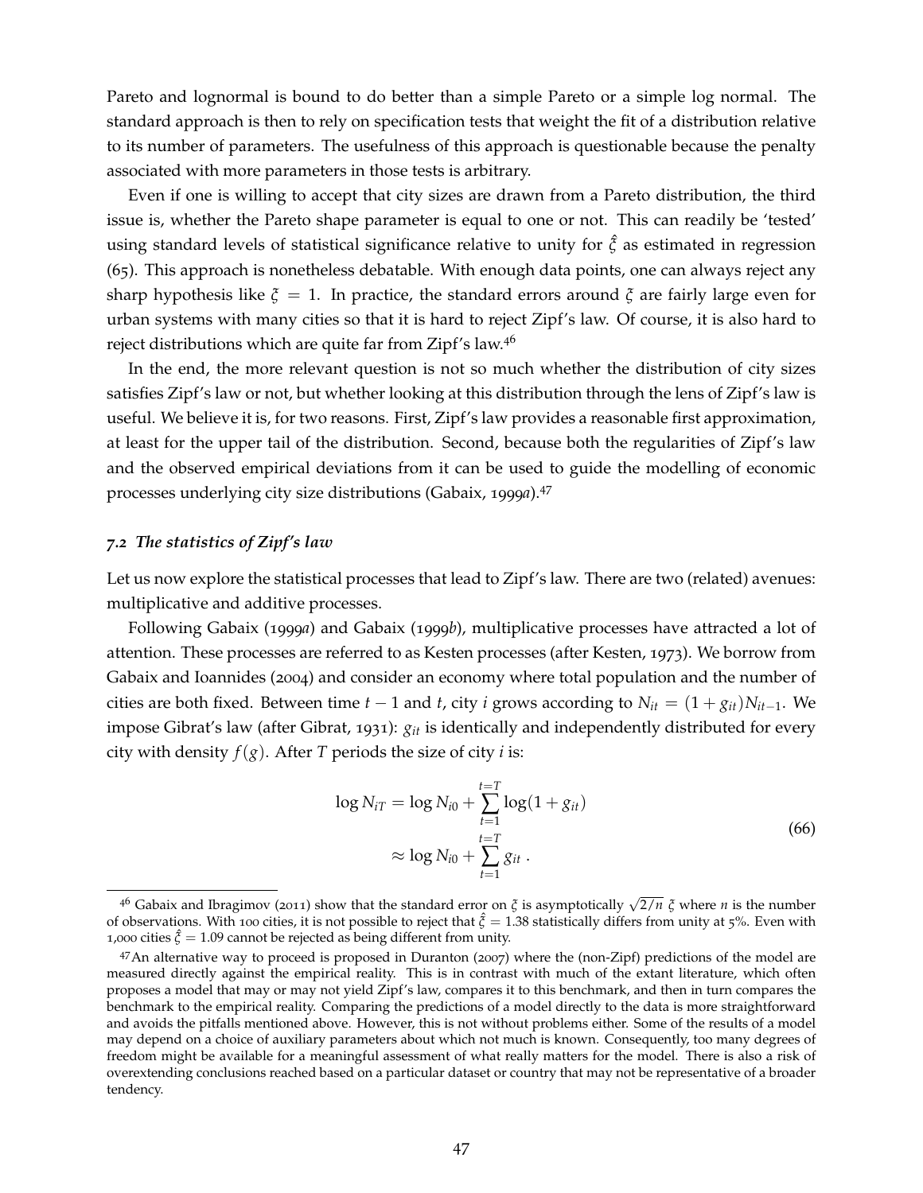Pareto and lognormal is bound to do better than a simple Pareto or a simple log normal. The standard approach is then to rely on specification tests that weight the fit of a distribution relative to its number of parameters. The usefulness of this approach is questionable because the penalty associated with more parameters in those tests is arbitrary.

Even if one is willing to accept that city sizes are drawn from a Pareto distribution, the third issue is, whether the Pareto shape parameter is equal to one or not. This can readily be 'tested' using standard levels of statistical significance relative to unity for $\hat{\xi}$ as estimated in regression (65). This approach is nonetheless debatable. With enough data points, one can always reject any sharp hypothesis like $\xi = 1$. In practice, the standard errors around $\xi$ are fairly large even for urban systems with many cities so that it is hard to reject Zipf's law. Of course, it is also hard to reject distributions which are quite far from Zipf's law.[46]

In the end, the more relevant question is not so much whether the distribution of city sizes satisfies Zipf's law or not, but whether looking at this distribution through the lens of Zipf's law is useful. We believe it is, for two reasons. First, Zipf's law provides a reasonable first approximation, at least for the upper tail of the distribution. Second, because both the regularities of Zipf's law and the observed empirical deviations from it can be used to guide the modelling of economic processes underlying city size distributions (Gabaix, 1999*a*).[47]

### *7.2 The statistics of Zipf's law*

Let us now explore the statistical processes that lead to Zipf's law. There are two (related) avenues: multiplicative and additive processes.

Following Gabaix (1999*a*) and Gabaix (1999*b*), multiplicative processes have attracted a lot of attention. These processes are referred to as Kesten processes (after Kesten, 1973). We borrow from Gabaix and Ioannides (2004) and consider an economy where total population and the number of cities are both fixed. Between time $t-1$ and $t$, city $i$ grows according to $N_{it} = (1 + g_{it})N_{it-1}$. We impose Gibrat's law (after Gibrat, 1931): $g_{it}$ is identically and independently distributed for every city with density $f(g)$. After $T$ periods the size of city $i$ is:

$$\begin{aligned}\log N_{iT} &= \log N_{i0} + \sum_{t=1}^{t=T} \log(1 + g_{it}) \\ &\approx \log N_{i0} + \sum_{t=1}^{t=T} g_{it} \,.\end{aligned} \tag{66}$$

---

[46] Gabaix and Ibragimov (2011) show that the standard error on $\xi$ is asymptotically $\sqrt{2/n}\ \xi$ where $n$ is the number of observations. With 100 cities, it is not possible to reject that $\hat{\xi} = 1.38$ statistically differs from unity at 5%. Even with 1,000 cities $\hat{\xi} = 1.09$ cannot be rejected as being different from unity.

[47] An alternative way to proceed is proposed in Duranton (2007) where the (non-Zipf) predictions of the model are measured directly against the empirical reality. This is in contrast with much of the extant literature, which often proposes a model that may or may not yield Zipf's law, compares it to this benchmark, and then in turn compares the benchmark to the empirical reality. Comparing the predictions of a model directly to the data is more straightforward and avoids the pitfalls mentioned above. However, this is not without problems either. Some of the results of a model may depend on a choice of auxiliary parameters about which not much is known. Consequently, too many degrees of freedom might be available for a meaningful assessment of what really matters for the model. There is also a risk of overextending conclusions reached based on a particular dataset or country that may not be representative of a broader tendency.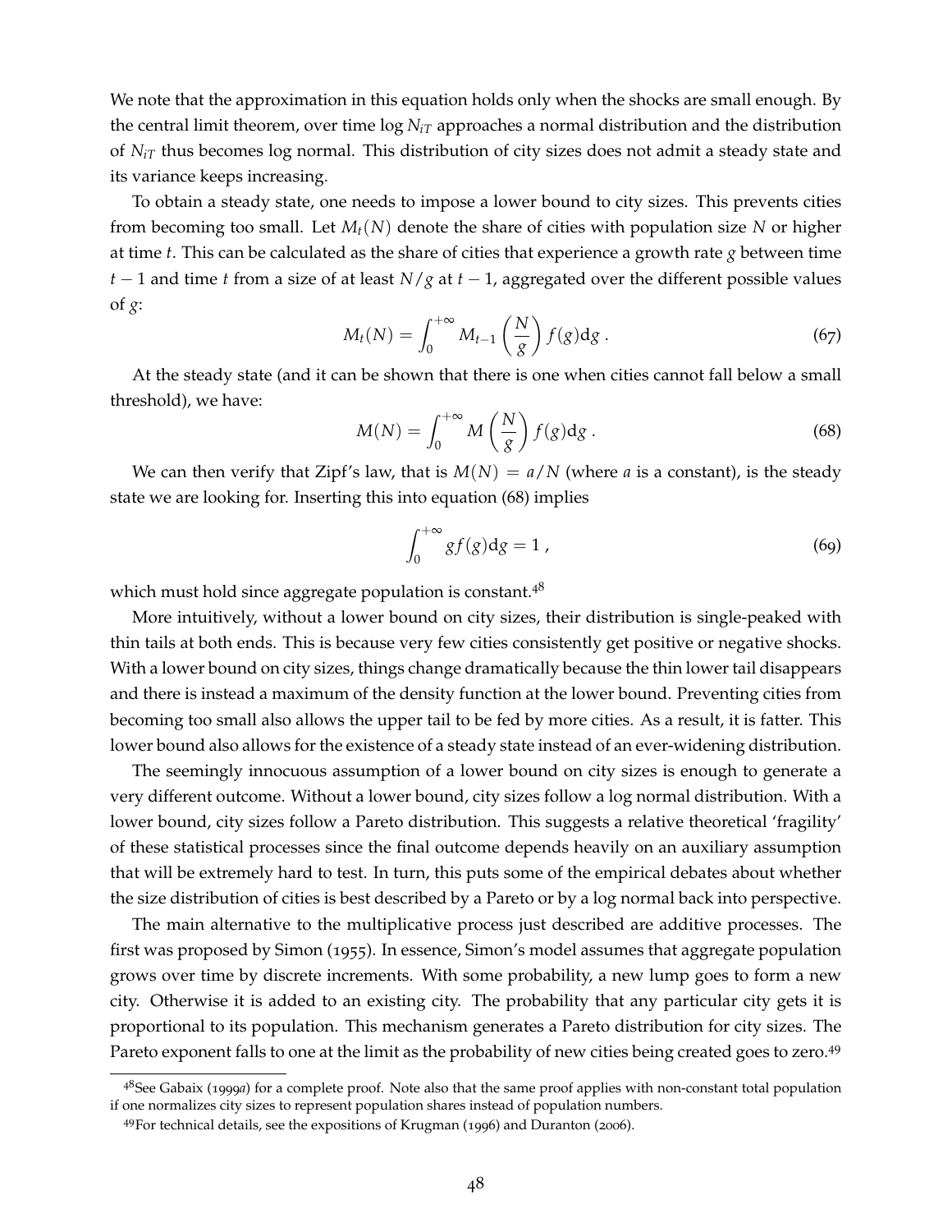We note that the approximation in this equation holds only when the shocks are small enough. By the central limit theorem, over time $\log N_{iT}$ approaches a normal distribution and the distribution of $N_{iT}$ thus becomes log normal. This distribution of city sizes does not admit a steady state and its variance keeps increasing.

To obtain a steady state, one needs to impose a lower bound to city sizes. This prevents cities from becoming too small. Let $M_t(N)$ denote the share of cities with population size $N$ or higher at time $t$. This can be calculated as the share of cities that experience a growth rate $g$ between time $t-1$ and time $t$ from a size of at least $N/g$ at $t-1$, aggregated over the different possible values of $g$:

$$M_t(N) = \int_0^{+\infty} M_{t-1}\left(\frac{N}{g}\right) f(g)\mathrm{d}g \,. \tag{67}$$

At the steady state (and it can be shown that there is one when cities cannot fall below a small threshold), we have:

$$M(N) = \int_0^{+\infty} M\left(\frac{N}{g}\right) f(g)\mathrm{d}g \,. \tag{68}$$

We can then verify that Zipf's law, that is $M(N) = a/N$ (where $a$ is a constant), is the steady state we are looking for. Inserting this into equation (68) implies

$$\int_0^{+\infty} g f(g)\mathrm{d}g = 1 \,, \tag{69}$$

which must hold since aggregate population is constant.[48]

More intuitively, without a lower bound on city sizes, their distribution is single-peaked with thin tails at both ends. This is because very few cities consistently get positive or negative shocks. With a lower bound on city sizes, things change dramatically because the thin lower tail disappears and there is instead a maximum of the density function at the lower bound. Preventing cities from becoming too small also allows the upper tail to be fed by more cities. As a result, it is fatter. This lower bound also allows for the existence of a steady state instead of an ever-widening distribution.

The seemingly innocuous assumption of a lower bound on city sizes is enough to generate a very different outcome. Without a lower bound, city sizes follow a log normal distribution. With a lower bound, city sizes follow a Pareto distribution. This suggests a relative theoretical 'fragility' of these statistical processes since the final outcome depends heavily on an auxiliary assumption that will be extremely hard to test. In turn, this puts some of the empirical debates about whether the size distribution of cities is best described by a Pareto or by a log normal back into perspective.

The main alternative to the multiplicative process just described are additive processes. The first was proposed by Simon (1955). In essence, Simon's model assumes that aggregate population grows over time by discrete increments. With some probability, a new lump goes to form a new city. Otherwise it is added to an existing city. The probability that any particular city gets it is proportional to its population. This mechanism generates a Pareto distribution for city sizes. The Pareto exponent falls to one at the limit as the probability of new cities being created goes to zero.[49]

---

[48] See Gabaix (1999*a*) for a complete proof. Note also that the same proof applies with non-constant total population if one normalizes city sizes to represent population shares instead of population numbers.

[49] For technical details, see the expositions of Krugman (1996) and Duranton (2006).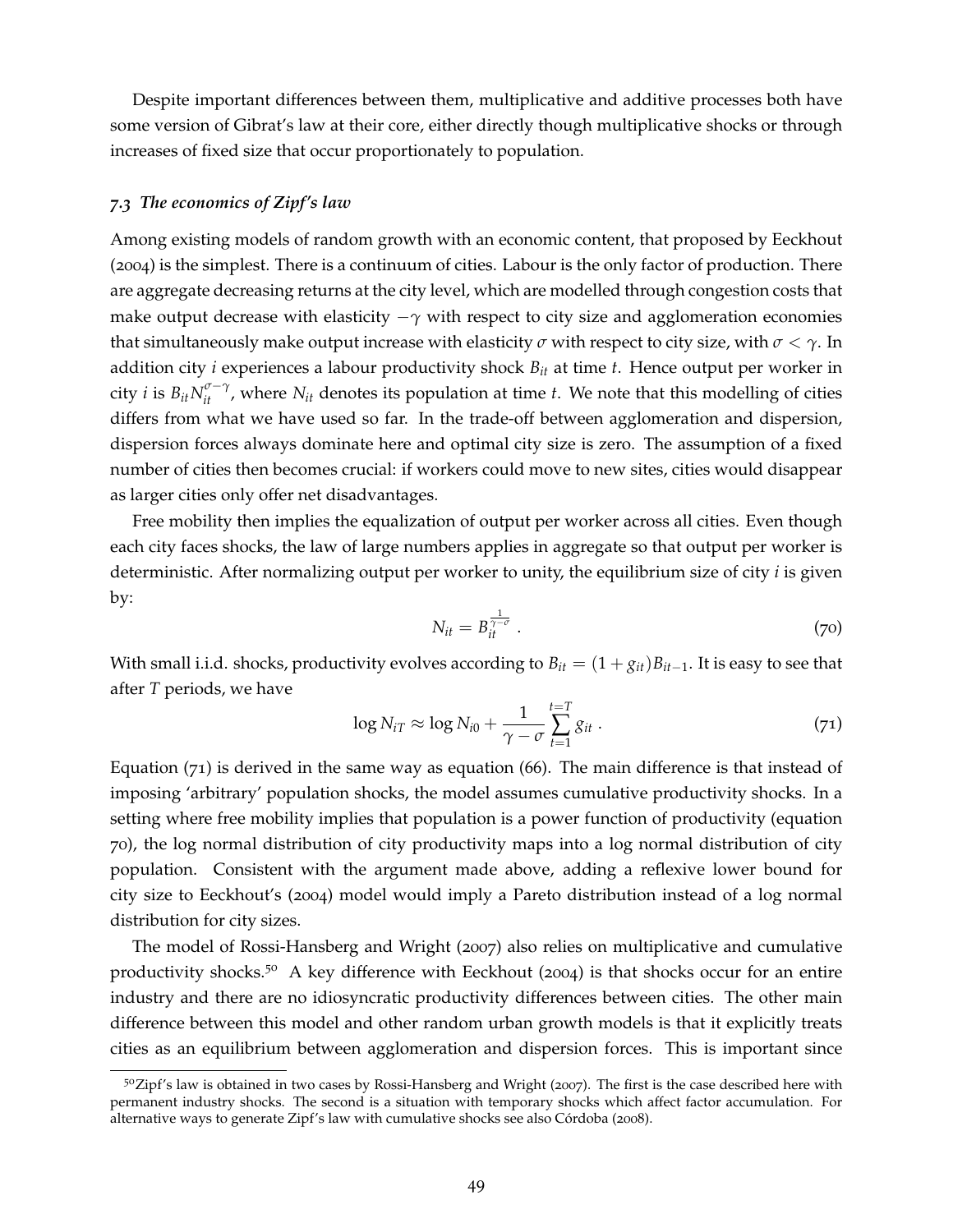Despite important differences between them, multiplicative and additive processes both have some version of Gibrat's law at their core, either directly though multiplicative shocks or through increases of fixed size that occur proportionately to population.

### *7.3 The economics of Zipf's law*

Among existing models of random growth with an economic content, that proposed by Eeckhout (2004) is the simplest. There is a continuum of cities. Labour is the only factor of production. There are aggregate decreasing returns at the city level, which are modelled through congestion costs that make output decrease with elasticity $-\gamma$ with respect to city size and agglomeration economies that simultaneously make output increase with elasticity $\sigma$ with respect to city size, with $\sigma < \gamma$. In addition city $i$ experiences a labour productivity shock $B_{it}$ at time $t$. Hence output per worker in city $i$ is $B_{it}N_{it}^{\sigma-\gamma}$, where $N_{it}$ denotes its population at time $t$. We note that this modelling of cities differs from what we have used so far. In the trade-off between agglomeration and dispersion, dispersion forces always dominate here and optimal city size is zero. The assumption of a fixed number of cities then becomes crucial: if workers could move to new sites, cities would disappear as larger cities only offer net disadvantages.

Free mobility then implies the equalization of output per worker across all cities. Even though each city faces shocks, the law of large numbers applies in aggregate so that output per worker is deterministic. After normalizing output per worker to unity, the equilibrium size of city $i$ is given by:

$$N_{it} = B_{it}^{\frac{1}{\gamma-\sigma}} \; . \tag{70}$$

With small i.i.d. shocks, productivity evolves according to $B_{it} = (1 + g_{it})B_{it-1}$. It is easy to see that after $T$ periods, we have

$$\log N_{iT} \approx \log N_{i0} + \frac{1}{\gamma - \sigma} \sum_{t=1}^{t=T} g_{it} \; . \tag{71}$$

Equation (71) is derived in the same way as equation (66). The main difference is that instead of imposing 'arbitrary' population shocks, the model assumes cumulative productivity shocks. In a setting where free mobility implies that population is a power function of productivity (equation 70), the log normal distribution of city productivity maps into a log normal distribution of city population. Consistent with the argument made above, adding a reflexive lower bound for city size to Eeckhout's (2004) model would imply a Pareto distribution instead of a log normal distribution for city sizes.

The model of Rossi-Hansberg and Wright (2007) also relies on multiplicative and cumulative productivity shocks.[50] A key difference with Eeckhout (2004) is that shocks occur for an entire industry and there are no idiosyncratic productivity differences between cities. The other main difference between this model and other random urban growth models is that it explicitly treats cities as an equilibrium between agglomeration and dispersion forces. This is important since

[50] Zipf's law is obtained in two cases by Rossi-Hansberg and Wright (2007). The first is the case described here with permanent industry shocks. The second is a situation with temporary shocks which affect factor accumulation. For alternative ways to generate Zipf's law with cumulative shocks see also Córdoba (2008).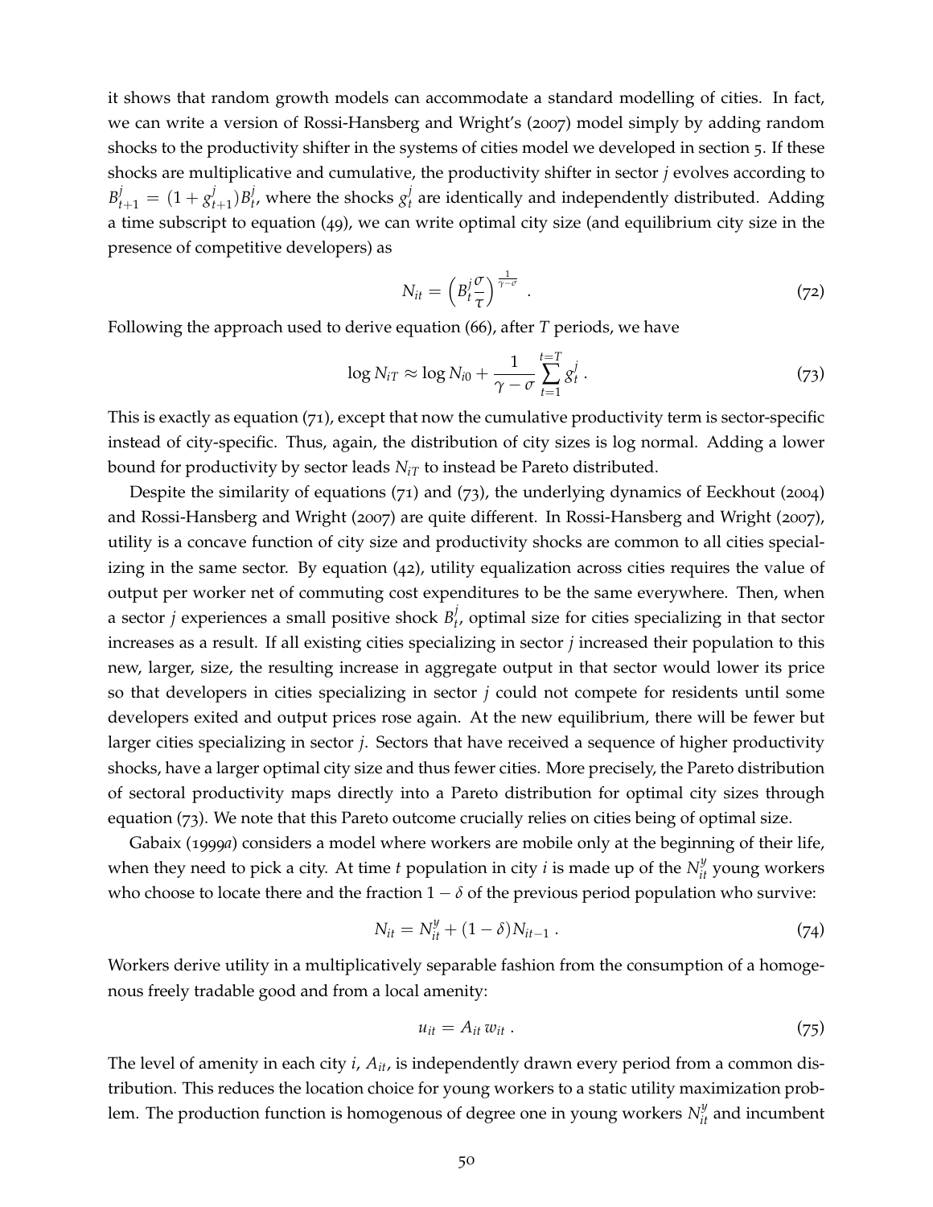it shows that random growth models can accommodate a standard modelling of cities. In fact, we can write a version of Rossi-Hansberg and Wright's (2007) model simply by adding random shocks to the productivity shifter in the systems of cities model we developed in section 5. If these shocks are multiplicative and cumulative, the productivity shifter in sector $j$ evolves according to $B^j_{t+1} = (1 + g^j_{t+1})B^j_t$, where the shocks $g^j_t$ are identically and independently distributed. Adding a time subscript to equation (49), we can write optimal city size (and equilibrium city size in the presence of competitive developers) as

$$N_{it} = \left(B^j_t \frac{\sigma}{\tau}\right)^{\frac{1}{\gamma - \sigma}} . \tag{72}$$

Following the approach used to derive equation (66), after $T$ periods, we have

$$\log N_{iT} \approx \log N_{i0} + \frac{1}{\gamma - \sigma} \sum_{t=1}^{t=T} g^j_t . \tag{73}$$

This is exactly as equation (71), except that now the cumulative productivity term is sector-specific instead of city-specific. Thus, again, the distribution of city sizes is log normal. Adding a lower bound for productivity by sector leads $N_{iT}$ to instead be Pareto distributed.

Despite the similarity of equations (71) and (73), the underlying dynamics of Eeckhout (2004) and Rossi-Hansberg and Wright (2007) are quite different. In Rossi-Hansberg and Wright (2007), utility is a concave function of city size and productivity shocks are common to all cities specializing in the same sector. By equation (42), utility equalization across cities requires the value of output per worker net of commuting cost expenditures to be the same everywhere. Then, when a sector $j$ experiences a small positive shock $B^j_t$, optimal size for cities specializing in that sector increases as a result. If all existing cities specializing in sector $j$ increased their population to this new, larger, size, the resulting increase in aggregate output in that sector would lower its price so that developers in cities specializing in sector $j$ could not compete for residents until some developers exited and output prices rose again. At the new equilibrium, there will be fewer but larger cities specializing in sector $j$. Sectors that have received a sequence of higher productivity shocks, have a larger optimal city size and thus fewer cities. More precisely, the Pareto distribution of sectoral productivity maps directly into a Pareto distribution for optimal city sizes through equation (73). We note that this Pareto outcome crucially relies on cities being of optimal size.

Gabaix (1999*a*) considers a model where workers are mobile only at the beginning of their life, when they need to pick a city. At time $t$ population in city $i$ is made up of the $N^y_{it}$ young workers who choose to locate there and the fraction $1 - \delta$ of the previous period population who survive:

$$N_{it} = N^y_{it} + (1 - \delta)N_{it-1} . \tag{74}$$

Workers derive utility in a multiplicatively separable fashion from the consumption of a homogenous freely tradable good and from a local amenity:

$$u_{it} = A_{it}\, w_{it} . \tag{75}$$

The level of amenity in each city $i$, $A_{it}$, is independently drawn every period from a common distribution. This reduces the location choice for young workers to a static utility maximization problem. The production function is homogenous of degree one in young workers $N^y_{it}$ and incumbent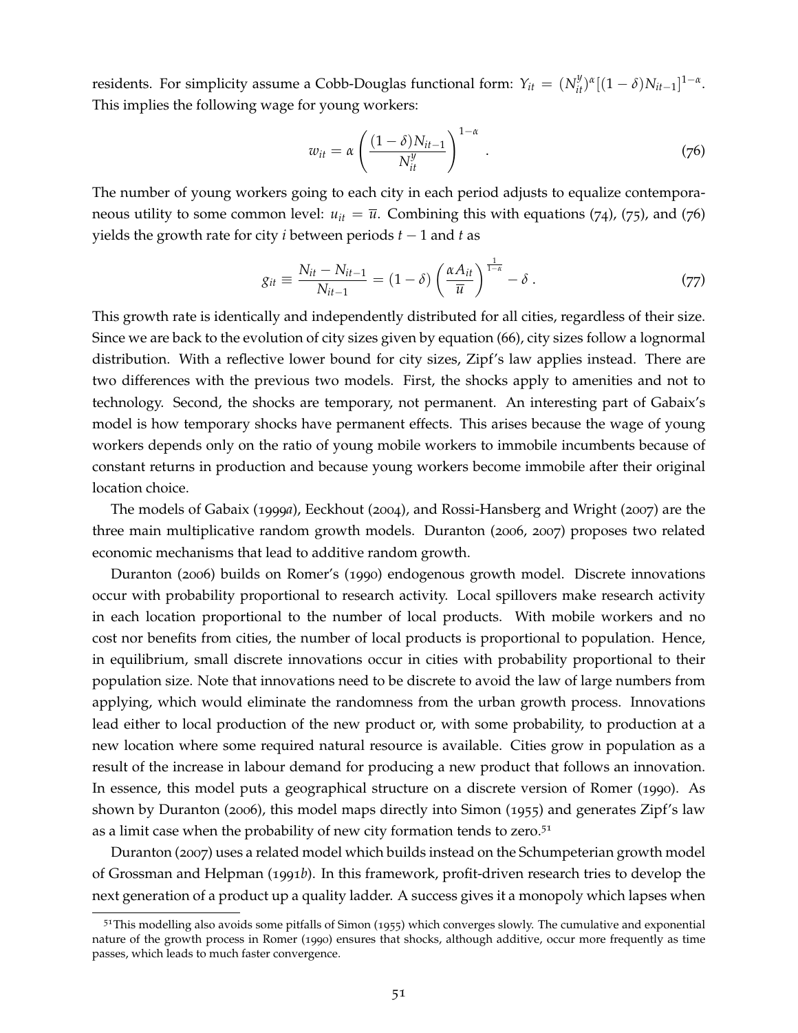residents. For simplicity assume a Cobb-Douglas functional form: $Y_{it} = (N^y_{it})^\alpha [(1-\delta)N_{it-1}]^{1-\alpha}$. This implies the following wage for young workers:

$$w_{it} = \alpha \left( \frac{(1-\delta)N_{it-1}}{N^y_{it}} \right)^{1-\alpha} . \tag{76}$$

The number of young workers going to each city in each period adjusts to equalize contemporaneous utility to some common level: $u_{it} = \overline{u}$. Combining this with equations (74), (75), and (76) yields the growth rate for city $i$ between periods $t-1$ and $t$ as

$$g_{it} \equiv \frac{N_{it} - N_{it-1}}{N_{it-1}} = (1-\delta) \left( \frac{\alpha A_{it}}{\overline{u}} \right)^{\frac{1}{1-\alpha}} - \delta . \tag{77}$$

This growth rate is identically and independently distributed for all cities, regardless of their size. Since we are back to the evolution of city sizes given by equation (66), city sizes follow a lognormal distribution. With a reflective lower bound for city sizes, Zipf's law applies instead. There are two differences with the previous two models. First, the shocks apply to amenities and not to technology. Second, the shocks are temporary, not permanent. An interesting part of Gabaix's model is how temporary shocks have permanent effects. This arises because the wage of young workers depends only on the ratio of young mobile workers to immobile incumbents because of constant returns in production and because young workers become immobile after their original location choice.

The models of Gabaix (1999*a*), Eeckhout (2004), and Rossi-Hansberg and Wright (2007) are the three main multiplicative random growth models. Duranton (2006, 2007) proposes two related economic mechanisms that lead to additive random growth.

Duranton (2006) builds on Romer's (1990) endogenous growth model. Discrete innovations occur with probability proportional to research activity. Local spillovers make research activity in each location proportional to the number of local products. With mobile workers and no cost nor benefits from cities, the number of local products is proportional to population. Hence, in equilibrium, small discrete innovations occur in cities with probability proportional to their population size. Note that innovations need to be discrete to avoid the law of large numbers from applying, which would eliminate the randomness from the urban growth process. Innovations lead either to local production of the new product or, with some probability, to production at a new location where some required natural resource is available. Cities grow in population as a result of the increase in labour demand for producing a new product that follows an innovation. In essence, this model puts a geographical structure on a discrete version of Romer (1990). As shown by Duranton (2006), this model maps directly into Simon (1955) and generates Zipf's law as a limit case when the probability of new city formation tends to zero.[51]

Duranton (2007) uses a related model which builds instead on the Schumpeterian growth model of Grossman and Helpman (1991*b*). In this framework, profit-driven research tries to develop the next generation of a product up a quality ladder. A success gives it a monopoly which lapses when

[51] This modelling also avoids some pitfalls of Simon (1955) which converges slowly. The cumulative and exponential nature of the growth process in Romer (1990) ensures that shocks, although additive, occur more frequently as time passes, which leads to much faster convergence.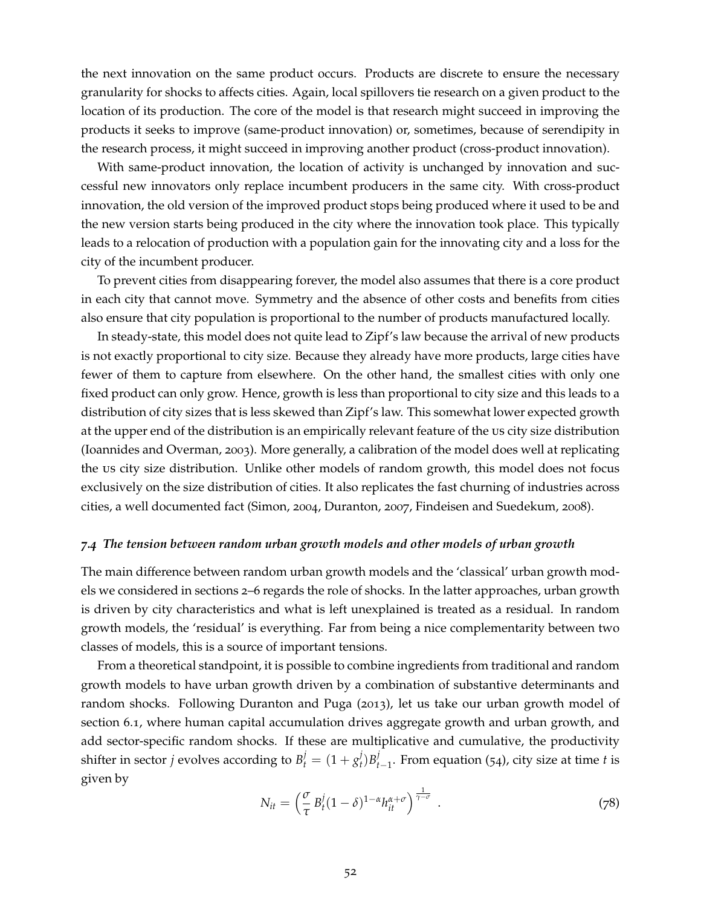the next innovation on the same product occurs. Products are discrete to ensure the necessary granularity for shocks to affects cities. Again, local spillovers tie research on a given product to the location of its production. The core of the model is that research might succeed in improving the products it seeks to improve (same-product innovation) or, sometimes, because of serendipity in the research process, it might succeed in improving another product (cross-product innovation).

With same-product innovation, the location of activity is unchanged by innovation and successful new innovators only replace incumbent producers in the same city. With cross-product innovation, the old version of the improved product stops being produced where it used to be and the new version starts being produced in the city where the innovation took place. This typically leads to a relocation of production with a population gain for the innovating city and a loss for the city of the incumbent producer.

To prevent cities from disappearing forever, the model also assumes that there is a core product in each city that cannot move. Symmetry and the absence of other costs and benefits from cities also ensure that city population is proportional to the number of products manufactured locally.

In steady-state, this model does not quite lead to Zipf's law because the arrival of new products is not exactly proportional to city size. Because they already have more products, large cities have fewer of them to capture from elsewhere. On the other hand, the smallest cities with only one fixed product can only grow. Hence, growth is less than proportional to city size and this leads to a distribution of city sizes that is less skewed than Zipf's law. This somewhat lower expected growth at the upper end of the distribution is an empirically relevant feature of the US city size distribution (Ioannides and Overman, 2003). More generally, a calibration of the model does well at replicating the US city size distribution. Unlike other models of random growth, this model does not focus exclusively on the size distribution of cities. It also replicates the fast churning of industries across cities, a well documented fact (Simon, 2004, Duranton, 2007, Findeisen and Suedekum, 2008).

### *7.4 The tension between random urban growth models and other models of urban growth*

The main difference between random urban growth models and the 'classical' urban growth models we considered in sections 2–6 regards the role of shocks. In the latter approaches, urban growth is driven by city characteristics and what is left unexplained is treated as a residual. In random growth models, the 'residual' is everything. Far from being a nice complementarity between two classes of models, this is a source of important tensions.

From a theoretical standpoint, it is possible to combine ingredients from traditional and random growth models to have urban growth driven by a combination of substantive determinants and random shocks. Following Duranton and Puga (2013), let us take our urban growth model of section 6.1, where human capital accumulation drives aggregate growth and urban growth, and add sector-specific random shocks. If these are multiplicative and cumulative, the productivity shifter in sector $j$ evolves according to $B^j_t = (1 + g^j_t)B^j_{t-1}$. From equation (54), city size at time $t$ is given by

$$N_{it} = \left(\frac{\sigma}{\tau}\, B^j_t (1-\delta)^{1-\alpha} h_{it}^{\alpha+\sigma}\right)^{\frac{1}{\gamma-\sigma}} \quad . \tag{78}$$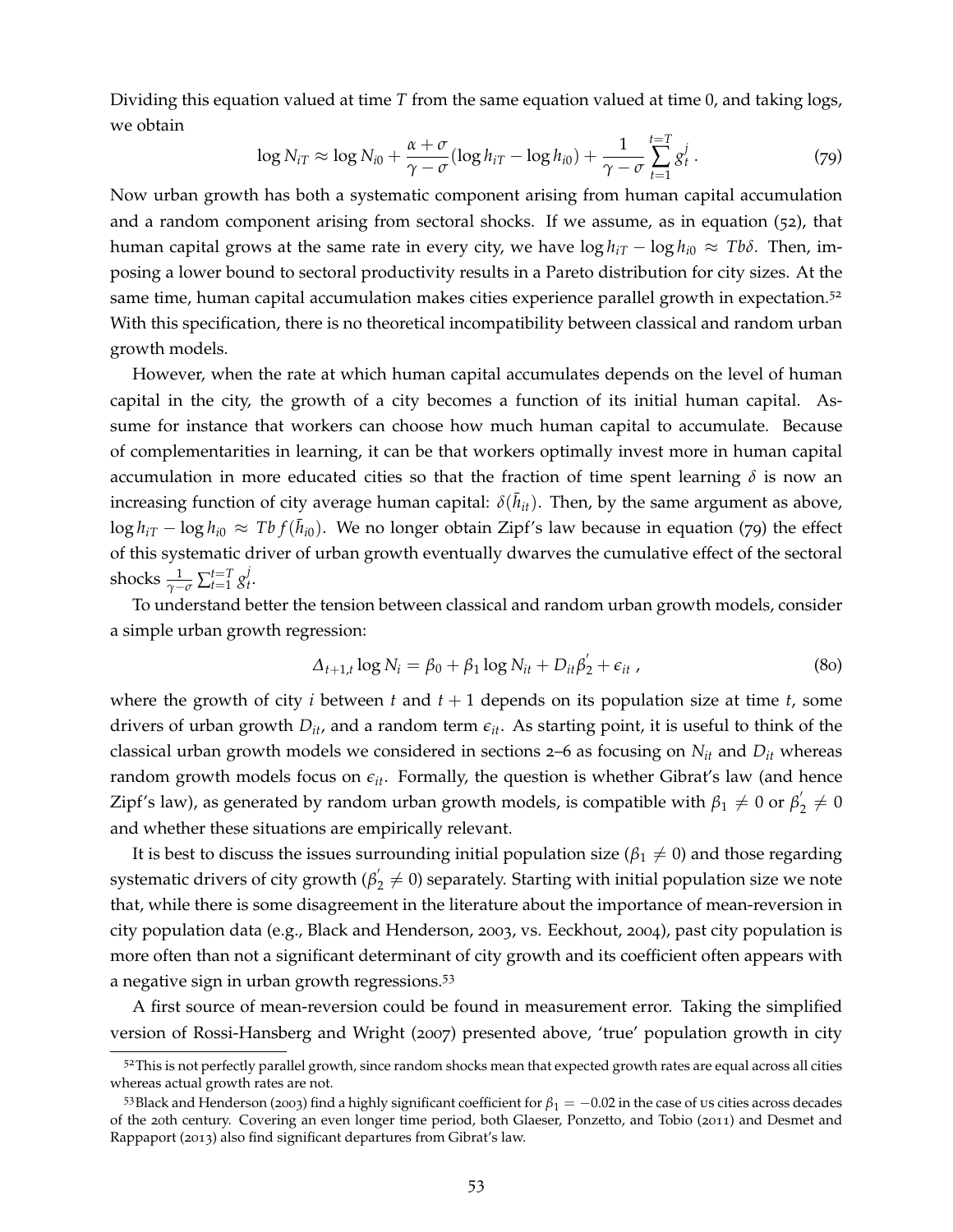Dividing this equation valued at time $T$ from the same equation valued at time 0, and taking logs, we obtain

$$\log N_{iT} \approx \log N_{i0} + \frac{\alpha + \sigma}{\gamma - \sigma}(\log h_{iT} - \log h_{i0}) + \frac{1}{\gamma - \sigma}\sum_{t=1}^{t=T} g_t^j . \tag{79}$$

Now urban growth has both a systematic component arising from human capital accumulation and a random component arising from sectoral shocks. If we assume, as in equation (52), that human capital grows at the same rate in every city, we have $\log h_{iT} - \log h_{i0} \approx Tb\delta$. Then, imposing a lower bound to sectoral productivity results in a Pareto distribution for city sizes. At the same time, human capital accumulation makes cities experience parallel growth in expectation.[52] With this specification, there is no theoretical incompatibility between classical and random urban growth models.

However, when the rate at which human capital accumulates depends on the level of human capital in the city, the growth of a city becomes a function of its initial human capital. Assume for instance that workers can choose how much human capital to accumulate. Because of complementarities in learning, it can be that workers optimally invest more in human capital accumulation in more educated cities so that the fraction of time spent learning $\delta$ is now an increasing function of city average human capital: $\delta(\bar{h}_{it})$. Then, by the same argument as above, $\log h_{iT} - \log h_{i0} \approx Tb\, f(\bar{h}_{i0})$. We no longer obtain Zipf's law because in equation (79) the effect of this systematic driver of urban growth eventually dwarves the cumulative effect of the sectoral shocks $\frac{1}{\gamma - \sigma}\sum_{t=1}^{t=T} g_t^j$.

To understand better the tension between classical and random urban growth models, consider a simple urban growth regression:

$$\Delta_{t+1,t} \log N_i = \beta_0 + \beta_1 \log N_{it} + D_{it}\beta_2' + \epsilon_{it} , \tag{80}$$

where the growth of city $i$ between $t$ and $t+1$ depends on its population size at time $t$, some drivers of urban growth $D_{it}$, and a random term $\epsilon_{it}$. As starting point, it is useful to think of the classical urban growth models we considered in sections 2–6 as focusing on $N_{it}$ and $D_{it}$ whereas random growth models focus on $\epsilon_{it}$. Formally, the question is whether Gibrat's law (and hence Zipf's law), as generated by random urban growth models, is compatible with $\beta_1 \neq 0$ or $\beta_2' \neq 0$ and whether these situations are empirically relevant.

It is best to discuss the issues surrounding initial population size ($\beta_1 \neq 0$) and those regarding systematic drivers of city growth ($\beta_2' \neq 0$) separately. Starting with initial population size we note that, while there is some disagreement in the literature about the importance of mean-reversion in city population data (e.g., Black and Henderson, 2003, vs. Eeckhout, 2004), past city population is more often than not a significant determinant of city growth and its coefficient often appears with a negative sign in urban growth regressions.[53]

A first source of mean-reversion could be found in measurement error. Taking the simplified version of Rossi-Hansberg and Wright (2007) presented above, 'true' population growth in city

---

[52] This is not perfectly parallel growth, since random shocks mean that expected growth rates are equal across all cities whereas actual growth rates are not.

[53] Black and Henderson (2003) find a highly significant coefficient for $\beta_1 = -0.02$ in the case of US cities across decades of the 20th century. Covering an even longer time period, both Glaeser, Ponzetto, and Tobio (2011) and Desmet and Rappaport (2013) also find significant departures from Gibrat's law.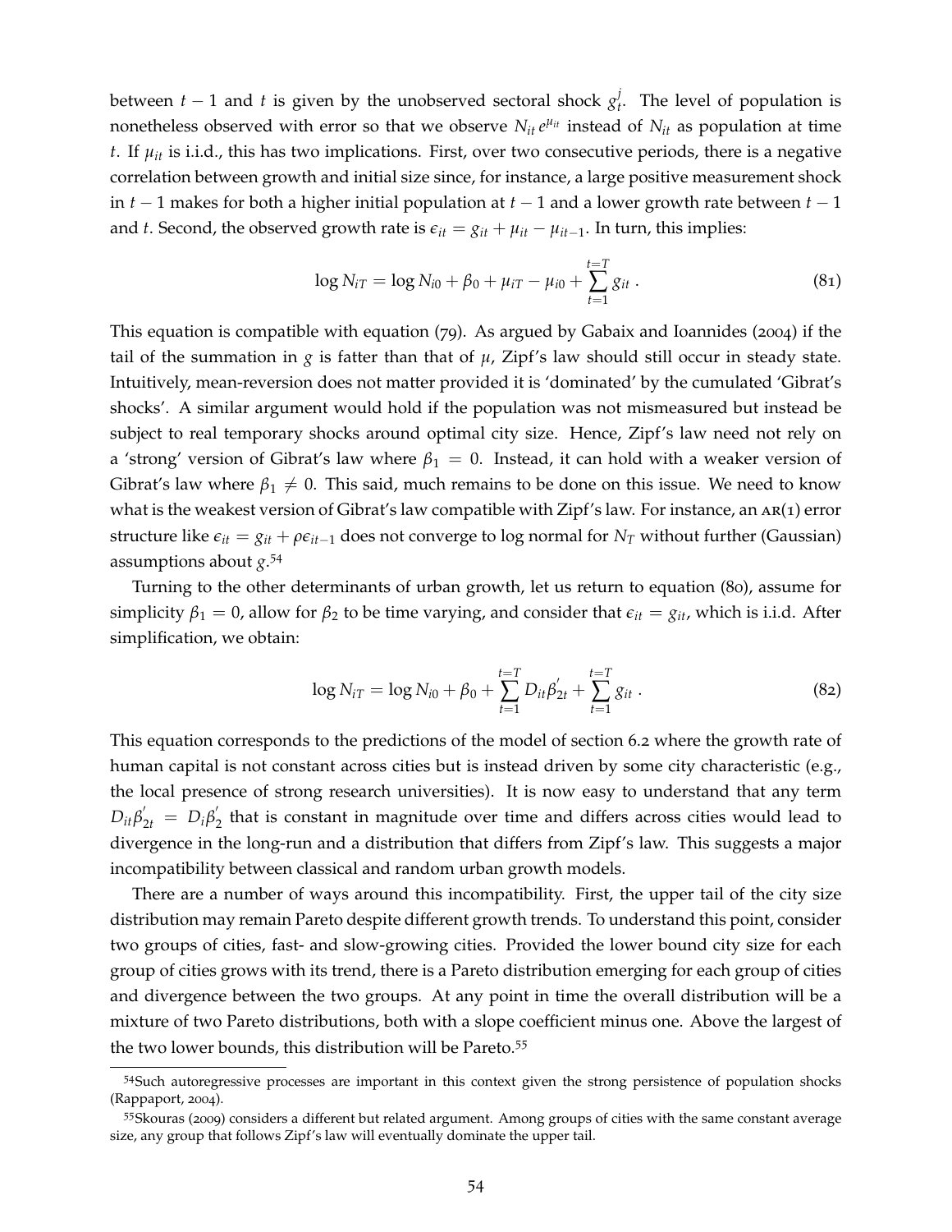between $t-1$ and $t$ is given by the unobserved sectoral shock $g_t^j$. The level of population is nonetheless observed with error so that we observe $N_{it}\, e^{\mu_{it}}$ instead of $N_{it}$ as population at time $t$. If $\mu_{it}$ is i.i.d., this has two implications. First, over two consecutive periods, there is a negative correlation between growth and initial size since, for instance, a large positive measurement shock in $t-1$ makes for both a higher initial population at $t-1$ and a lower growth rate between $t-1$ and $t$. Second, the observed growth rate is $\epsilon_{it} = g_{it} + \mu_{it} - \mu_{it-1}$. In turn, this implies:

$$\log N_{iT} = \log N_{i0} + \beta_0 + \mu_{iT} - \mu_{i0} + \sum_{t=1}^{t=T} g_{it} \,. \tag{81}$$

This equation is compatible with equation (79). As argued by Gabaix and Ioannides (2004) if the tail of the summation in $g$ is fatter than that of $\mu$, Zipf's law should still occur in steady state. Intuitively, mean-reversion does not matter provided it is 'dominated' by the cumulated 'Gibrat's shocks'. A similar argument would hold if the population was not mismeasured but instead be subject to real temporary shocks around optimal city size. Hence, Zipf's law need not rely on a 'strong' version of Gibrat's law where $\beta_1 = 0$. Instead, it can hold with a weaker version of Gibrat's law where $\beta_1 \neq 0$. This said, much remains to be done on this issue. We need to know what is the weakest version of Gibrat's law compatible with Zipf's law. For instance, an AR(1) error structure like $\epsilon_{it} = g_{it} + \rho\epsilon_{it-1}$ does not converge to log normal for $N_T$ without further (Gaussian) assumptions about $g$.[54]

Turning to the other determinants of urban growth, let us return to equation (80), assume for simplicity $\beta_1 = 0$, allow for $\beta_2$ to be time varying, and consider that $\epsilon_{it} = g_{it}$, which is i.i.d. After simplification, we obtain:

$$\log N_{iT} = \log N_{i0} + \beta_0 + \sum_{t=1}^{t=T} D_{it}\beta_{2t}^{'} + \sum_{t=1}^{t=T} g_{it} \,. \tag{82}$$

This equation corresponds to the predictions of the model of section 6.2 where the growth rate of human capital is not constant across cities but is instead driven by some city characteristic (e.g., the local presence of strong research universities). It is now easy to understand that any term $D_{it}\beta_{2t}^{'} = D_i\beta_2^{'}$ that is constant in magnitude over time and differs across cities would lead to divergence in the long-run and a distribution that differs from Zipf's law. This suggests a major incompatibility between classical and random urban growth models.

There are a number of ways around this incompatibility. First, the upper tail of the city size distribution may remain Pareto despite different growth trends. To understand this point, consider two groups of cities, fast- and slow-growing cities. Provided the lower bound city size for each group of cities grows with its trend, there is a Pareto distribution emerging for each group of cities and divergence between the two groups. At any point in time the overall distribution will be a mixture of two Pareto distributions, both with a slope coefficient minus one. Above the largest of the two lower bounds, this distribution will be Pareto.[55]

---

[54] Such autoregressive processes are important in this context given the strong persistence of population shocks (Rappaport, 2004).

[55] Skouras (2009) considers a different but related argument. Among groups of cities with the same constant average size, any group that follows Zipf's law will eventually dominate the upper tail.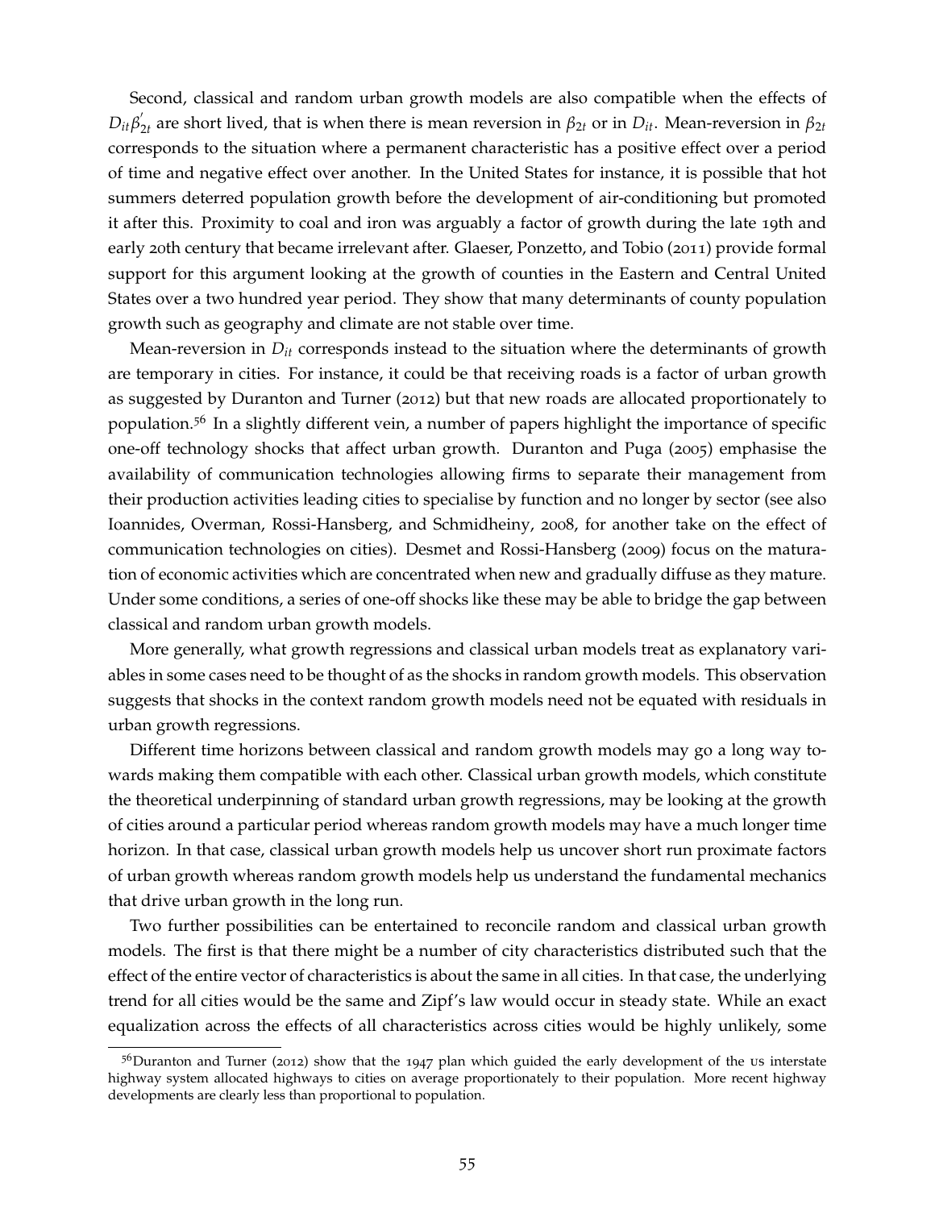Second, classical and random urban growth models are also compatible when the effects of $D_{it}\beta_{2t}^{'}$ are short lived, that is when there is mean reversion in $\beta_{2t}$ or in $D_{it}$. Mean-reversion in $\beta_{2t}$ corresponds to the situation where a permanent characteristic has a positive effect over a period of time and negative effect over another. In the United States for instance, it is possible that hot summers deterred population growth before the development of air-conditioning but promoted it after this. Proximity to coal and iron was arguably a factor of growth during the late 19th and early 20th century that became irrelevant after. Glaeser, Ponzetto, and Tobio (2011) provide formal support for this argument looking at the growth of counties in the Eastern and Central United States over a two hundred year period. They show that many determinants of county population growth such as geography and climate are not stable over time.

Mean-reversion in $D_{it}$ corresponds instead to the situation where the determinants of growth are temporary in cities. For instance, it could be that receiving roads is a factor of urban growth as suggested by Duranton and Turner (2012) but that new roads are allocated proportionately to population.[56] In a slightly different vein, a number of papers highlight the importance of specific one-off technology shocks that affect urban growth. Duranton and Puga (2005) emphasise the availability of communication technologies allowing firms to separate their management from their production activities leading cities to specialise by function and no longer by sector (see also Ioannides, Overman, Rossi-Hansberg, and Schmidheiny, 2008, for another take on the effect of communication technologies on cities). Desmet and Rossi-Hansberg (2009) focus on the maturation of economic activities which are concentrated when new and gradually diffuse as they mature. Under some conditions, a series of one-off shocks like these may be able to bridge the gap between classical and random urban growth models.

More generally, what growth regressions and classical urban models treat as explanatory variables in some cases need to be thought of as the shocks in random growth models. This observation suggests that shocks in the context random growth models need not be equated with residuals in urban growth regressions.

Different time horizons between classical and random growth models may go a long way towards making them compatible with each other. Classical urban growth models, which constitute the theoretical underpinning of standard urban growth regressions, may be looking at the growth of cities around a particular period whereas random growth models may have a much longer time horizon. In that case, classical urban growth models help us uncover short run proximate factors of urban growth whereas random growth models help us understand the fundamental mechanics that drive urban growth in the long run.

Two further possibilities can be entertained to reconcile random and classical urban growth models. The first is that there might be a number of city characteristics distributed such that the effect of the entire vector of characteristics is about the same in all cities. In that case, the underlying trend for all cities would be the same and Zipf's law would occur in steady state. While an exact equalization across the effects of all characteristics across cities would be highly unlikely, some

[56] Duranton and Turner (2012) show that the 1947 plan which guided the early development of the US interstate highway system allocated highways to cities on average proportionately to their population. More recent highway developments are clearly less than proportional to population.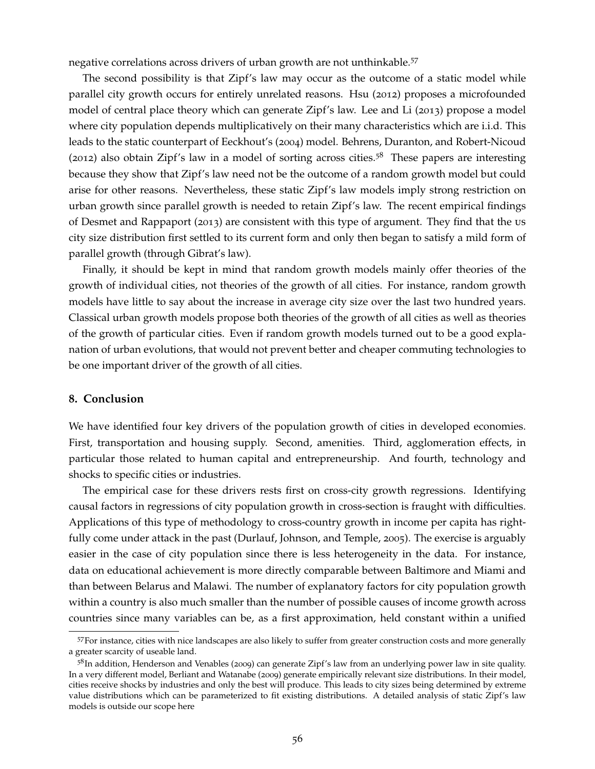negative correlations across drivers of urban growth are not unthinkable.[57]

The second possibility is that Zipf's law may occur as the outcome of a static model while parallel city growth occurs for entirely unrelated reasons. Hsu (2012) proposes a microfounded model of central place theory which can generate Zipf's law. Lee and Li (2013) propose a model where city population depends multiplicatively on their many characteristics which are i.i.d. This leads to the static counterpart of Eeckhout's (2004) model. Behrens, Duranton, and Robert-Nicoud (2012) also obtain Zipf's law in a model of sorting across cities.[58] These papers are interesting because they show that Zipf's law need not be the outcome of a random growth model but could arise for other reasons. Nevertheless, these static Zipf's law models imply strong restriction on urban growth since parallel growth is needed to retain Zipf's law. The recent empirical findings of Desmet and Rappaport (2013) are consistent with this type of argument. They find that the US city size distribution first settled to its current form and only then began to satisfy a mild form of parallel growth (through Gibrat's law).

Finally, it should be kept in mind that random growth models mainly offer theories of the growth of individual cities, not theories of the growth of all cities. For instance, random growth models have little to say about the increase in average city size over the last two hundred years. Classical urban growth models propose both theories of the growth of all cities as well as theories of the growth of particular cities. Even if random growth models turned out to be a good explanation of urban evolutions, that would not prevent better and cheaper commuting technologies to be one important driver of the growth of all cities.

## 8. Conclusion

We have identified four key drivers of the population growth of cities in developed economies. First, transportation and housing supply. Second, amenities. Third, agglomeration effects, in particular those related to human capital and entrepreneurship. And fourth, technology and shocks to specific cities or industries.

The empirical case for these drivers rests first on cross-city growth regressions. Identifying causal factors in regressions of city population growth in cross-section is fraught with difficulties. Applications of this type of methodology to cross-country growth in income per capita has rightfully come under attack in the past (Durlauf, Johnson, and Temple, 2005). The exercise is arguably easier in the case of city population since there is less heterogeneity in the data. For instance, data on educational achievement is more directly comparable between Baltimore and Miami and than between Belarus and Malawi. The number of explanatory factors for city population growth within a country is also much smaller than the number of possible causes of income growth across countries since many variables can be, as a first approximation, held constant within a unified

---

[57] For instance, cities with nice landscapes are also likely to suffer from greater construction costs and more generally a greater scarcity of useable land.

[58] In addition, Henderson and Venables (2009) can generate Zipf's law from an underlying power law in site quality. In a very different model, Berliant and Watanabe (2009) generate empirically relevant size distributions. In their model, cities receive shocks by industries and only the best will produce. This leads to city sizes being determined by extreme value distributions which can be parameterized to fit existing distributions. A detailed analysis of static Zipf's law models is outside our scope here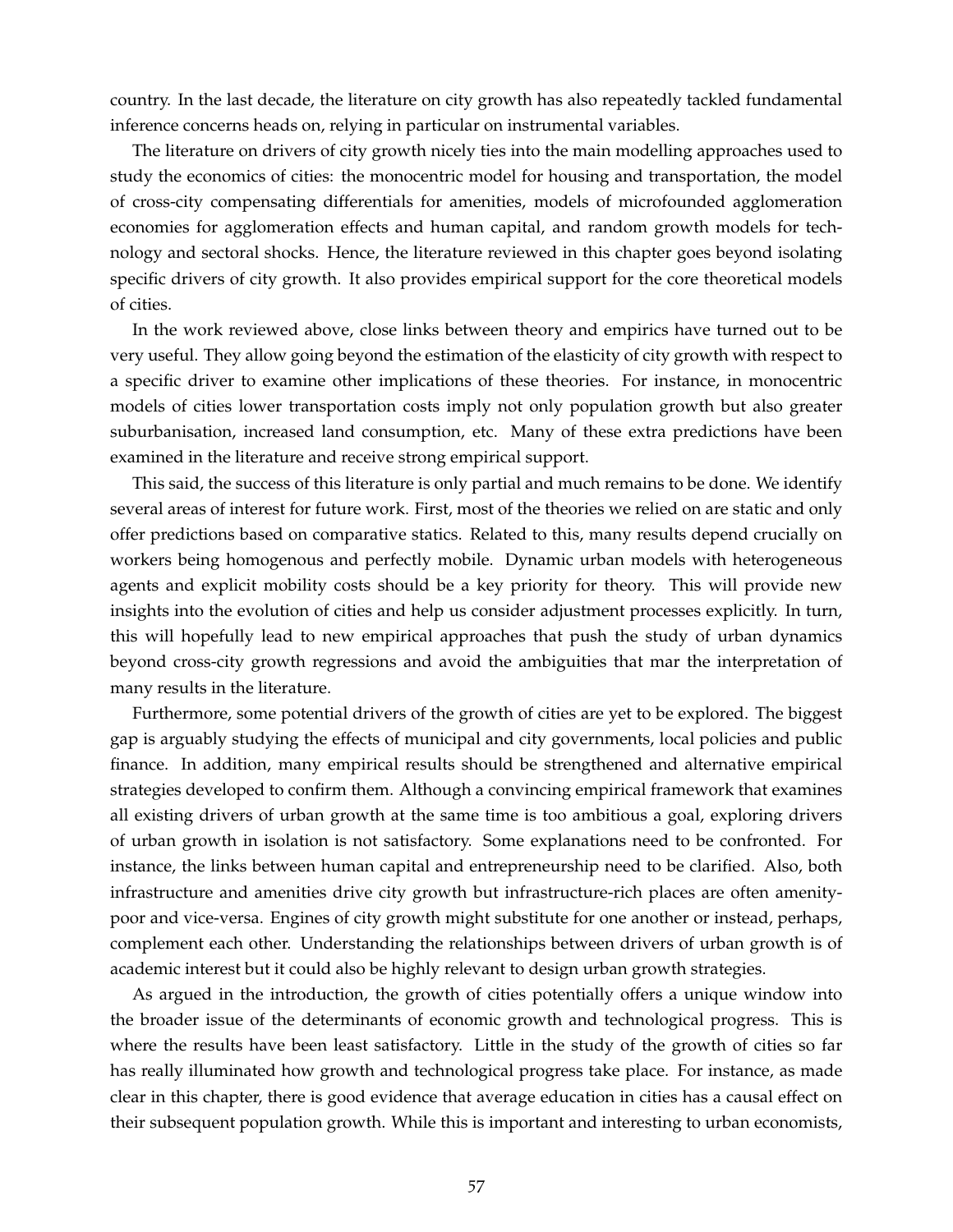country. In the last decade, the literature on city growth has also repeatedly tackled fundamental inference concerns heads on, relying in particular on instrumental variables.

The literature on drivers of city growth nicely ties into the main modelling approaches used to study the economics of cities: the monocentric model for housing and transportation, the model of cross-city compensating differentials for amenities, models of microfounded agglomeration economies for agglomeration effects and human capital, and random growth models for technology and sectoral shocks. Hence, the literature reviewed in this chapter goes beyond isolating specific drivers of city growth. It also provides empirical support for the core theoretical models of cities.

In the work reviewed above, close links between theory and empirics have turned out to be very useful. They allow going beyond the estimation of the elasticity of city growth with respect to a specific driver to examine other implications of these theories. For instance, in monocentric models of cities lower transportation costs imply not only population growth but also greater suburbanisation, increased land consumption, etc. Many of these extra predictions have been examined in the literature and receive strong empirical support.

This said, the success of this literature is only partial and much remains to be done. We identify several areas of interest for future work. First, most of the theories we relied on are static and only offer predictions based on comparative statics. Related to this, many results depend crucially on workers being homogenous and perfectly mobile. Dynamic urban models with heterogeneous agents and explicit mobility costs should be a key priority for theory. This will provide new insights into the evolution of cities and help us consider adjustment processes explicitly. In turn, this will hopefully lead to new empirical approaches that push the study of urban dynamics beyond cross-city growth regressions and avoid the ambiguities that mar the interpretation of many results in the literature.

Furthermore, some potential drivers of the growth of cities are yet to be explored. The biggest gap is arguably studying the effects of municipal and city governments, local policies and public finance. In addition, many empirical results should be strengthened and alternative empirical strategies developed to confirm them. Although a convincing empirical framework that examines all existing drivers of urban growth at the same time is too ambitious a goal, exploring drivers of urban growth in isolation is not satisfactory. Some explanations need to be confronted. For instance, the links between human capital and entrepreneurship need to be clarified. Also, both infrastructure and amenities drive city growth but infrastructure-rich places are often amenity-poor and vice-versa. Engines of city growth might substitute for one another or instead, perhaps, complement each other. Understanding the relationships between drivers of urban growth is of academic interest but it could also be highly relevant to design urban growth strategies.

As argued in the introduction, the growth of cities potentially offers a unique window into the broader issue of the determinants of economic growth and technological progress. This is where the results have been least satisfactory. Little in the study of the growth of cities so far has really illuminated how growth and technological progress take place. For instance, as made clear in this chapter, there is good evidence that average education in cities has a causal effect on their subsequent population growth. While this is important and interesting to urban economists,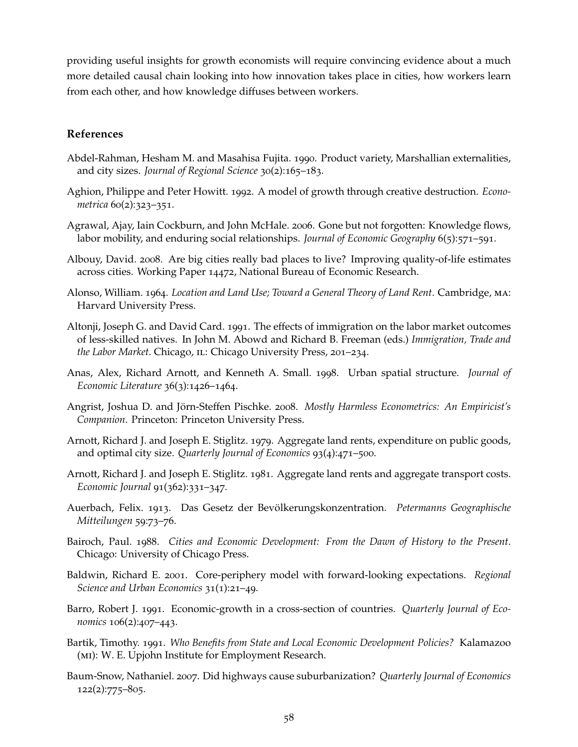providing useful insights for growth economists will require convincing evidence about a much more detailed causal chain looking into how innovation takes place in cities, how workers learn from each other, and how knowledge diffuses between workers.

## References

Abdel-Rahman, Hesham M. and Masahisa Fujita. 1990. Product variety, Marshallian externalities, and city sizes. *Journal of Regional Science* 30(2):165–183.

Aghion, Philippe and Peter Howitt. 1992. A model of growth through creative destruction. *Econometrica* 60(2):323–351.

Agrawal, Ajay, Iain Cockburn, and John McHale. 2006. Gone but not forgotten: Knowledge flows, labor mobility, and enduring social relationships. *Journal of Economic Geography* 6(5):571–591.

Albouy, David. 2008. Are big cities really bad places to live? Improving quality-of-life estimates across cities. Working Paper 14472, National Bureau of Economic Research.

Alonso, William. 1964. *Location and Land Use; Toward a General Theory of Land Rent*. Cambridge, MA: Harvard University Press.

Altonji, Joseph G. and David Card. 1991. The effects of immigration on the labor market outcomes of less-skilled natives. In John M. Abowd and Richard B. Freeman (eds.) *Immigration, Trade and the Labor Market*. Chicago, IL: Chicago University Press, 201–234.

Anas, Alex, Richard Arnott, and Kenneth A. Small. 1998. Urban spatial structure. *Journal of Economic Literature* 36(3):1426–1464.

Angrist, Joshua D. and Jörn-Steffen Pischke. 2008. *Mostly Harmless Econometrics: An Empiricist's Companion*. Princeton: Princeton University Press.

Arnott, Richard J. and Joseph E. Stiglitz. 1979. Aggregate land rents, expenditure on public goods, and optimal city size. *Quarterly Journal of Economics* 93(4):471–500.

Arnott, Richard J. and Joseph E. Stiglitz. 1981. Aggregate land rents and aggregate transport costs. *Economic Journal* 91(362):331–347.

Auerbach, Felix. 1913. Das Gesetz der Bevölkerungskonzentration. *Petermanns Geographische Mitteilungen* 59:73–76.

Bairoch, Paul. 1988. *Cities and Economic Development: From the Dawn of History to the Present*. Chicago: University of Chicago Press.

Baldwin, Richard E. 2001. Core-periphery model with forward-looking expectations. *Regional Science and Urban Economics* 31(1):21–49.

Barro, Robert J. 1991. Economic-growth in a cross-section of countries. *Quarterly Journal of Economics* 106(2):407–443.

Bartik, Timothy. 1991. *Who Benefits from State and Local Economic Development Policies?* Kalamazoo (MI): W. E. Upjohn Institute for Employment Research.

Baum-Snow, Nathaniel. 2007. Did highways cause suburbanization? *Quarterly Journal of Economics* 122(2):775–805.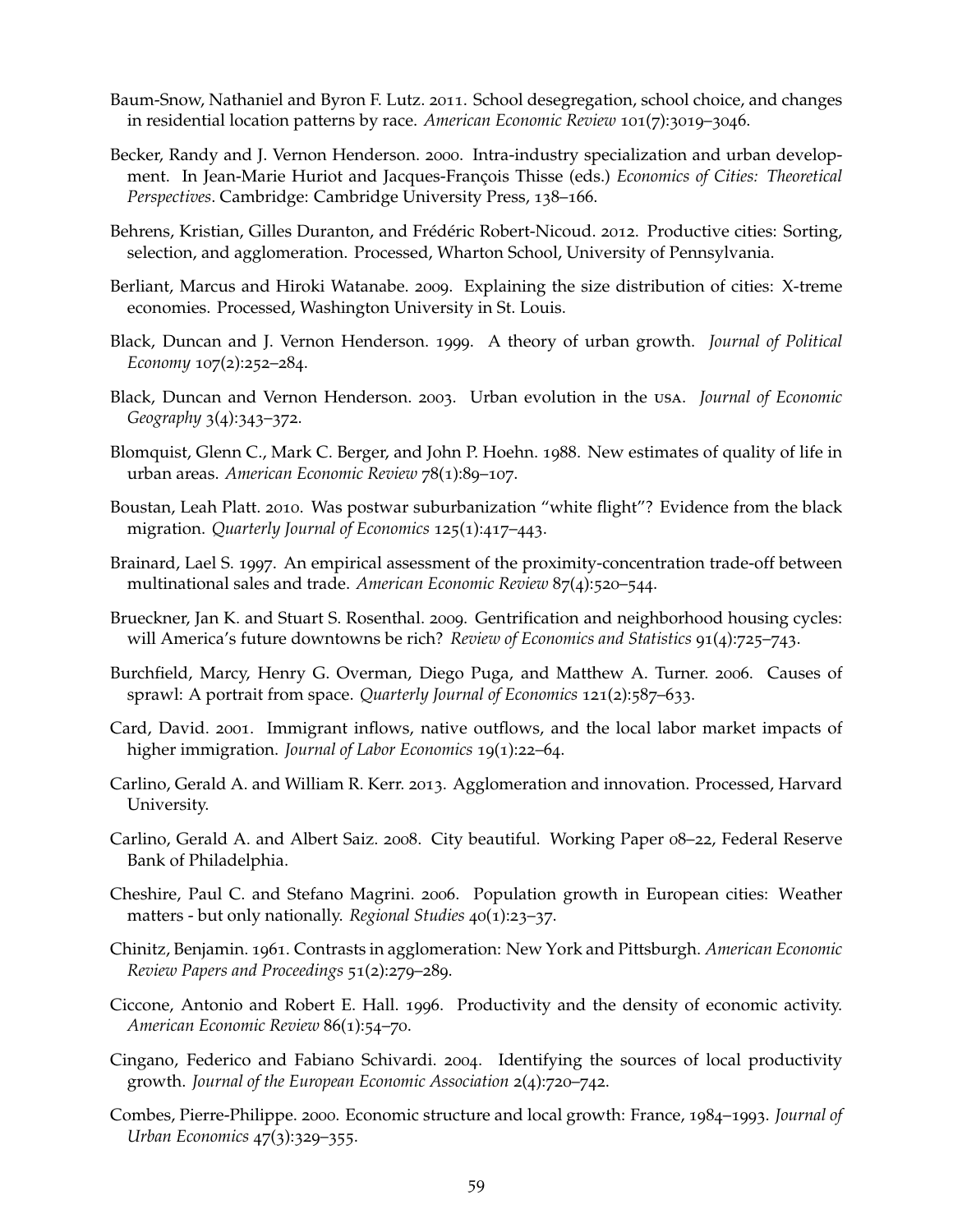Baum-Snow, Nathaniel and Byron F. Lutz. 2011. School desegregation, school choice, and changes in residential location patterns by race. *American Economic Review* 101(7):3019–3046.

Becker, Randy and J. Vernon Henderson. 2000. Intra-industry specialization and urban development. In Jean-Marie Huriot and Jacques-François Thisse (eds.) *Economics of Cities: Theoretical Perspectives*. Cambridge: Cambridge University Press, 138–166.

Behrens, Kristian, Gilles Duranton, and Frédéric Robert-Nicoud. 2012. Productive cities: Sorting, selection, and agglomeration. Processed, Wharton School, University of Pennsylvania.

Berliant, Marcus and Hiroki Watanabe. 2009. Explaining the size distribution of cities: X-treme economies. Processed, Washington University in St. Louis.

Black, Duncan and J. Vernon Henderson. 1999. A theory of urban growth. *Journal of Political Economy* 107(2):252–284.

Black, Duncan and Vernon Henderson. 2003. Urban evolution in the USA. *Journal of Economic Geography* 3(4):343–372.

Blomquist, Glenn C., Mark C. Berger, and John P. Hoehn. 1988. New estimates of quality of life in urban areas. *American Economic Review* 78(1):89–107.

Boustan, Leah Platt. 2010. Was postwar suburbanization "white flight"? Evidence from the black migration. *Quarterly Journal of Economics* 125(1):417–443.

Brainard, Lael S. 1997. An empirical assessment of the proximity-concentration trade-off between multinational sales and trade. *American Economic Review* 87(4):520–544.

Brueckner, Jan K. and Stuart S. Rosenthal. 2009. Gentrification and neighborhood housing cycles: will America's future downtowns be rich? *Review of Economics and Statistics* 91(4):725–743.

Burchfield, Marcy, Henry G. Overman, Diego Puga, and Matthew A. Turner. 2006. Causes of sprawl: A portrait from space. *Quarterly Journal of Economics* 121(2):587–633.

Card, David. 2001. Immigrant inflows, native outflows, and the local labor market impacts of higher immigration. *Journal of Labor Economics* 19(1):22–64.

Carlino, Gerald A. and William R. Kerr. 2013. Agglomeration and innovation. Processed, Harvard University.

Carlino, Gerald A. and Albert Saiz. 2008. City beautiful. Working Paper 08–22, Federal Reserve Bank of Philadelphia.

Cheshire, Paul C. and Stefano Magrini. 2006. Population growth in European cities: Weather matters - but only nationally. *Regional Studies* 40(1):23–37.

Chinitz, Benjamin. 1961. Contrasts in agglomeration: New York and Pittsburgh. *American Economic Review Papers and Proceedings* 51(2):279–289.

Ciccone, Antonio and Robert E. Hall. 1996. Productivity and the density of economic activity. *American Economic Review* 86(1):54–70.

Cingano, Federico and Fabiano Schivardi. 2004. Identifying the sources of local productivity growth. *Journal of the European Economic Association* 2(4):720–742.

Combes, Pierre-Philippe. 2000. Economic structure and local growth: France, 1984–1993. *Journal of Urban Economics* 47(3):329–355.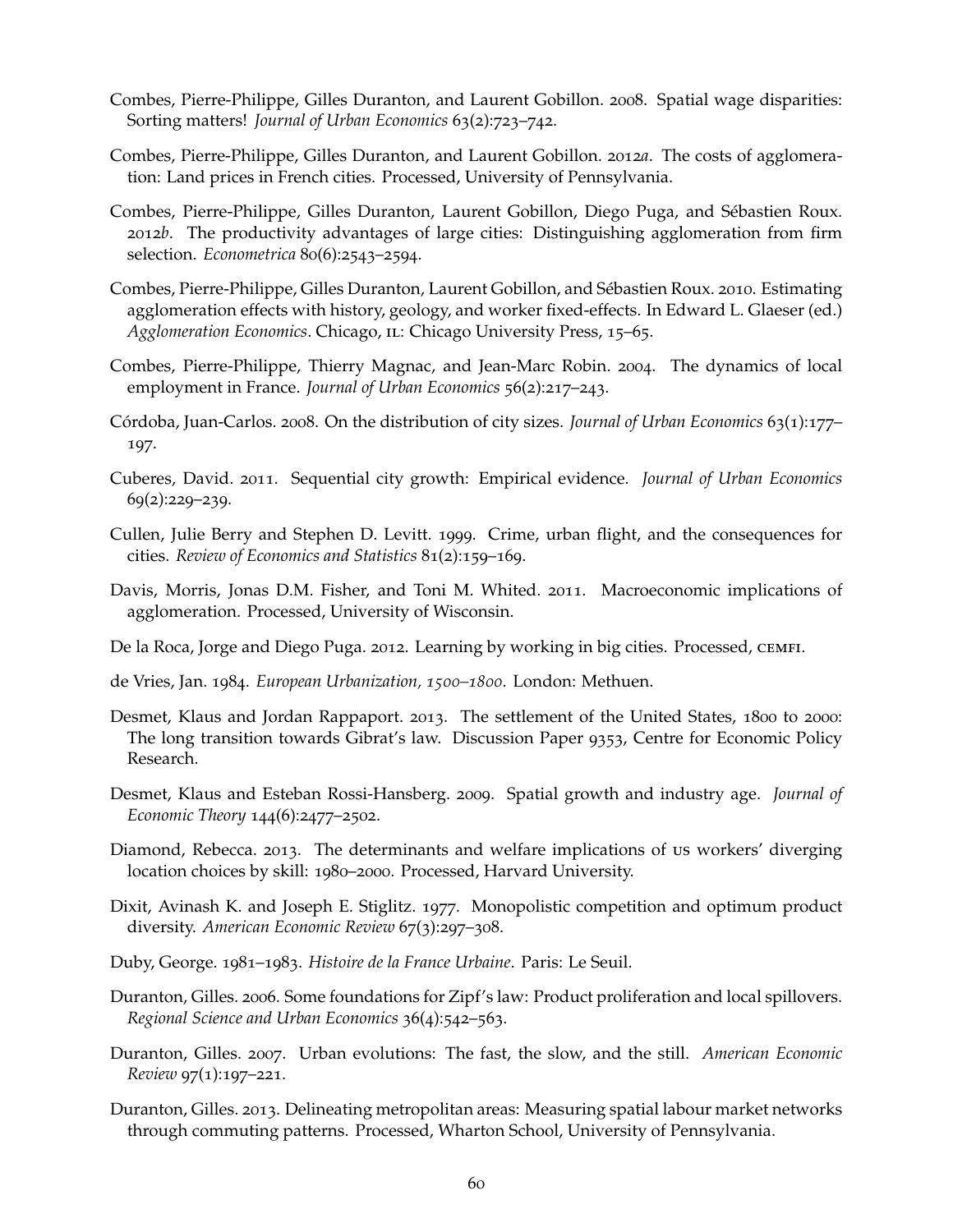Combes, Pierre-Philippe, Gilles Duranton, and Laurent Gobillon. 2008. Spatial wage disparities: Sorting matters! *Journal of Urban Economics* 63(2):723–742.

Combes, Pierre-Philippe, Gilles Duranton, and Laurent Gobillon. 2012*a*. The costs of agglomeration: Land prices in French cities. Processed, University of Pennsylvania.

Combes, Pierre-Philippe, Gilles Duranton, Laurent Gobillon, Diego Puga, and Sébastien Roux. 2012*b*. The productivity advantages of large cities: Distinguishing agglomeration from firm selection. *Econometrica* 80(6):2543–2594.

Combes, Pierre-Philippe, Gilles Duranton, Laurent Gobillon, and Sébastien Roux. 2010. Estimating agglomeration effects with history, geology, and worker fixed-effects. In Edward L. Glaeser (ed.) *Agglomeration Economics*. Chicago, IL: Chicago University Press, 15–65.

Combes, Pierre-Philippe, Thierry Magnac, and Jean-Marc Robin. 2004. The dynamics of local employment in France. *Journal of Urban Economics* 56(2):217–243.

Córdoba, Juan-Carlos. 2008. On the distribution of city sizes. *Journal of Urban Economics* 63(1):177–197.

Cuberes, David. 2011. Sequential city growth: Empirical evidence. *Journal of Urban Economics* 69(2):229–239.

Cullen, Julie Berry and Stephen D. Levitt. 1999. Crime, urban flight, and the consequences for cities. *Review of Economics and Statistics* 81(2):159–169.

Davis, Morris, Jonas D.M. Fisher, and Toni M. Whited. 2011. Macroeconomic implications of agglomeration. Processed, University of Wisconsin.

De la Roca, Jorge and Diego Puga. 2012. Learning by working in big cities. Processed, CEMFI.

de Vries, Jan. 1984. *European Urbanization, 1500–1800*. London: Methuen.

Desmet, Klaus and Jordan Rappaport. 2013. The settlement of the United States, 1800 to 2000: The long transition towards Gibrat's law. Discussion Paper 9353, Centre for Economic Policy Research.

Desmet, Klaus and Esteban Rossi-Hansberg. 2009. Spatial growth and industry age. *Journal of Economic Theory* 144(6):2477–2502.

Diamond, Rebecca. 2013. The determinants and welfare implications of US workers' diverging location choices by skill: 1980–2000. Processed, Harvard University.

Dixit, Avinash K. and Joseph E. Stiglitz. 1977. Monopolistic competition and optimum product diversity. *American Economic Review* 67(3):297–308.

Duby, George. 1981–1983. *Histoire de la France Urbaine*. Paris: Le Seuil.

Duranton, Gilles. 2006. Some foundations for Zipf's law: Product proliferation and local spillovers. *Regional Science and Urban Economics* 36(4):542–563.

Duranton, Gilles. 2007. Urban evolutions: The fast, the slow, and the still. *American Economic Review* 97(1):197–221.

Duranton, Gilles. 2013. Delineating metropolitan areas: Measuring spatial labour market networks through commuting patterns. Processed, Wharton School, University of Pennsylvania.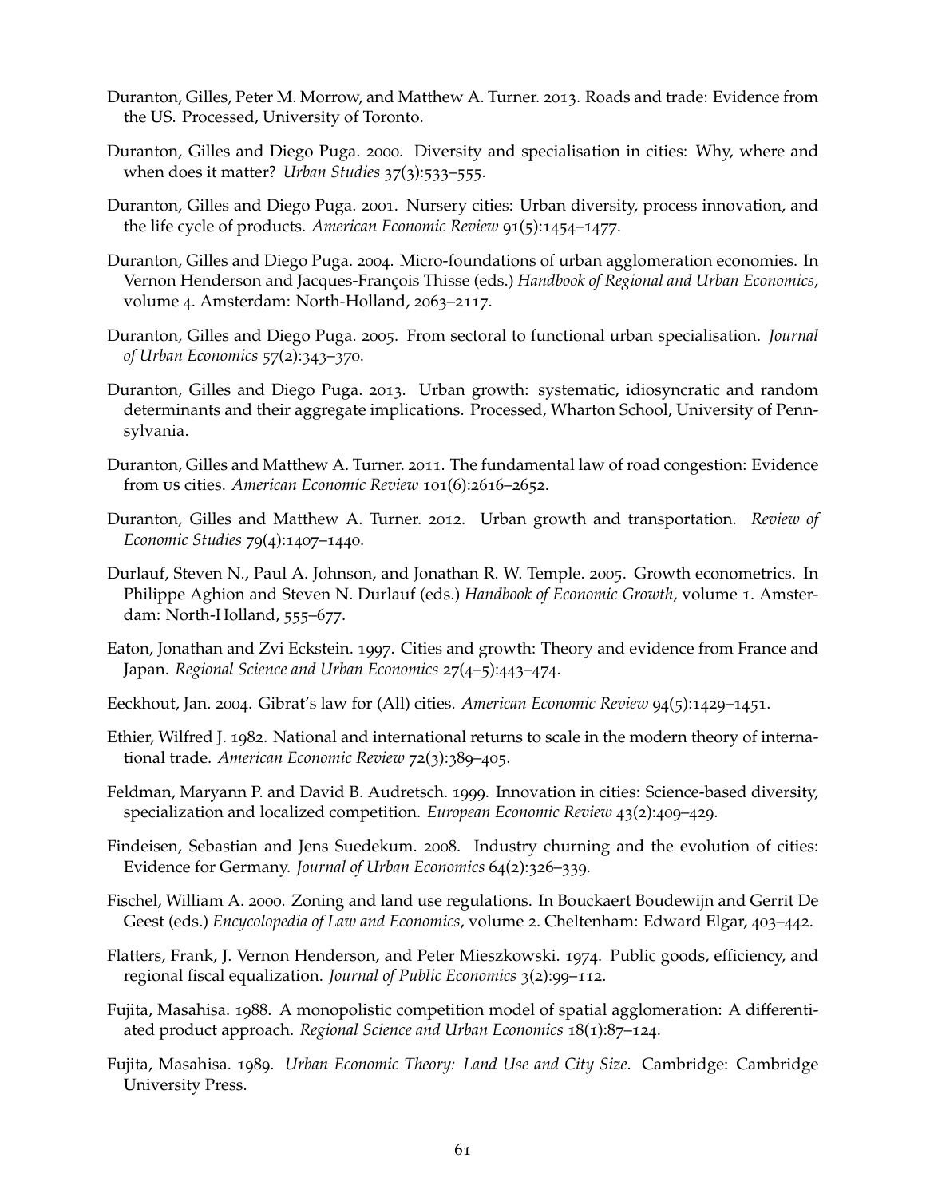Duranton, Gilles, Peter M. Morrow, and Matthew A. Turner. 2013. Roads and trade: Evidence from the US. Processed, University of Toronto.

Duranton, Gilles and Diego Puga. 2000. Diversity and specialisation in cities: Why, where and when does it matter? *Urban Studies* 37(3):533–555.

Duranton, Gilles and Diego Puga. 2001. Nursery cities: Urban diversity, process innovation, and the life cycle of products. *American Economic Review* 91(5):1454–1477.

Duranton, Gilles and Diego Puga. 2004. Micro-foundations of urban agglomeration economies. In Vernon Henderson and Jacques-François Thisse (eds.) *Handbook of Regional and Urban Economics*, volume 4. Amsterdam: North-Holland, 2063–2117.

Duranton, Gilles and Diego Puga. 2005. From sectoral to functional urban specialisation. *Journal of Urban Economics* 57(2):343–370.

Duranton, Gilles and Diego Puga. 2013. Urban growth: systematic, idiosyncratic and random determinants and their aggregate implications. Processed, Wharton School, University of Pennsylvania.

Duranton, Gilles and Matthew A. Turner. 2011. The fundamental law of road congestion: Evidence from US cities. *American Economic Review* 101(6):2616–2652.

Duranton, Gilles and Matthew A. Turner. 2012. Urban growth and transportation. *Review of Economic Studies* 79(4):1407–1440.

Durlauf, Steven N., Paul A. Johnson, and Jonathan R. W. Temple. 2005. Growth econometrics. In Philippe Aghion and Steven N. Durlauf (eds.) *Handbook of Economic Growth*, volume 1. Amsterdam: North-Holland, 555–677.

Eaton, Jonathan and Zvi Eckstein. 1997. Cities and growth: Theory and evidence from France and Japan. *Regional Science and Urban Economics* 27(4–5):443–474.

Eeckhout, Jan. 2004. Gibrat's law for (All) cities. *American Economic Review* 94(5):1429–1451.

Ethier, Wilfred J. 1982. National and international returns to scale in the modern theory of international trade. *American Economic Review* 72(3):389–405.

Feldman, Maryann P. and David B. Audretsch. 1999. Innovation in cities: Science-based diversity, specialization and localized competition. *European Economic Review* 43(2):409–429.

Findeisen, Sebastian and Jens Suedekum. 2008. Industry churning and the evolution of cities: Evidence for Germany. *Journal of Urban Economics* 64(2):326–339.

Fischel, William A. 2000. Zoning and land use regulations. In Bouckaert Boudewijn and Gerrit De Geest (eds.) *Encycolopedia of Law and Economics*, volume 2. Cheltenham: Edward Elgar, 403–442.

Flatters, Frank, J. Vernon Henderson, and Peter Mieszkowski. 1974. Public goods, efficiency, and regional fiscal equalization. *Journal of Public Economics* 3(2):99–112.

Fujita, Masahisa. 1988. A monopolistic competition model of spatial agglomeration: A differentiated product approach. *Regional Science and Urban Economics* 18(1):87–124.

Fujita, Masahisa. 1989. *Urban Economic Theory: Land Use and City Size*. Cambridge: Cambridge University Press.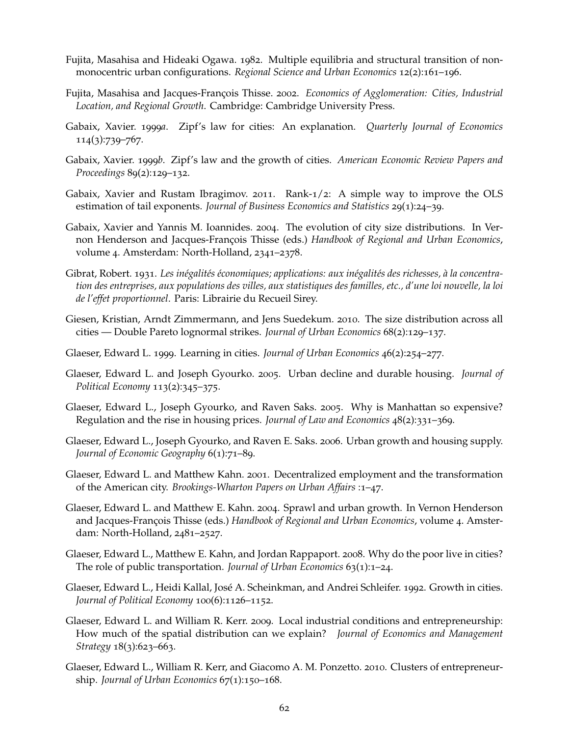Fujita, Masahisa and Hideaki Ogawa. 1982. Multiple equilibria and structural transition of non-monocentric urban configurations. *Regional Science and Urban Economics* 12(2):161–196.

Fujita, Masahisa and Jacques-François Thisse. 2002. *Economics of Agglomeration: Cities, Industrial Location, and Regional Growth*. Cambridge: Cambridge University Press.

Gabaix, Xavier. 1999*a*. Zipf's law for cities: An explanation. *Quarterly Journal of Economics* 114(3):739–767.

Gabaix, Xavier. 1999*b*. Zipf's law and the growth of cities. *American Economic Review Papers and Proceedings* 89(2):129–132.

Gabaix, Xavier and Rustam Ibragimov. 2011. Rank-1/2: A simple way to improve the OLS estimation of tail exponents. *Journal of Business Economics and Statistics* 29(1):24–39.

Gabaix, Xavier and Yannis M. Ioannides. 2004. The evolution of city size distributions. In Vernon Henderson and Jacques-François Thisse (eds.) *Handbook of Regional and Urban Economics*, volume 4. Amsterdam: North-Holland, 2341–2378.

Gibrat, Robert. 1931. *Les inégalités économiques; applications: aux inégalités des richesses, à la concentration des entreprises, aux populations des villes, aux statistiques des familles, etc., d'une loi nouvelle, la loi de l'effet proportionnel*. Paris: Librairie du Recueil Sirey.

Giesen, Kristian, Arndt Zimmermann, and Jens Suedekum. 2010. The size distribution across all cities — Double Pareto lognormal strikes. *Journal of Urban Economics* 68(2):129–137.

Glaeser, Edward L. 1999. Learning in cities. *Journal of Urban Economics* 46(2):254–277.

Glaeser, Edward L. and Joseph Gyourko. 2005. Urban decline and durable housing. *Journal of Political Economy* 113(2):345–375.

Glaeser, Edward L., Joseph Gyourko, and Raven Saks. 2005. Why is Manhattan so expensive? Regulation and the rise in housing prices. *Journal of Law and Economics* 48(2):331–369.

Glaeser, Edward L., Joseph Gyourko, and Raven E. Saks. 2006. Urban growth and housing supply. *Journal of Economic Geography* 6(1):71–89.

Glaeser, Edward L. and Matthew Kahn. 2001. Decentralized employment and the transformation of the American city. *Brookings-Wharton Papers on Urban Affairs* :1–47.

Glaeser, Edward L. and Matthew E. Kahn. 2004. Sprawl and urban growth. In Vernon Henderson and Jacques-François Thisse (eds.) *Handbook of Regional and Urban Economics*, volume 4. Amsterdam: North-Holland, 2481–2527.

Glaeser, Edward L., Matthew E. Kahn, and Jordan Rappaport. 2008. Why do the poor live in cities? The role of public transportation. *Journal of Urban Economics* 63(1):1–24.

Glaeser, Edward L., Heidi Kallal, José A. Scheinkman, and Andrei Schleifer. 1992. Growth in cities. *Journal of Political Economy* 100(6):1126–1152.

Glaeser, Edward L. and William R. Kerr. 2009. Local industrial conditions and entrepreneurship: How much of the spatial distribution can we explain? *Journal of Economics and Management Strategy* 18(3):623–663.

Glaeser, Edward L., William R. Kerr, and Giacomo A. M. Ponzetto. 2010. Clusters of entrepreneurship. *Journal of Urban Economics* 67(1):150–168.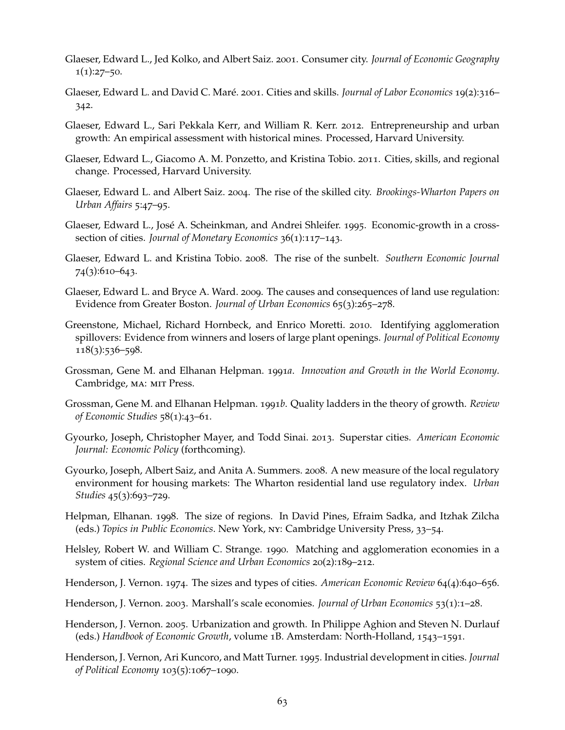Glaeser, Edward L., Jed Kolko, and Albert Saiz. 2001. Consumer city. *Journal of Economic Geography* 1(1):27–50.

Glaeser, Edward L. and David C. Maré. 2001. Cities and skills. *Journal of Labor Economics* 19(2):316–342.

Glaeser, Edward L., Sari Pekkala Kerr, and William R. Kerr. 2012. Entrepreneurship and urban growth: An empirical assessment with historical mines. Processed, Harvard University.

Glaeser, Edward L., Giacomo A. M. Ponzetto, and Kristina Tobio. 2011. Cities, skills, and regional change. Processed, Harvard University.

Glaeser, Edward L. and Albert Saiz. 2004. The rise of the skilled city. *Brookings-Wharton Papers on Urban Affairs* 5:47–95.

Glaeser, Edward L., José A. Scheinkman, and Andrei Shleifer. 1995. Economic-growth in a cross-section of cities. *Journal of Monetary Economics* 36(1):117–143.

Glaeser, Edward L. and Kristina Tobio. 2008. The rise of the sunbelt. *Southern Economic Journal* 74(3):610–643.

Glaeser, Edward L. and Bryce A. Ward. 2009. The causes and consequences of land use regulation: Evidence from Greater Boston. *Journal of Urban Economics* 65(3):265–278.

Greenstone, Michael, Richard Hornbeck, and Enrico Moretti. 2010. Identifying agglomeration spillovers: Evidence from winners and losers of large plant openings. *Journal of Political Economy* 118(3):536–598.

Grossman, Gene M. and Elhanan Helpman. 1991*a*. *Innovation and Growth in the World Economy*. Cambridge, MA: MIT Press.

Grossman, Gene M. and Elhanan Helpman. 1991*b*. Quality ladders in the theory of growth. *Review of Economic Studies* 58(1):43–61.

Gyourko, Joseph, Christopher Mayer, and Todd Sinai. 2013. Superstar cities. *American Economic Journal: Economic Policy* (forthcoming).

Gyourko, Joseph, Albert Saiz, and Anita A. Summers. 2008. A new measure of the local regulatory environment for housing markets: The Wharton residential land use regulatory index. *Urban Studies* 45(3):693–729.

Helpman, Elhanan. 1998. The size of regions. In David Pines, Efraim Sadka, and Itzhak Zilcha (eds.) *Topics in Public Economics*. New York, NY: Cambridge University Press, 33–54.

Helsley, Robert W. and William C. Strange. 1990. Matching and agglomeration economies in a system of cities. *Regional Science and Urban Economics* 20(2):189–212.

Henderson, J. Vernon. 1974. The sizes and types of cities. *American Economic Review* 64(4):640–656.

Henderson, J. Vernon. 2003. Marshall's scale economies. *Journal of Urban Economics* 53(1):1–28.

Henderson, J. Vernon. 2005. Urbanization and growth. In Philippe Aghion and Steven N. Durlauf (eds.) *Handbook of Economic Growth*, volume 1B. Amsterdam: North-Holland, 1543–1591.

Henderson, J. Vernon, Ari Kuncoro, and Matt Turner. 1995. Industrial development in cities. *Journal of Political Economy* 103(5):1067–1090.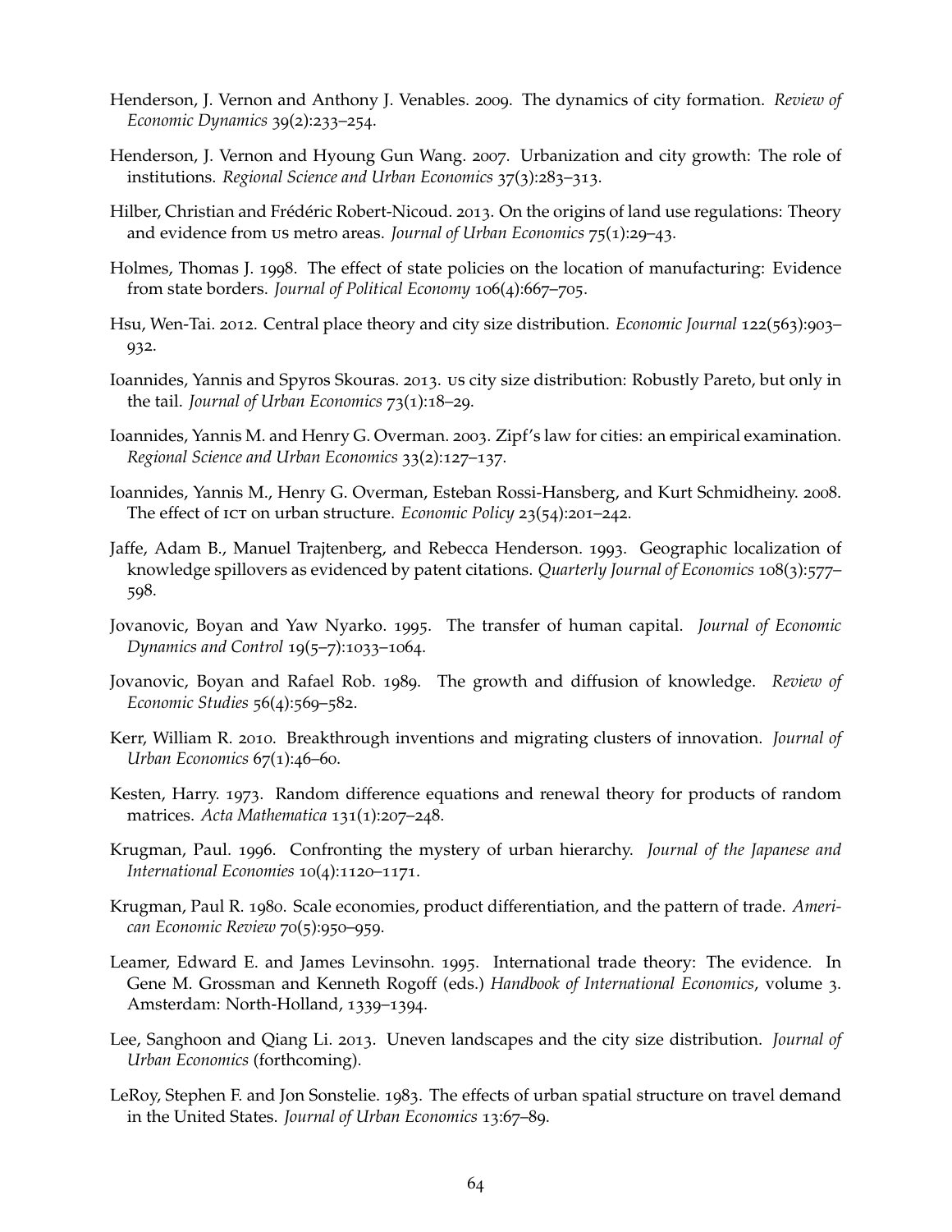Henderson, J. Vernon and Anthony J. Venables. 2009. The dynamics of city formation. *Review of Economic Dynamics* 39(2):233–254.

Henderson, J. Vernon and Hyoung Gun Wang. 2007. Urbanization and city growth: The role of institutions. *Regional Science and Urban Economics* 37(3):283–313.

Hilber, Christian and Frédéric Robert-Nicoud. 2013. On the origins of land use regulations: Theory and evidence from US metro areas. *Journal of Urban Economics* 75(1):29–43.

Holmes, Thomas J. 1998. The effect of state policies on the location of manufacturing: Evidence from state borders. *Journal of Political Economy* 106(4):667–705.

Hsu, Wen-Tai. 2012. Central place theory and city size distribution. *Economic Journal* 122(563):903–932.

Ioannides, Yannis and Spyros Skouras. 2013. US city size distribution: Robustly Pareto, but only in the tail. *Journal of Urban Economics* 73(1):18–29.

Ioannides, Yannis M. and Henry G. Overman. 2003. Zipf's law for cities: an empirical examination. *Regional Science and Urban Economics* 33(2):127–137.

Ioannides, Yannis M., Henry G. Overman, Esteban Rossi-Hansberg, and Kurt Schmidheiny. 2008. The effect of ICT on urban structure. *Economic Policy* 23(54):201–242.

Jaffe, Adam B., Manuel Trajtenberg, and Rebecca Henderson. 1993. Geographic localization of knowledge spillovers as evidenced by patent citations. *Quarterly Journal of Economics* 108(3):577–598.

Jovanovic, Boyan and Yaw Nyarko. 1995. The transfer of human capital. *Journal of Economic Dynamics and Control* 19(5–7):1033–1064.

Jovanovic, Boyan and Rafael Rob. 1989. The growth and diffusion of knowledge. *Review of Economic Studies* 56(4):569–582.

Kerr, William R. 2010. Breakthrough inventions and migrating clusters of innovation. *Journal of Urban Economics* 67(1):46–60.

Kesten, Harry. 1973. Random difference equations and renewal theory for products of random matrices. *Acta Mathematica* 131(1):207–248.

Krugman, Paul. 1996. Confronting the mystery of urban hierarchy. *Journal of the Japanese and International Economies* 10(4):1120–1171.

Krugman, Paul R. 1980. Scale economies, product differentiation, and the pattern of trade. *American Economic Review* 70(5):950–959.

Leamer, Edward E. and James Levinsohn. 1995. International trade theory: The evidence. In Gene M. Grossman and Kenneth Rogoff (eds.) *Handbook of International Economics*, volume 3. Amsterdam: North-Holland, 1339–1394.

Lee, Sanghoon and Qiang Li. 2013. Uneven landscapes and the city size distribution. *Journal of Urban Economics* (forthcoming).

LeRoy, Stephen F. and Jon Sonstelie. 1983. The effects of urban spatial structure on travel demand in the United States. *Journal of Urban Economics* 13:67–89.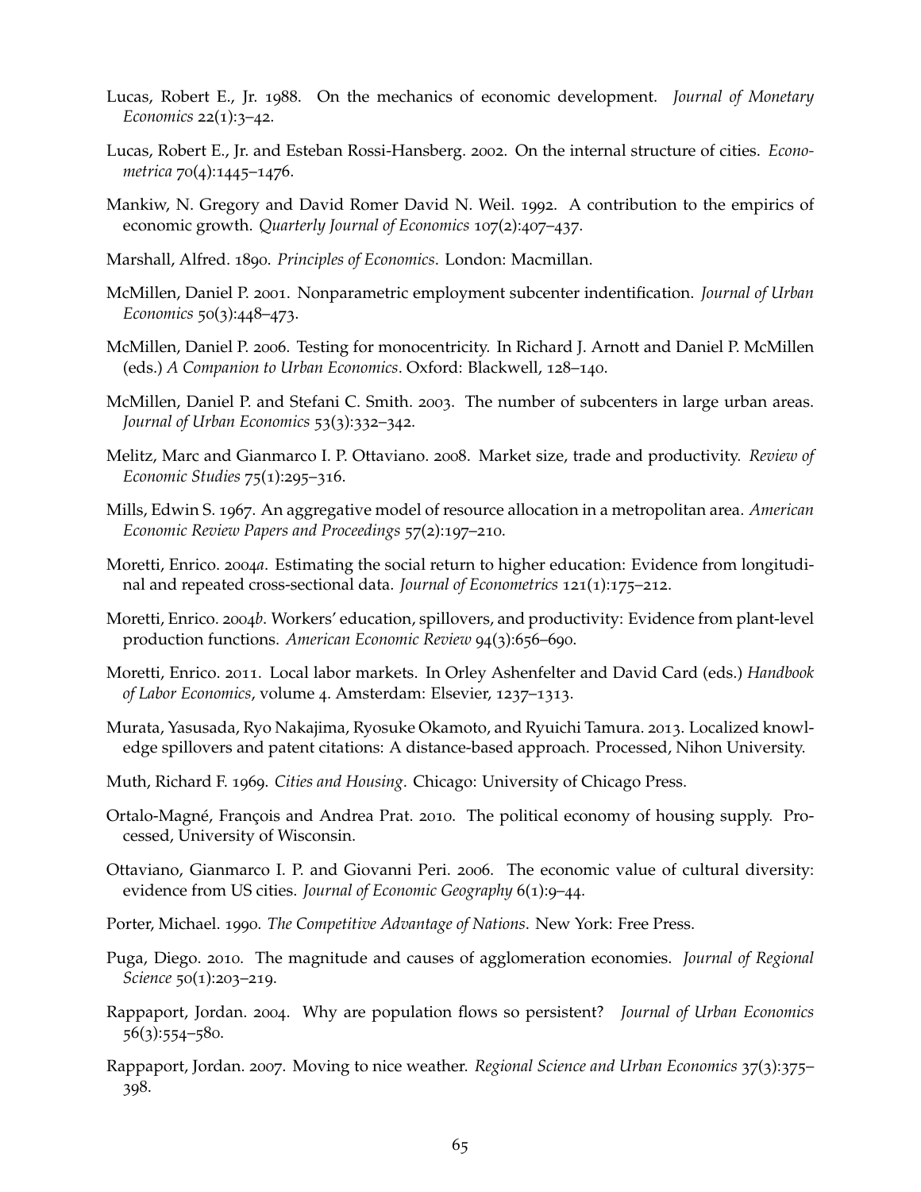Lucas, Robert E., Jr. 1988. On the mechanics of economic development. *Journal of Monetary Economics* 22(1):3–42.

Lucas, Robert E., Jr. and Esteban Rossi-Hansberg. 2002. On the internal structure of cities. *Econometrica* 70(4):1445–1476.

Mankiw, N. Gregory and David Romer David N. Weil. 1992. A contribution to the empirics of economic growth. *Quarterly Journal of Economics* 107(2):407–437.

Marshall, Alfred. 1890. *Principles of Economics*. London: Macmillan.

McMillen, Daniel P. 2001. Nonparametric employment subcenter indentification. *Journal of Urban Economics* 50(3):448–473.

McMillen, Daniel P. 2006. Testing for monocentricity. In Richard J. Arnott and Daniel P. McMillen (eds.) *A Companion to Urban Economics*. Oxford: Blackwell, 128–140.

McMillen, Daniel P. and Stefani C. Smith. 2003. The number of subcenters in large urban areas. *Journal of Urban Economics* 53(3):332–342.

Melitz, Marc and Gianmarco I. P. Ottaviano. 2008. Market size, trade and productivity. *Review of Economic Studies* 75(1):295–316.

Mills, Edwin S. 1967. An aggregative model of resource allocation in a metropolitan area. *American Economic Review Papers and Proceedings* 57(2):197–210.

Moretti, Enrico. 2004*a*. Estimating the social return to higher education: Evidence from longitudinal and repeated cross-sectional data. *Journal of Econometrics* 121(1):175–212.

Moretti, Enrico. 2004*b*. Workers' education, spillovers, and productivity: Evidence from plant-level production functions. *American Economic Review* 94(3):656–690.

Moretti, Enrico. 2011. Local labor markets. In Orley Ashenfelter and David Card (eds.) *Handbook of Labor Economics*, volume 4. Amsterdam: Elsevier, 1237–1313.

Murata, Yasusada, Ryo Nakajima, Ryosuke Okamoto, and Ryuichi Tamura. 2013. Localized knowledge spillovers and patent citations: A distance-based approach. Processed, Nihon University.

Muth, Richard F. 1969. *Cities and Housing*. Chicago: University of Chicago Press.

Ortalo-Magné, François and Andrea Prat. 2010. The political economy of housing supply. Processed, University of Wisconsin.

Ottaviano, Gianmarco I. P. and Giovanni Peri. 2006. The economic value of cultural diversity: evidence from US cities. *Journal of Economic Geography* 6(1):9–44.

Porter, Michael. 1990. *The Competitive Advantage of Nations*. New York: Free Press.

Puga, Diego. 2010. The magnitude and causes of agglomeration economies. *Journal of Regional Science* 50(1):203–219.

Rappaport, Jordan. 2004. Why are population flows so persistent? *Journal of Urban Economics* 56(3):554–580.

Rappaport, Jordan. 2007. Moving to nice weather. *Regional Science and Urban Economics* 37(3):375–398.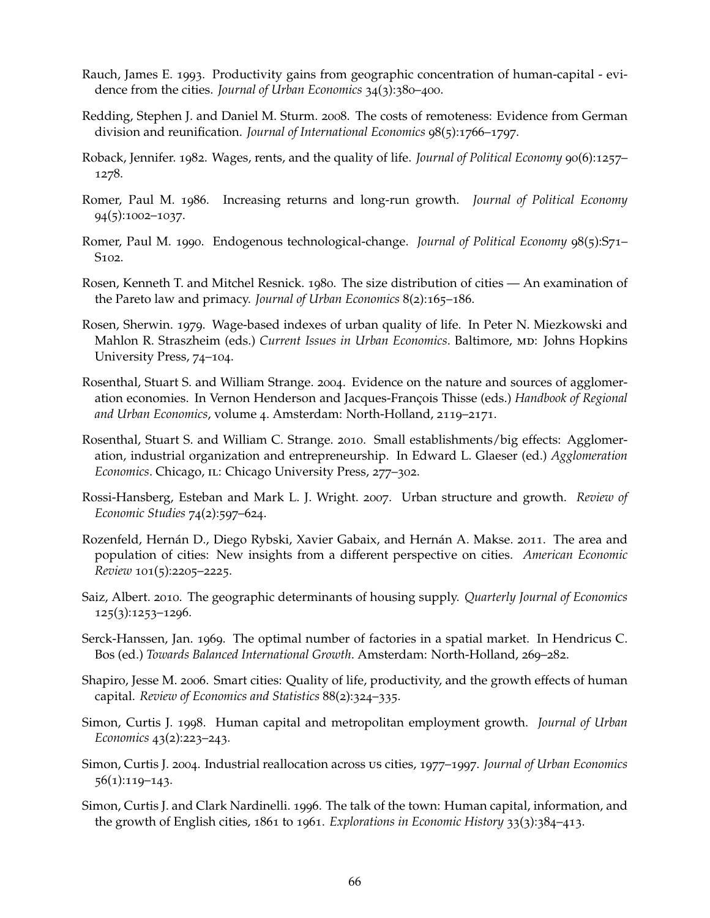Rauch, James E. 1993. Productivity gains from geographic concentration of human-capital - evidence from the cities. *Journal of Urban Economics* 34(3):380–400.

Redding, Stephen J. and Daniel M. Sturm. 2008. The costs of remoteness: Evidence from German division and reunification. *Journal of International Economics* 98(5):1766–1797.

Roback, Jennifer. 1982. Wages, rents, and the quality of life. *Journal of Political Economy* 90(6):1257–1278.

Romer, Paul M. 1986. Increasing returns and long-run growth. *Journal of Political Economy* 94(5):1002–1037.

Romer, Paul M. 1990. Endogenous technological-change. *Journal of Political Economy* 98(5):S71–S102.

Rosen, Kenneth T. and Mitchel Resnick. 1980. The size distribution of cities — An examination of the Pareto law and primacy. *Journal of Urban Economics* 8(2):165–186.

Rosen, Sherwin. 1979. Wage-based indexes of urban quality of life. In Peter N. Miezkowski and Mahlon R. Straszheim (eds.) *Current Issues in Urban Economics*. Baltimore, MD: Johns Hopkins University Press, 74–104.

Rosenthal, Stuart S. and William Strange. 2004. Evidence on the nature and sources of agglomeration economies. In Vernon Henderson and Jacques-François Thisse (eds.) *Handbook of Regional and Urban Economics*, volume 4. Amsterdam: North-Holland, 2119–2171.

Rosenthal, Stuart S. and William C. Strange. 2010. Small establishments/big effects: Agglomeration, industrial organization and entrepreneurship. In Edward L. Glaeser (ed.) *Agglomeration Economics*. Chicago, IL: Chicago University Press, 277–302.

Rossi-Hansberg, Esteban and Mark L. J. Wright. 2007. Urban structure and growth. *Review of Economic Studies* 74(2):597–624.

Rozenfeld, Hernán D., Diego Rybski, Xavier Gabaix, and Hernán A. Makse. 2011. The area and population of cities: New insights from a different perspective on cities. *American Economic Review* 101(5):2205–2225.

Saiz, Albert. 2010. The geographic determinants of housing supply. *Quarterly Journal of Economics* 125(3):1253–1296.

Serck-Hanssen, Jan. 1969. The optimal number of factories in a spatial market. In Hendricus C. Bos (ed.) *Towards Balanced International Growth*. Amsterdam: North-Holland, 269–282.

Shapiro, Jesse M. 2006. Smart cities: Quality of life, productivity, and the growth effects of human capital. *Review of Economics and Statistics* 88(2):324–335.

Simon, Curtis J. 1998. Human capital and metropolitan employment growth. *Journal of Urban Economics* 43(2):223–243.

Simon, Curtis J. 2004. Industrial reallocation across US cities, 1977–1997. *Journal of Urban Economics* 56(1):119–143.

Simon, Curtis J. and Clark Nardinelli. 1996. The talk of the town: Human capital, information, and the growth of English cities, 1861 to 1961. *Explorations in Economic History* 33(3):384–413.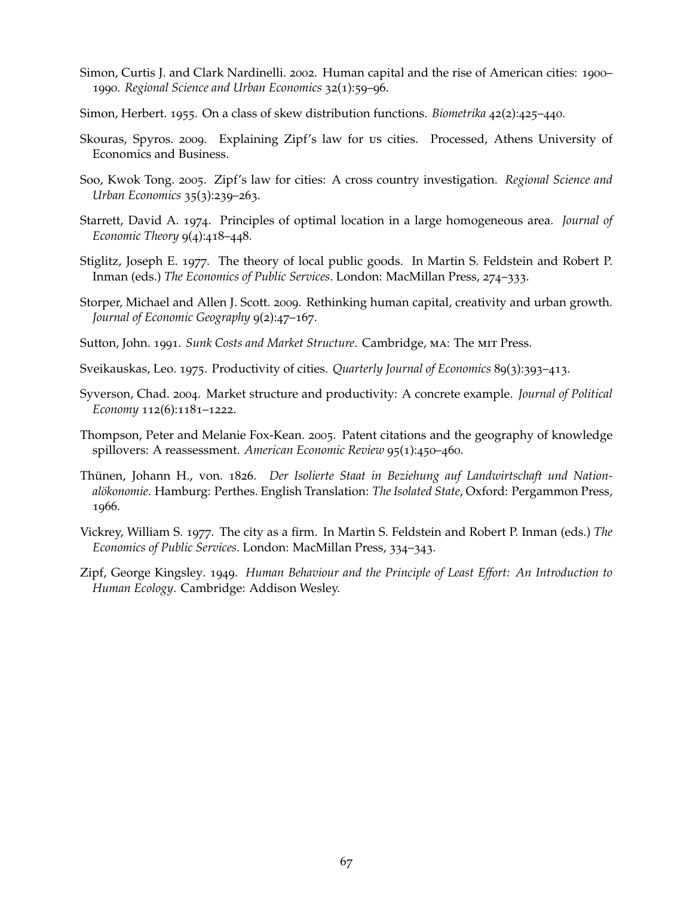Simon, Curtis J. and Clark Nardinelli. 2002. Human capital and the rise of American cities: 1900–1990. *Regional Science and Urban Economics* 32(1):59–96.

Simon, Herbert. 1955. On a class of skew distribution functions. *Biometrika* 42(2):425–440.

Skouras, Spyros. 2009. Explaining Zipf's law for US cities. Processed, Athens University of Economics and Business.

Soo, Kwok Tong. 2005. Zipf's law for cities: A cross country investigation. *Regional Science and Urban Economics* 35(3):239–263.

Starrett, David A. 1974. Principles of optimal location in a large homogeneous area. *Journal of Economic Theory* 9(4):418–448.

Stiglitz, Joseph E. 1977. The theory of local public goods. In Martin S. Feldstein and Robert P. Inman (eds.) *The Economics of Public Services*. London: MacMillan Press, 274–333.

Storper, Michael and Allen J. Scott. 2009. Rethinking human capital, creativity and urban growth. *Journal of Economic Geography* 9(2):47–167.

Sutton, John. 1991. *Sunk Costs and Market Structure*. Cambridge, MA: The MIT Press.

Sveikauskas, Leo. 1975. Productivity of cities. *Quarterly Journal of Economics* 89(3):393–413.

Syverson, Chad. 2004. Market structure and productivity: A concrete example. *Journal of Political Economy* 112(6):1181–1222.

Thompson, Peter and Melanie Fox-Kean. 2005. Patent citations and the geography of knowledge spillovers: A reassessment. *American Economic Review* 95(1):450–460.

Thünen, Johann H., von. 1826. *Der Isolierte Staat in Beziehung auf Landwirtschaft und Nationalökonomie*. Hamburg: Perthes. English Translation: *The Isolated State*, Oxford: Pergammon Press, 1966.

Vickrey, William S. 1977. The city as a firm. In Martin S. Feldstein and Robert P. Inman (eds.) *The Economics of Public Services*. London: MacMillan Press, 334–343.

Zipf, George Kingsley. 1949. *Human Behaviour and the Principle of Least Effort: An Introduction to Human Ecology*. Cambridge: Addison Wesley.